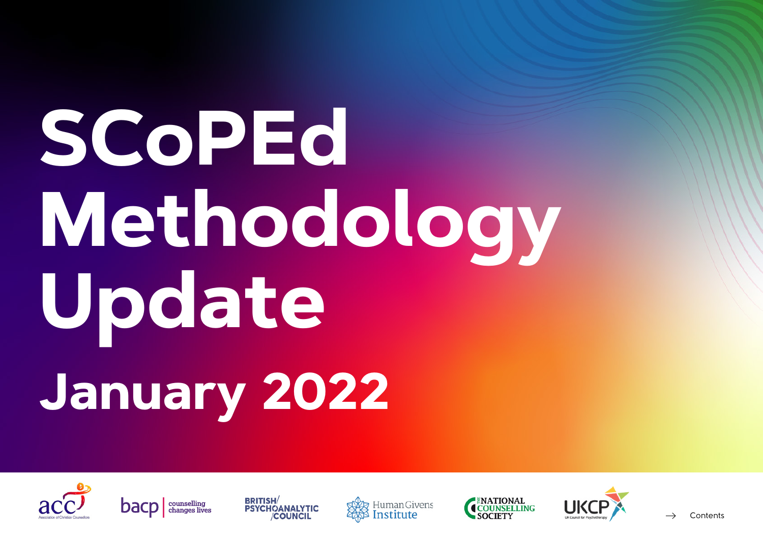# SCoPEd Methodology Update

## January 2022

acc Association of Christian Counsellors

bacp counselling changes lives

BRITISH/ PSYCHOANALYTIC /COUNCIL

Human Givens Institute

THE NATIONAL COUNSELLING SOCIETY

UKCP UK Council for Psychotherapy

→ Contents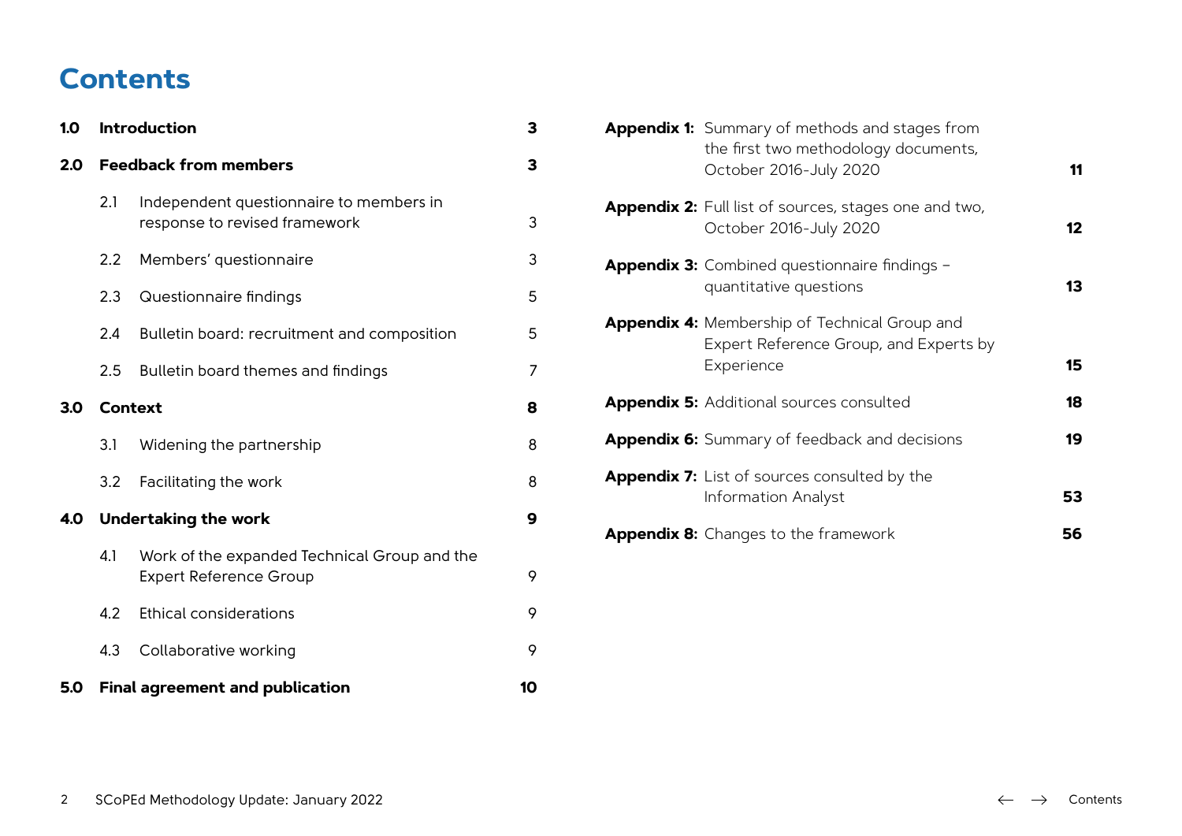# Contents

| | | |
|---|---|---|
| **1.0** | **Introduction** | **3** |
| **2.0** | **Feedback from members** | **3** |
| 2.1 | Independent questionnaire to members in response to revised framework | 3 |
| 2.2 | Members' questionnaire | 3 |
| 2.3 | Questionnaire findings | 5 |
| 2.4 | Bulletin board: recruitment and composition | 5 |
| 2.5 | Bulletin board themes and findings | 7 |
| **3.0** | **Context** | **8** |
| 3.1 | Widening the partnership | 8 |
| 3.2 | Facilitating the work | 8 |
| **4.0** | **Undertaking the work** | **9** |
| 4.1 | Work of the expanded Technical Group and the Expert Reference Group | 9 |
| 4.2 | Ethical considerations | 9 |
| 4.3 | Collaborative working | 9 |
| **5.0** | **Final agreement and publication** | **10** |

| | |
|---|---|
| **Appendix 1:** Summary of methods and stages from the first two methodology documents, October 2016-July 2020 | **11** |
| **Appendix 2:** Full list of sources, stages one and two, October 2016-July 2020 | **12** |
| **Appendix 3:** Combined questionnaire findings – quantitative questions | **13** |
| **Appendix 4:** Membership of Technical Group and Expert Reference Group, and Experts by Experience | **15** |
| **Appendix 5:** Additional sources consulted | **18** |
| **Appendix 6:** Summary of feedback and decisions | **19** |
| **Appendix 7:** List of sources consulted by the Information Analyst | **53** |
| **Appendix 8:** Changes to the framework | **56** |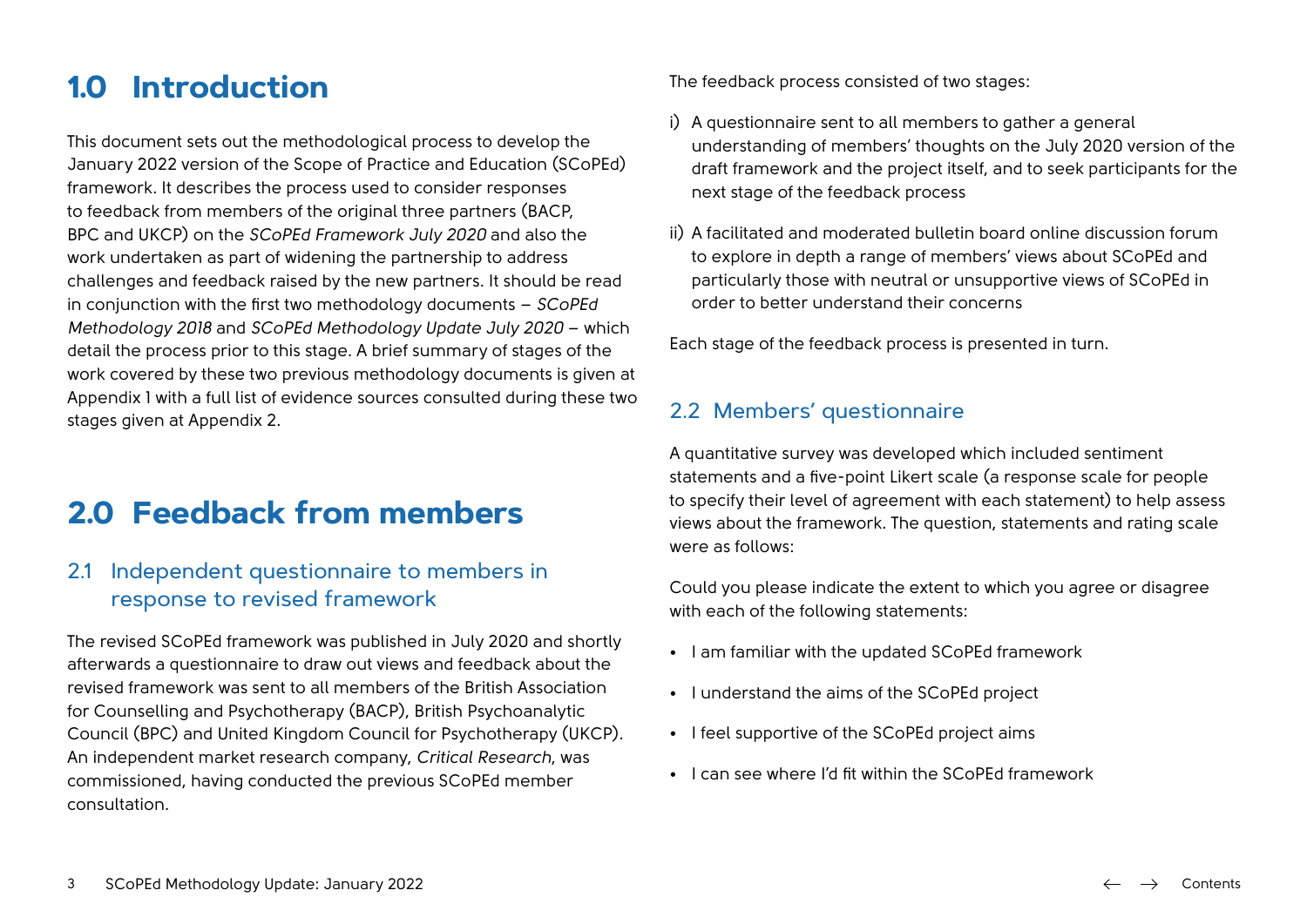# 1.0 Introduction

This document sets out the methodological process to develop the January 2022 version of the Scope of Practice and Education (SCoPEd) framework. It describes the process used to consider responses to feedback from members of the original three partners (BACP, BPC and UKCP) on the *SCoPEd Framework July 2020* and also the work undertaken as part of widening the partnership to address challenges and feedback raised by the new partners. It should be read in conjunction with the first two methodology documents – *SCoPEd Methodology 2018* and *SCoPEd Methodology Update July 2020* – which detail the process prior to this stage. A brief summary of stages of the work covered by these two previous methodology documents is given at Appendix 1 with a full list of evidence sources consulted during these two stages given at Appendix 2.

# 2.0 Feedback from members

## 2.1 Independent questionnaire to members in response to revised framework

The revised SCoPEd framework was published in July 2020 and shortly afterwards a questionnaire to draw out views and feedback about the revised framework was sent to all members of the British Association for Counselling and Psychotherapy (BACP), British Psychoanalytic Council (BPC) and United Kingdom Council for Psychotherapy (UKCP). An independent market research company, *Critical Research*, was commissioned, having conducted the previous SCoPEd member consultation.

The feedback process consisted of two stages:

i) A questionnaire sent to all members to gather a general understanding of members' thoughts on the July 2020 version of the draft framework and the project itself, and to seek participants for the next stage of the feedback process

ii) A facilitated and moderated bulletin board online discussion forum to explore in depth a range of members' views about SCoPEd and particularly those with neutral or unsupportive views of SCoPEd in order to better understand their concerns

Each stage of the feedback process is presented in turn.

## 2.2 Members' questionnaire

A quantitative survey was developed which included sentiment statements and a five-point Likert scale (a response scale for people to specify their level of agreement with each statement) to help assess views about the framework. The question, statements and rating scale were as follows:

Could you please indicate the extent to which you agree or disagree with each of the following statements:

- I am familiar with the updated SCoPEd framework
- I understand the aims of the SCoPEd project
- I feel supportive of the SCoPEd project aims
- I can see where I'd fit within the SCoPEd framework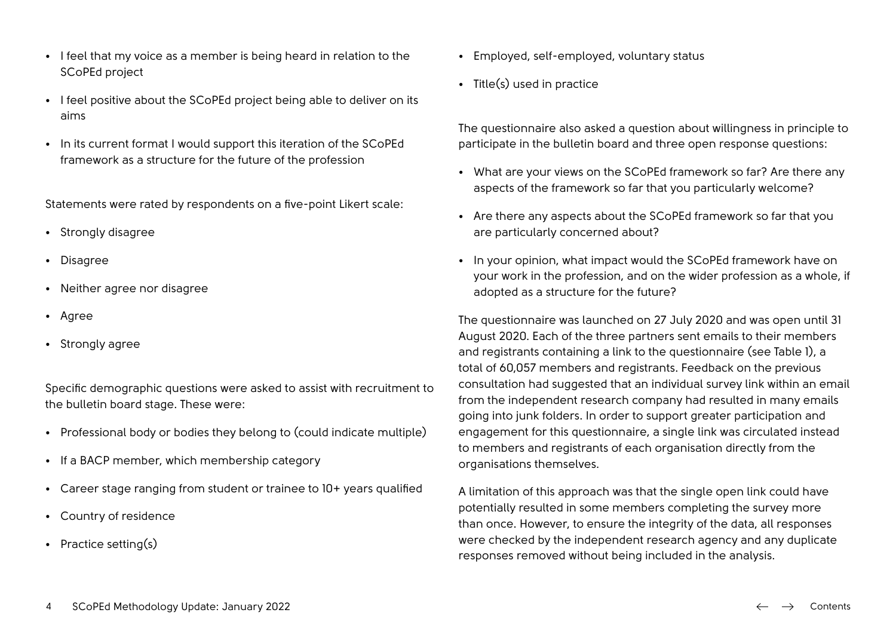- I feel that my voice as a member is being heard in relation to the SCoPEd project
- I feel positive about the SCoPEd project being able to deliver on its aims
- In its current format I would support this iteration of the SCoPEd framework as a structure for the future of the profession

Statements were rated by respondents on a five-point Likert scale:

- Strongly disagree
- Disagree
- Neither agree nor disagree
- Agree
- Strongly agree

Specific demographic questions were asked to assist with recruitment to the bulletin board stage. These were:

- Professional body or bodies they belong to (could indicate multiple)
- If a BACP member, which membership category
- Career stage ranging from student or trainee to 10+ years qualified
- Country of residence
- Practice setting(s)
- Employed, self-employed, voluntary status
- Title(s) used in practice

The questionnaire also asked a question about willingness in principle to participate in the bulletin board and three open response questions:

- What are your views on the SCoPEd framework so far? Are there any aspects of the framework so far that you particularly welcome?
- Are there any aspects about the SCoPEd framework so far that you are particularly concerned about?
- In your opinion, what impact would the SCoPEd framework have on your work in the profession, and on the wider profession as a whole, if adopted as a structure for the future?

The questionnaire was launched on 27 July 2020 and was open until 31 August 2020. Each of the three partners sent emails to their members and registrants containing a link to the questionnaire (see Table 1), a total of 60,057 members and registrants. Feedback on the previous consultation had suggested that an individual survey link within an email from the independent research company had resulted in many emails going into junk folders. In order to support greater participation and engagement for this questionnaire, a single link was circulated instead to members and registrants of each organisation directly from the organisations themselves.

A limitation of this approach was that the single open link could have potentially resulted in some members completing the survey more than once. However, to ensure the integrity of the data, all responses were checked by the independent research agency and any duplicate responses removed without being included in the analysis.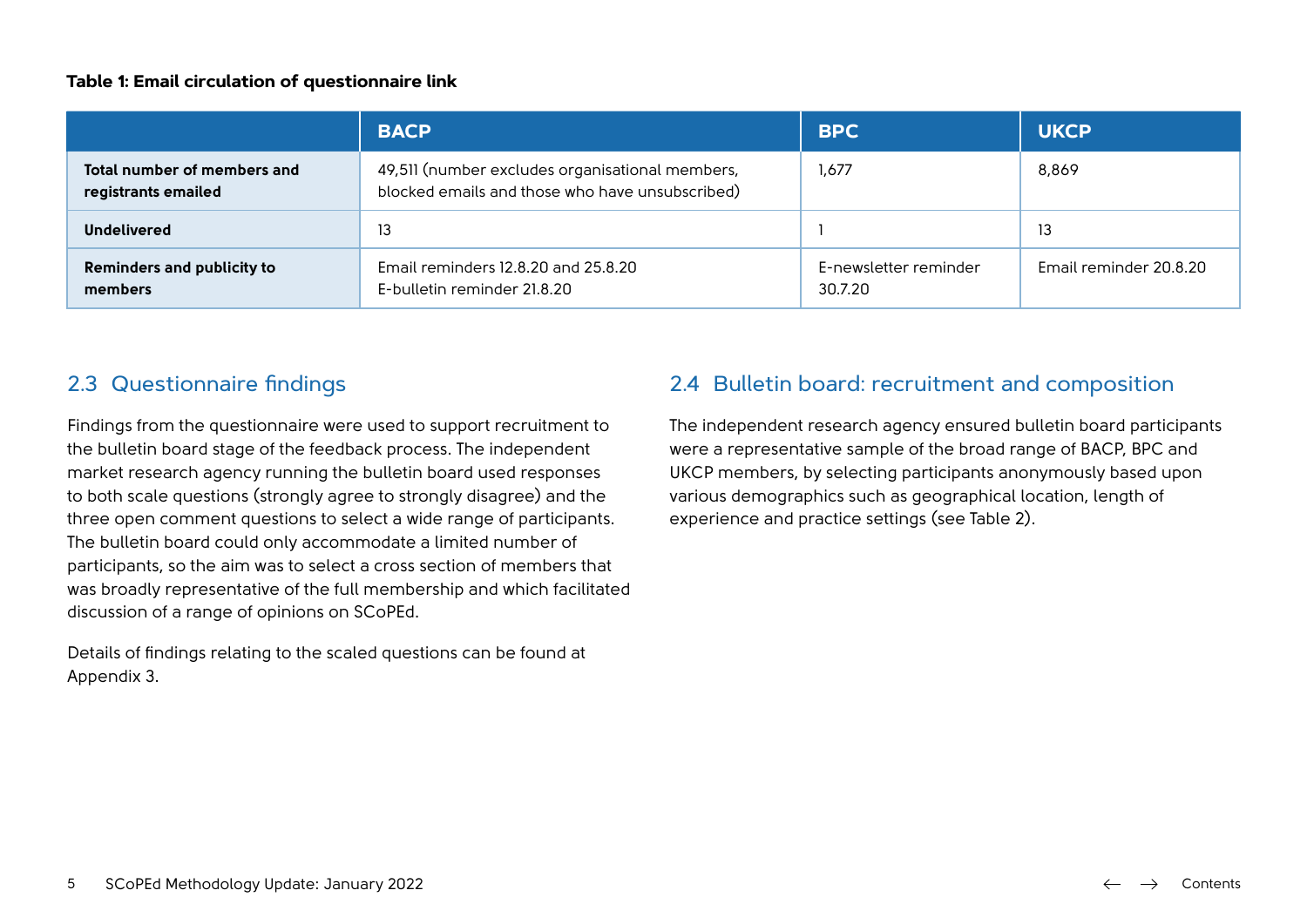**Table 1: Email circulation of questionnaire link**

| | BACP | BPC | UKCP |
|---|---|---|---|
| **Total number of members and registrants emailed** | 49,511 (number excludes organisational members, blocked emails and those who have unsubscribed) | 1,677 | 8,869 |
| **Undelivered** | 13 | 1 | 13 |
| **Reminders and publicity to members** | Email reminders 12.8.20 and 25.8.20<br>E-bulletin reminder 21.8.20 | E-newsletter reminder 30.7.20 | Email reminder 20.8.20 |

## 2.3 Questionnaire findings

Findings from the questionnaire were used to support recruitment to the bulletin board stage of the feedback process. The independent market research agency running the bulletin board used responses to both scale questions (strongly agree to strongly disagree) and the three open comment questions to select a wide range of participants. The bulletin board could only accommodate a limited number of participants, so the aim was to select a cross section of members that was broadly representative of the full membership and which facilitated discussion of a range of opinions on SCoPEd.

Details of findings relating to the scaled questions can be found at Appendix 3.

## 2.4 Bulletin board: recruitment and composition

The independent research agency ensured bulletin board participants were a representative sample of the broad range of BACP, BPC and UKCP members, by selecting participants anonymously based upon various demographics such as geographical location, length of experience and practice settings (see Table 2).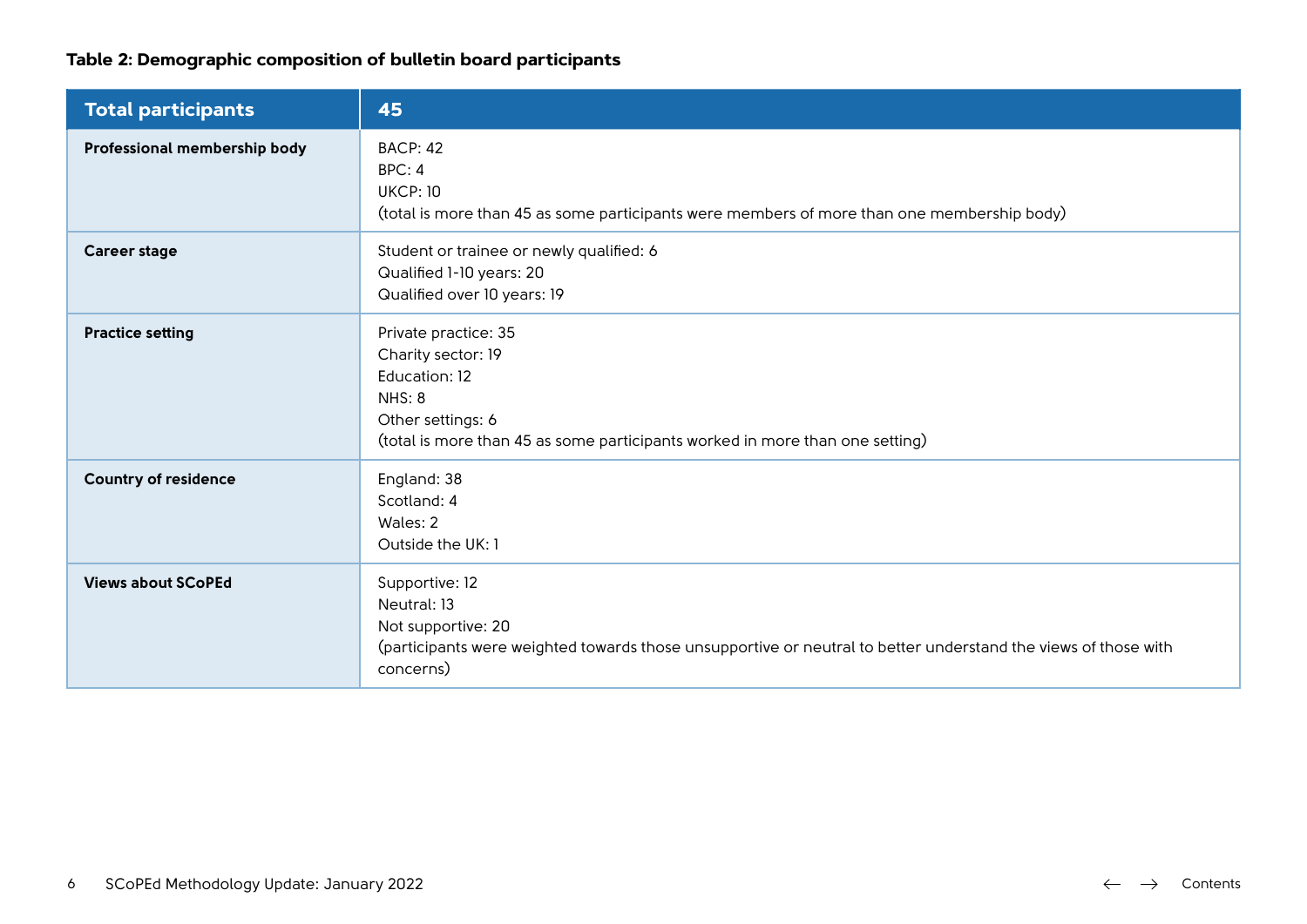**Table 2: Demographic composition of bulletin board participants**

| Total participants | 45 |
|---|---|
| **Professional membership body** | BACP: 42<br>BPC: 4<br>UKCP: 10<br>(total is more than 45 as some participants were members of more than one membership body) |
| **Career stage** | Student or trainee or newly qualified: 6<br>Qualified 1-10 years: 20<br>Qualified over 10 years: 19 |
| **Practice setting** | Private practice: 35<br>Charity sector: 19<br>Education: 12<br>NHS: 8<br>Other settings: 6<br>(total is more than 45 as some participants worked in more than one setting) |
| **Country of residence** | England: 38<br>Scotland: 4<br>Wales: 2<br>Outside the UK: 1 |
| **Views about SCoPEd** | Supportive: 12<br>Neutral: 13<br>Not supportive: 20<br>(participants were weighted towards those unsupportive or neutral to better understand the views of those with concerns) |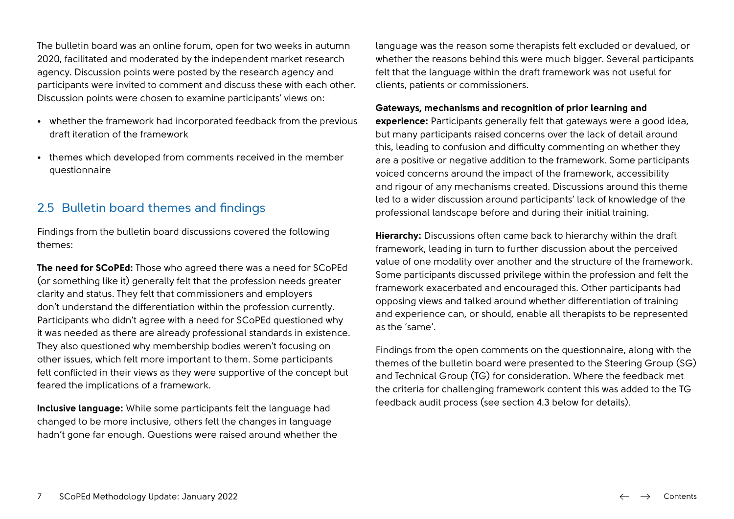The bulletin board was an online forum, open for two weeks in autumn 2020, facilitated and moderated by the independent market research agency. Discussion points were posted by the research agency and participants were invited to comment and discuss these with each other. Discussion points were chosen to examine participants' views on:

- whether the framework had incorporated feedback from the previous draft iteration of the framework
- themes which developed from comments received in the member questionnaire

## 2.5 Bulletin board themes and findings

Findings from the bulletin board discussions covered the following themes:

**The need for SCoPEd:** Those who agreed there was a need for SCoPEd (or something like it) generally felt that the profession needs greater clarity and status. They felt that commissioners and employers don't understand the differentiation within the profession currently. Participants who didn't agree with a need for SCoPEd questioned why it was needed as there are already professional standards in existence. They also questioned why membership bodies weren't focusing on other issues, which felt more important to them. Some participants felt conflicted in their views as they were supportive of the concept but feared the implications of a framework.

**Inclusive language:** While some participants felt the language had changed to be more inclusive, others felt the changes in language hadn't gone far enough. Questions were raised around whether the language was the reason some therapists felt excluded or devalued, or whether the reasons behind this were much bigger. Several participants felt that the language within the draft framework was not useful for clients, patients or commissioners.

**Gateways, mechanisms and recognition of prior learning and experience:** Participants generally felt that gateways were a good idea, but many participants raised concerns over the lack of detail around this, leading to confusion and difficulty commenting on whether they are a positive or negative addition to the framework. Some participants voiced concerns around the impact of the framework, accessibility and rigour of any mechanisms created. Discussions around this theme led to a wider discussion around participants' lack of knowledge of the professional landscape before and during their initial training.

**Hierarchy:** Discussions often came back to hierarchy within the draft framework, leading in turn to further discussion about the perceived value of one modality over another and the structure of the framework. Some participants discussed privilege within the profession and felt the framework exacerbated and encouraged this. Other participants had opposing views and talked around whether differentiation of training and experience can, or should, enable all therapists to be represented as the 'same'.

Findings from the open comments on the questionnaire, along with the themes of the bulletin board were presented to the Steering Group (SG) and Technical Group (TG) for consideration. Where the feedback met the criteria for challenging framework content this was added to the TG feedback audit process (see section 4.3 below for details).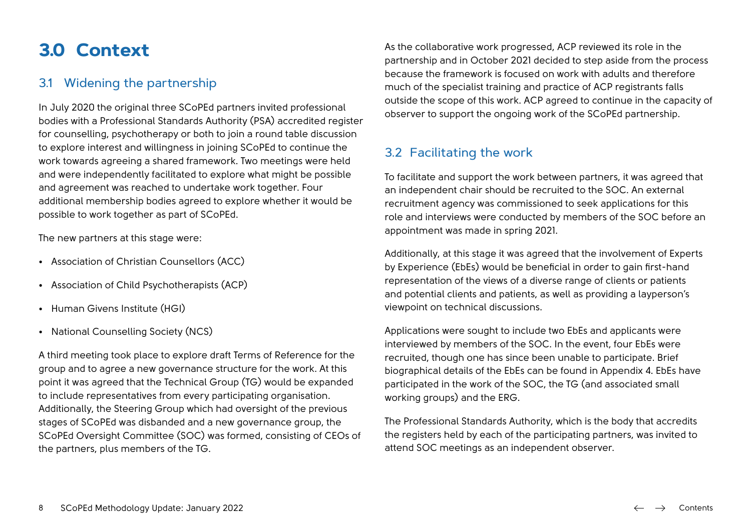# 3.0 Context

## 3.1 Widening the partnership

In July 2020 the original three SCoPEd partners invited professional bodies with a Professional Standards Authority (PSA) accredited register for counselling, psychotherapy or both to join a round table discussion to explore interest and willingness in joining SCoPEd to continue the work towards agreeing a shared framework. Two meetings were held and were independently facilitated to explore what might be possible and agreement was reached to undertake work together. Four additional membership bodies agreed to explore whether it would be possible to work together as part of SCoPEd.

The new partners at this stage were:

- Association of Christian Counsellors (ACC)
- Association of Child Psychotherapists (ACP)
- Human Givens Institute (HGI)
- National Counselling Society (NCS)

A third meeting took place to explore draft Terms of Reference for the group and to agree a new governance structure for the work. At this point it was agreed that the Technical Group (TG) would be expanded to include representatives from every participating organisation. Additionally, the Steering Group which had oversight of the previous stages of SCoPEd was disbanded and a new governance group, the SCoPEd Oversight Committee (SOC) was formed, consisting of CEOs of the partners, plus members of the TG.

As the collaborative work progressed, ACP reviewed its role in the partnership and in October 2021 decided to step aside from the process because the framework is focused on work with adults and therefore much of the specialist training and practice of ACP registrants falls outside the scope of this work. ACP agreed to continue in the capacity of observer to support the ongoing work of the SCoPEd partnership.

## 3.2 Facilitating the work

To facilitate and support the work between partners, it was agreed that an independent chair should be recruited to the SOC. An external recruitment agency was commissioned to seek applications for this role and interviews were conducted by members of the SOC before an appointment was made in spring 2021.

Additionally, at this stage it was agreed that the involvement of Experts by Experience (EbEs) would be beneficial in order to gain first-hand representation of the views of a diverse range of clients or patients and potential clients and patients, as well as providing a layperson's viewpoint on technical discussions.

Applications were sought to include two EbEs and applicants were interviewed by members of the SOC. In the event, four EbEs were recruited, though one has since been unable to participate. Brief biographical details of the EbEs can be found in Appendix 4. EbEs have participated in the work of the SOC, the TG (and associated small working groups) and the ERG.

The Professional Standards Authority, which is the body that accredits the registers held by each of the participating partners, was invited to attend SOC meetings as an independent observer.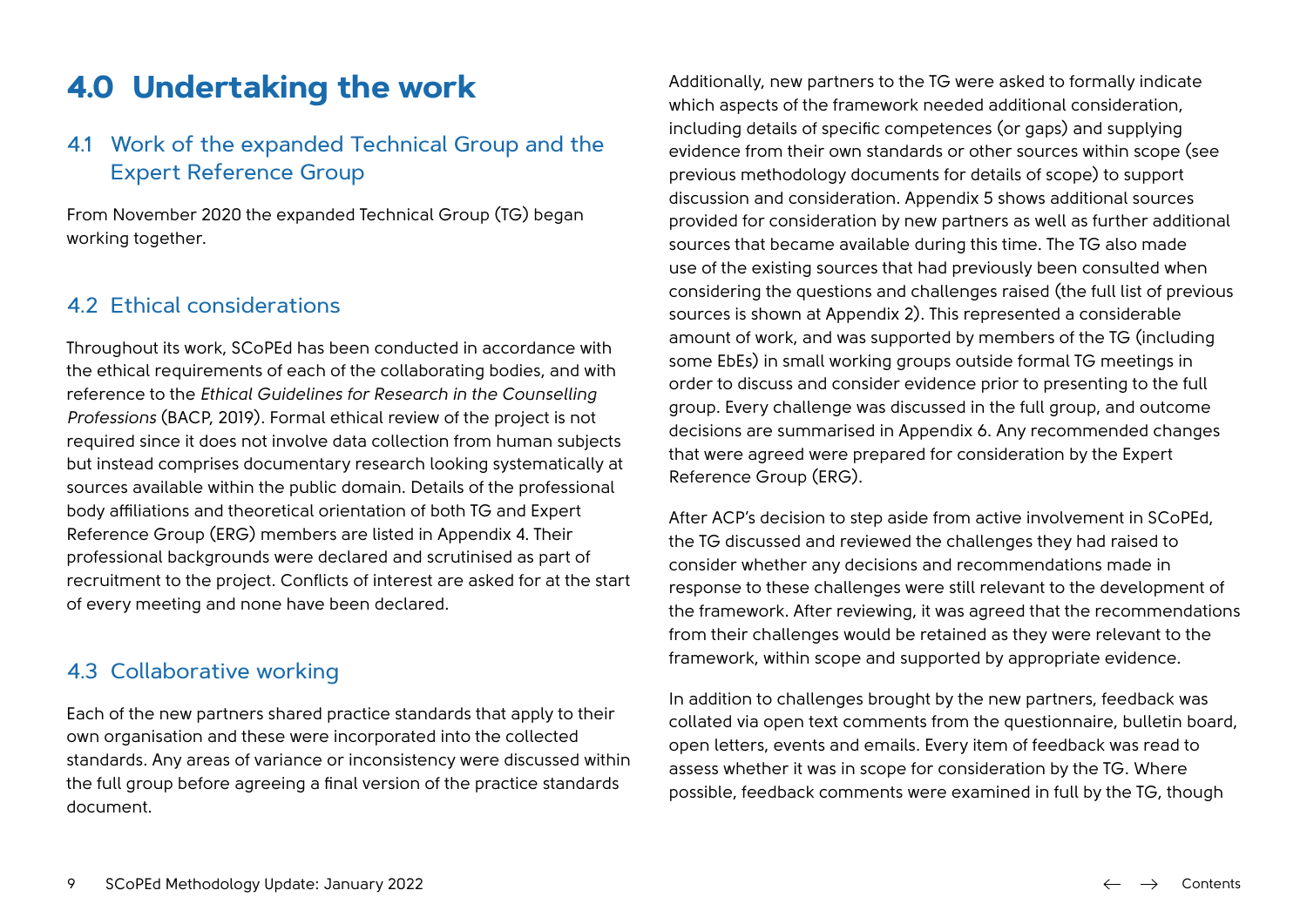# 4.0 Undertaking the work

## 4.1 Work of the expanded Technical Group and the Expert Reference Group

From November 2020 the expanded Technical Group (TG) began working together.

## 4.2 Ethical considerations

Throughout its work, SCoPEd has been conducted in accordance with the ethical requirements of each of the collaborating bodies, and with reference to the *Ethical Guidelines for Research in the Counselling Professions* (BACP, 2019). Formal ethical review of the project is not required since it does not involve data collection from human subjects but instead comprises documentary research looking systematically at sources available within the public domain. Details of the professional body affiliations and theoretical orientation of both TG and Expert Reference Group (ERG) members are listed in Appendix 4. Their professional backgrounds were declared and scrutinised as part of recruitment to the project. Conflicts of interest are asked for at the start of every meeting and none have been declared.

## 4.3 Collaborative working

Each of the new partners shared practice standards that apply to their own organisation and these were incorporated into the collected standards. Any areas of variance or inconsistency were discussed within the full group before agreeing a final version of the practice standards document.

Additionally, new partners to the TG were asked to formally indicate which aspects of the framework needed additional consideration, including details of specific competences (or gaps) and supplying evidence from their own standards or other sources within scope (see previous methodology documents for details of scope) to support discussion and consideration. Appendix 5 shows additional sources provided for consideration by new partners as well as further additional sources that became available during this time. The TG also made use of the existing sources that had previously been consulted when considering the questions and challenges raised (the full list of previous sources is shown at Appendix 2). This represented a considerable amount of work, and was supported by members of the TG (including some EbEs) in small working groups outside formal TG meetings in order to discuss and consider evidence prior to presenting to the full group. Every challenge was discussed in the full group, and outcome decisions are summarised in Appendix 6. Any recommended changes that were agreed were prepared for consideration by the Expert Reference Group (ERG).

After ACP's decision to step aside from active involvement in SCoPEd, the TG discussed and reviewed the challenges they had raised to consider whether any decisions and recommendations made in response to these challenges were still relevant to the development of the framework. After reviewing, it was agreed that the recommendations from their challenges would be retained as they were relevant to the framework, within scope and supported by appropriate evidence.

In addition to challenges brought by the new partners, feedback was collated via open text comments from the questionnaire, bulletin board, open letters, events and emails. Every item of feedback was read to assess whether it was in scope for consideration by the TG. Where possible, feedback comments were examined in full by the TG, though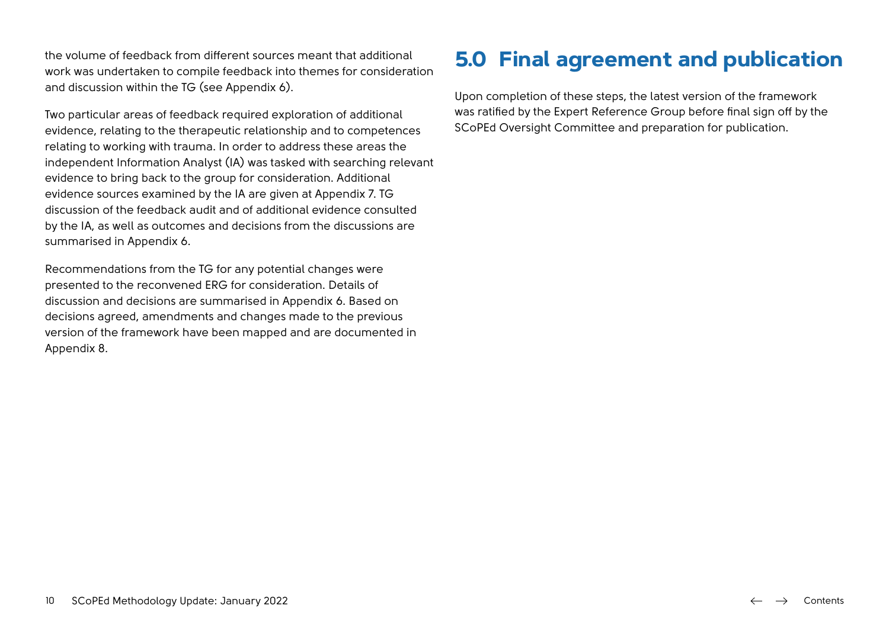the volume of feedback from different sources meant that additional work was undertaken to compile feedback into themes for consideration and discussion within the TG (see Appendix 6).

Two particular areas of feedback required exploration of additional evidence, relating to the therapeutic relationship and to competences relating to working with trauma. In order to address these areas the independent Information Analyst (IA) was tasked with searching relevant evidence to bring back to the group for consideration. Additional evidence sources examined by the IA are given at Appendix 7. TG discussion of the feedback audit and of additional evidence consulted by the IA, as well as outcomes and decisions from the discussions are summarised in Appendix 6.

Recommendations from the TG for any potential changes were presented to the reconvened ERG for consideration. Details of discussion and decisions are summarised in Appendix 6. Based on decisions agreed, amendments and changes made to the previous version of the framework have been mapped and are documented in Appendix 8.

# 5.0 Final agreement and publication

Upon completion of these steps, the latest version of the framework was ratified by the Expert Reference Group before final sign off by the SCoPEd Oversight Committee and preparation for publication.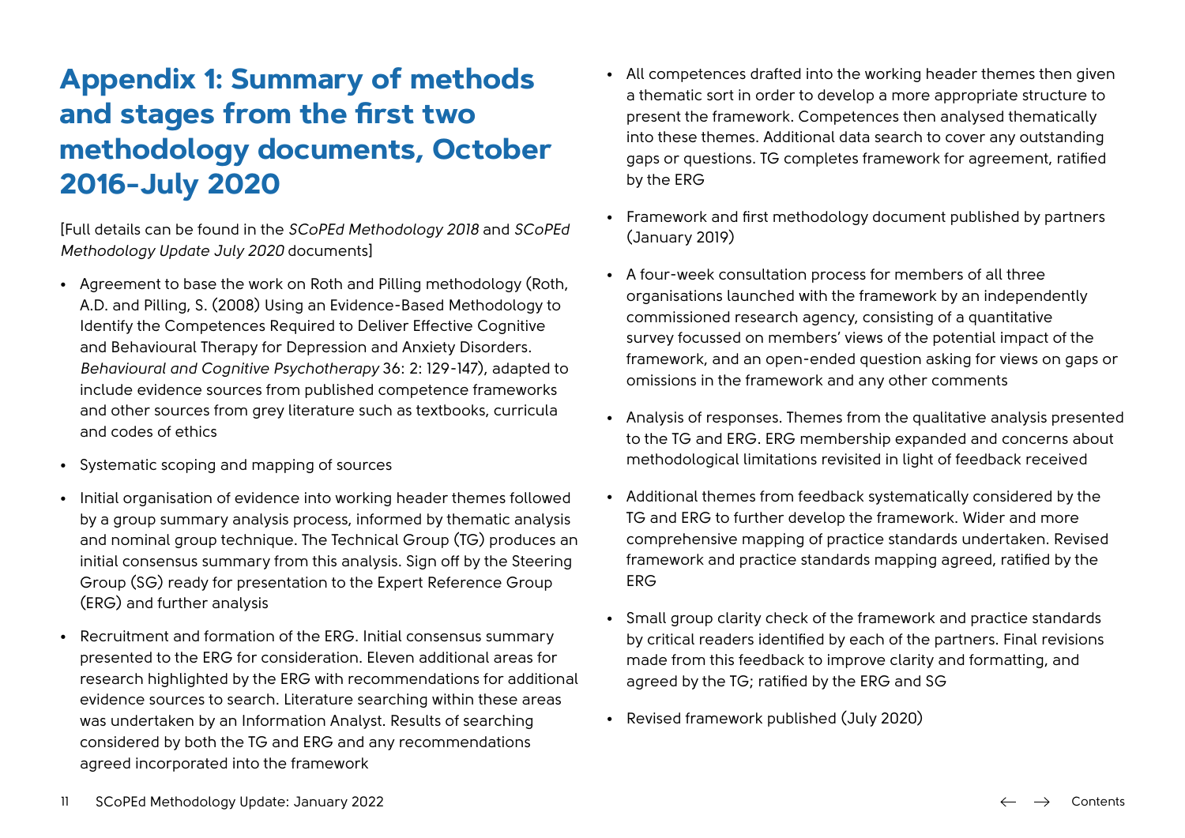# Appendix 1: Summary of methods and stages from the first two methodology documents, October 2016-July 2020

[Full details can be found in the *SCoPEd Methodology 2018* and *SCoPEd Methodology Update July 2020* documents]

- Agreement to base the work on Roth and Pilling methodology (Roth, A.D. and Pilling, S. (2008) Using an Evidence-Based Methodology to Identify the Competences Required to Deliver Effective Cognitive and Behavioural Therapy for Depression and Anxiety Disorders. *Behavioural and Cognitive Psychotherapy* 36: 2: 129-147), adapted to include evidence sources from published competence frameworks and other sources from grey literature such as textbooks, curricula and codes of ethics
- Systematic scoping and mapping of sources
- Initial organisation of evidence into working header themes followed by a group summary analysis process, informed by thematic analysis and nominal group technique. The Technical Group (TG) produces an initial consensus summary from this analysis. Sign off by the Steering Group (SG) ready for presentation to the Expert Reference Group (ERG) and further analysis
- Recruitment and formation of the ERG. Initial consensus summary presented to the ERG for consideration. Eleven additional areas for research highlighted by the ERG with recommendations for additional evidence sources to search. Literature searching within these areas was undertaken by an Information Analyst. Results of searching considered by both the TG and ERG and any recommendations agreed incorporated into the framework
- All competences drafted into the working header themes then given a thematic sort in order to develop a more appropriate structure to present the framework. Competences then analysed thematically into these themes. Additional data search to cover any outstanding gaps or questions. TG completes framework for agreement, ratified by the ERG
- Framework and first methodology document published by partners (January 2019)
- A four-week consultation process for members of all three organisations launched with the framework by an independently commissioned research agency, consisting of a quantitative survey focussed on members' views of the potential impact of the framework, and an open-ended question asking for views on gaps or omissions in the framework and any other comments
- Analysis of responses. Themes from the qualitative analysis presented to the TG and ERG. ERG membership expanded and concerns about methodological limitations revisited in light of feedback received
- Additional themes from feedback systematically considered by the TG and ERG to further develop the framework. Wider and more comprehensive mapping of practice standards undertaken. Revised framework and practice standards mapping agreed, ratified by the ERG
- Small group clarity check of the framework and practice standards by critical readers identified by each of the partners. Final revisions made from this feedback to improve clarity and formatting, and agreed by the TG; ratified by the ERG and SG
- Revised framework published (July 2020)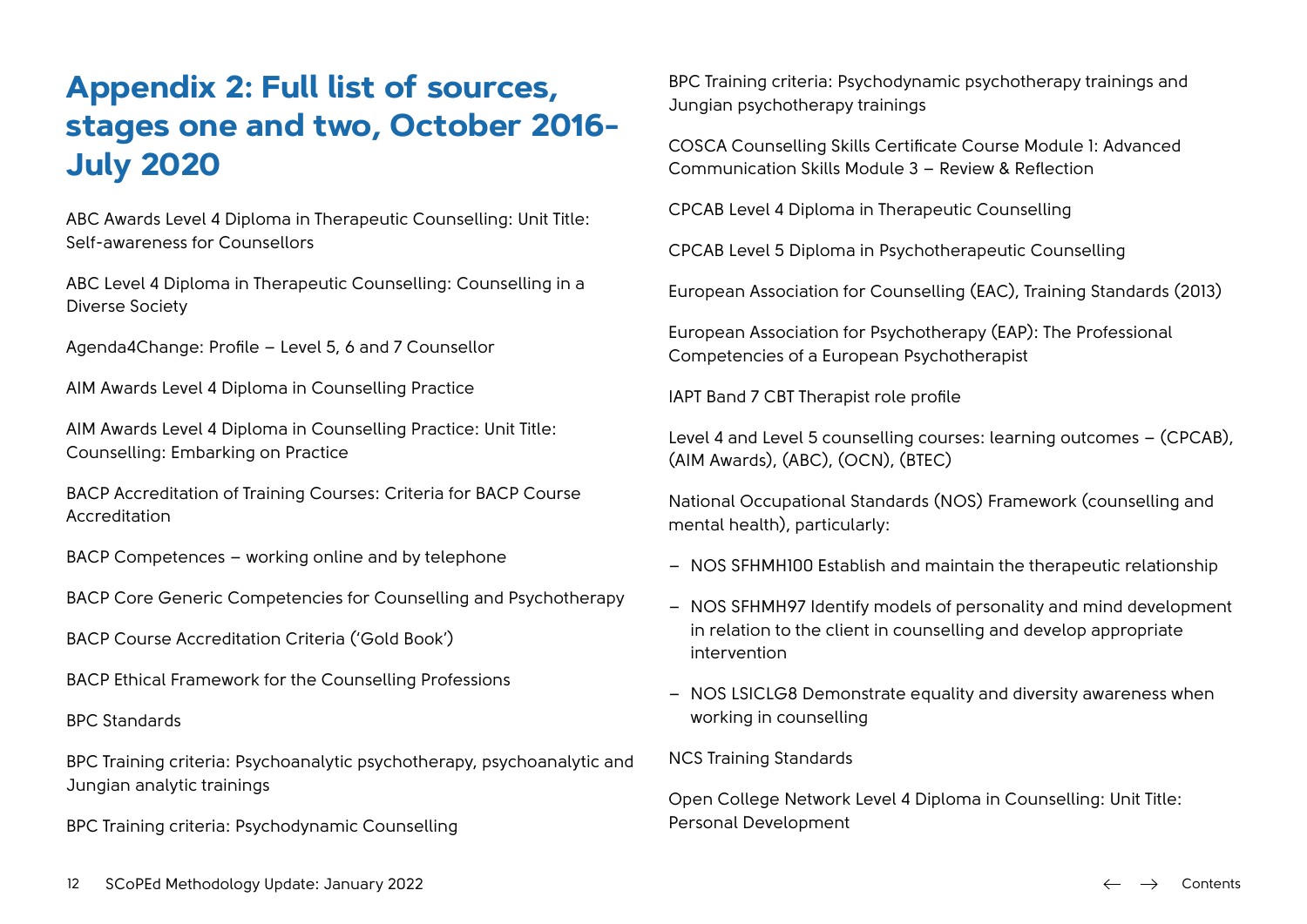# Appendix 2: Full list of sources, stages one and two, October 2016-July 2020

ABC Awards Level 4 Diploma in Therapeutic Counselling: Unit Title: Self-awareness for Counsellors

ABC Level 4 Diploma in Therapeutic Counselling: Counselling in a Diverse Society

Agenda4Change: Profile – Level 5, 6 and 7 Counsellor

AIM Awards Level 4 Diploma in Counselling Practice

AIM Awards Level 4 Diploma in Counselling Practice: Unit Title: Counselling: Embarking on Practice

BACP Accreditation of Training Courses: Criteria for BACP Course Accreditation

BACP Competences – working online and by telephone

BACP Core Generic Competencies for Counselling and Psychotherapy

BACP Course Accreditation Criteria ('Gold Book')

BACP Ethical Framework for the Counselling Professions

BPC Standards

BPC Training criteria: Psychoanalytic psychotherapy, psychoanalytic and Jungian analytic trainings

BPC Training criteria: Psychodynamic Counselling

BPC Training criteria: Psychodynamic psychotherapy trainings and Jungian psychotherapy trainings

COSCA Counselling Skills Certificate Course Module 1: Advanced Communication Skills Module 3 – Review & Reflection

CPCAB Level 4 Diploma in Therapeutic Counselling

CPCAB Level 5 Diploma in Psychotherapeutic Counselling

European Association for Counselling (EAC), Training Standards (2013)

European Association for Psychotherapy (EAP): The Professional Competencies of a European Psychotherapist

IAPT Band 7 CBT Therapist role profile

Level 4 and Level 5 counselling courses: learning outcomes – (CPCAB), (AIM Awards), (ABC), (OCN), (BTEC)

National Occupational Standards (NOS) Framework (counselling and mental health), particularly:

- NOS SFHMH100 Establish and maintain the therapeutic relationship
- NOS SFHMH97 Identify models of personality and mind development in relation to the client in counselling and develop appropriate intervention
- NOS LSICLG8 Demonstrate equality and diversity awareness when working in counselling

NCS Training Standards

Open College Network Level 4 Diploma in Counselling: Unit Title: Personal Development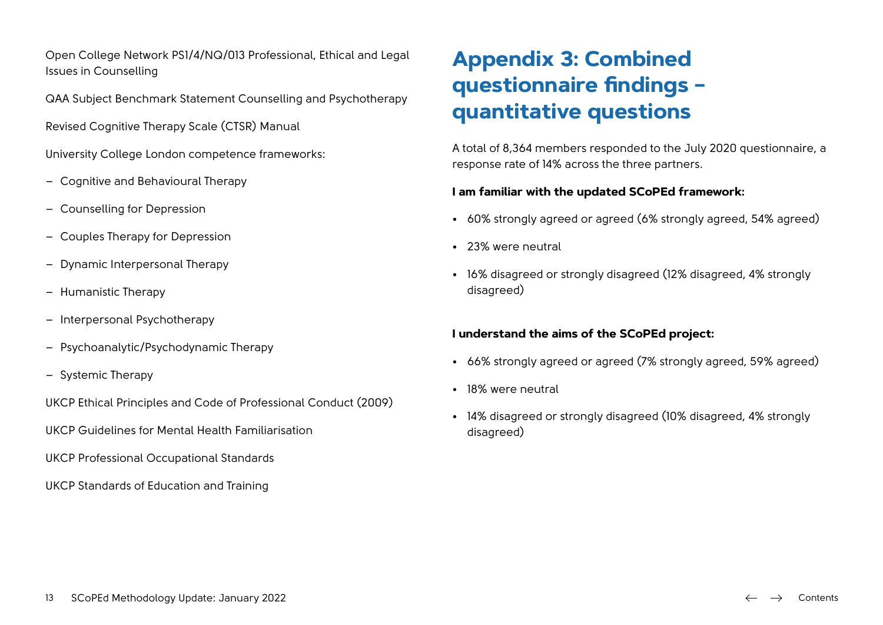Open College Network PS1/4/NQ/013 Professional, Ethical and Legal Issues in Counselling

QAA Subject Benchmark Statement Counselling and Psychotherapy

Revised Cognitive Therapy Scale (CTSR) Manual

University College London competence frameworks:

- Cognitive and Behavioural Therapy
- Counselling for Depression
- Couples Therapy for Depression
- Dynamic Interpersonal Therapy
- Humanistic Therapy
- Interpersonal Psychotherapy
- Psychoanalytic/Psychodynamic Therapy
- Systemic Therapy

UKCP Ethical Principles and Code of Professional Conduct (2009)

UKCP Guidelines for Mental Health Familiarisation

UKCP Professional Occupational Standards

UKCP Standards of Education and Training

# Appendix 3: Combined questionnaire findings – quantitative questions

A total of 8,364 members responded to the July 2020 questionnaire, a response rate of 14% across the three partners.

**I am familiar with the updated SCoPEd framework:**

- 60% strongly agreed or agreed (6% strongly agreed, 54% agreed)
- 23% were neutral
- 16% disagreed or strongly disagreed (12% disagreed, 4% strongly disagreed)

**I understand the aims of the SCoPEd project:**

- 66% strongly agreed or agreed (7% strongly agreed, 59% agreed)
- 18% were neutral
- 14% disagreed or strongly disagreed (10% disagreed, 4% strongly disagreed)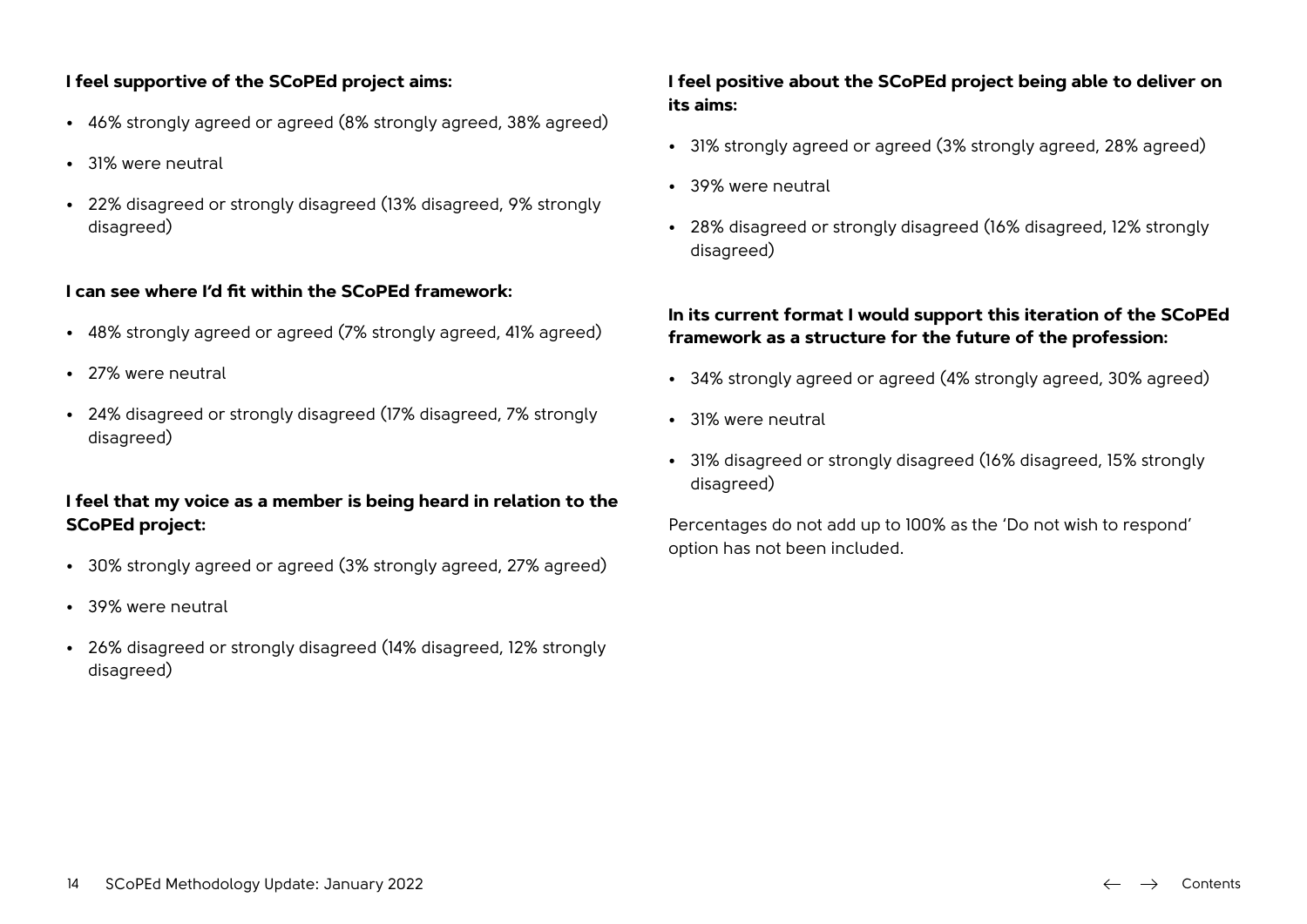**I feel supportive of the SCoPEd project aims:**

- 46% strongly agreed or agreed (8% strongly agreed, 38% agreed)
- 31% were neutral
- 22% disagreed or strongly disagreed (13% disagreed, 9% strongly disagreed)

**I can see where I'd fit within the SCoPEd framework:**

- 48% strongly agreed or agreed (7% strongly agreed, 41% agreed)
- 27% were neutral
- 24% disagreed or strongly disagreed (17% disagreed, 7% strongly disagreed)

**I feel that my voice as a member is being heard in relation to the SCoPEd project:**

- 30% strongly agreed or agreed (3% strongly agreed, 27% agreed)
- 39% were neutral
- 26% disagreed or strongly disagreed (14% disagreed, 12% strongly disagreed)

**I feel positive about the SCoPEd project being able to deliver on its aims:**

- 31% strongly agreed or agreed (3% strongly agreed, 28% agreed)
- 39% were neutral
- 28% disagreed or strongly disagreed (16% disagreed, 12% strongly disagreed)

**In its current format I would support this iteration of the SCoPEd framework as a structure for the future of the profession:**

- 34% strongly agreed or agreed (4% strongly agreed, 30% agreed)
- 31% were neutral
- 31% disagreed or strongly disagreed (16% disagreed, 15% strongly disagreed)

Percentages do not add up to 100% as the 'Do not wish to respond' option has not been included.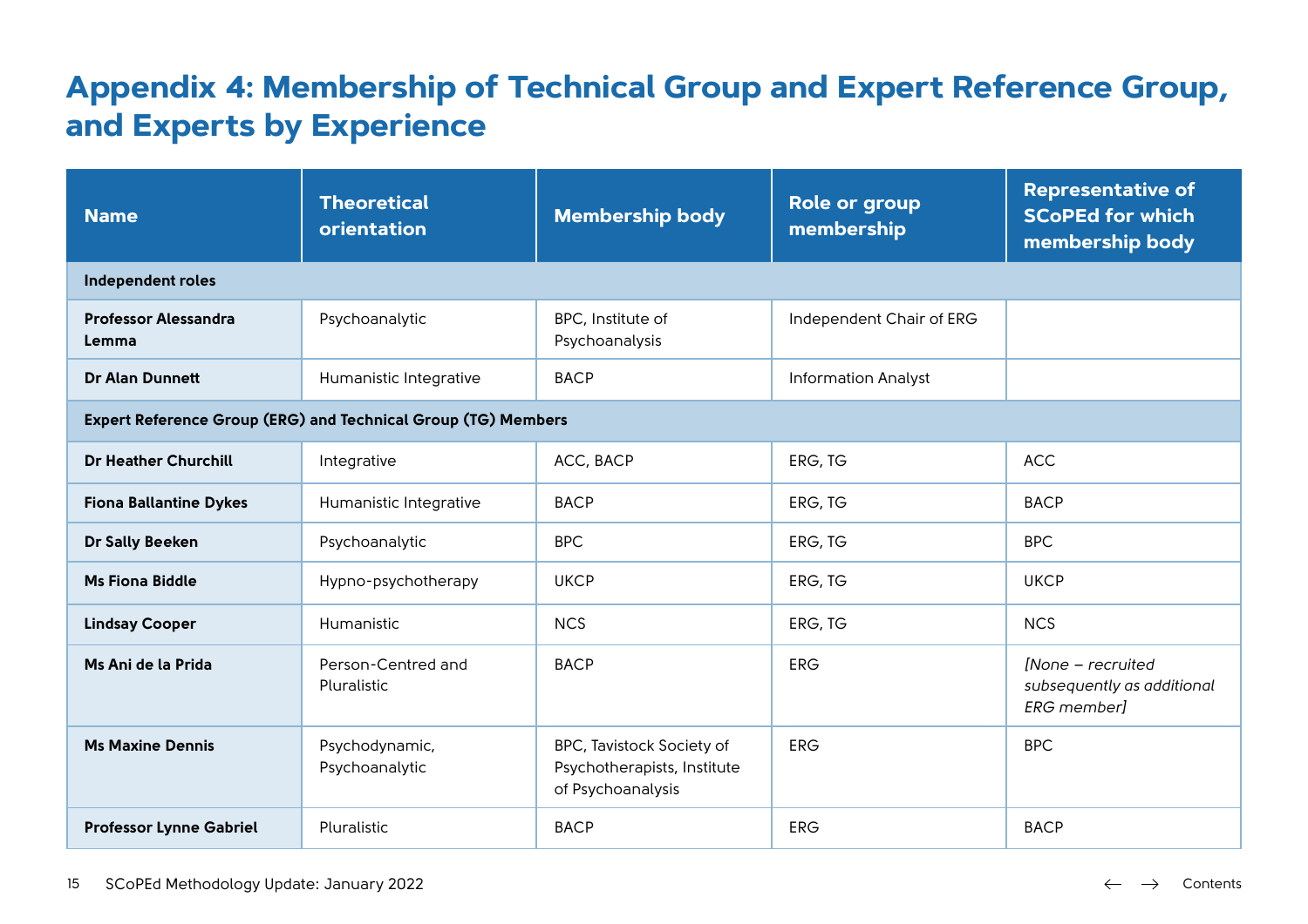# Appendix 4: Membership of Technical Group and Expert Reference Group, and Experts by Experience

| Name | Theoretical orientation | Membership body | Role or group membership | Representative of SCoPEd for which membership body |
|---|---|---|---|---|
| **Independent roles** | | | | |
| **Professor Alessandra Lemma** | Psychoanalytic | BPC, Institute of Psychoanalysis | Independent Chair of ERG | |
| **Dr Alan Dunnett** | Humanistic Integrative | BACP | Information Analyst | |
| **Expert Reference Group (ERG) and Technical Group (TG) Members** | | | | |
| **Dr Heather Churchill** | Integrative | ACC, BACP | ERG, TG | ACC |
| **Fiona Ballantine Dykes** | Humanistic Integrative | BACP | ERG, TG | BACP |
| **Dr Sally Beeken** | Psychoanalytic | BPC | ERG, TG | BPC |
| **Ms Fiona Biddle** | Hypno-psychotherapy | UKCP | ERG, TG | UKCP |
| **Lindsay Cooper** | Humanistic | NCS | ERG, TG | NCS |
| **Ms Ani de la Prida** | Person-Centred and Pluralistic | BACP | ERG | *[None – recruited subsequently as additional ERG member]* |
| **Ms Maxine Dennis** | Psychodynamic, Psychoanalytic | BPC, Tavistock Society of Psychotherapists, Institute of Psychoanalysis | ERG | BPC |
| **Professor Lynne Gabriel** | Pluralistic | BACP | ERG | BACP |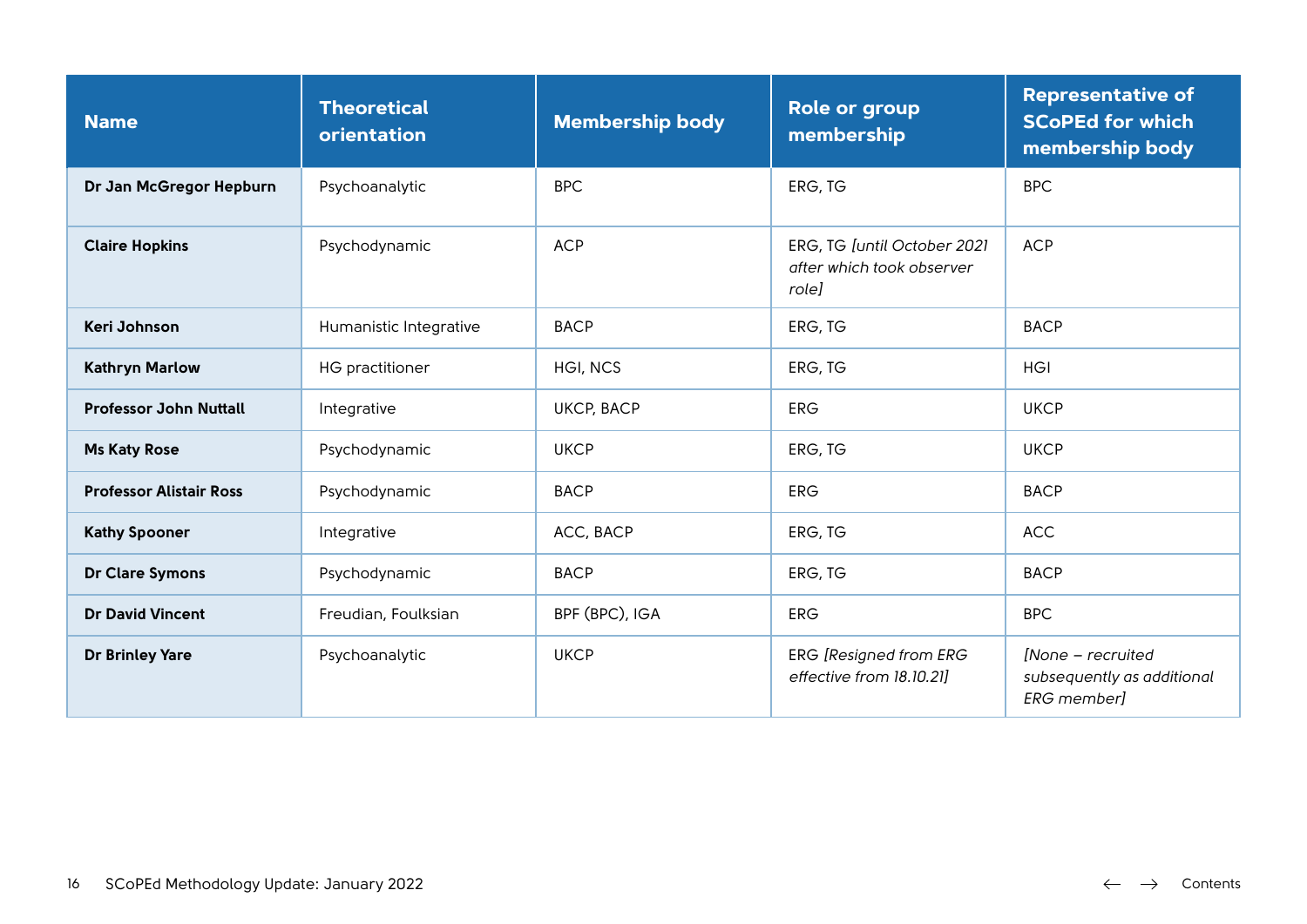| Name | Theoretical orientation | Membership body | Role or group membership | Representative of SCoPEd for which membership body |
|---|---|---|---|---|
| **Dr Jan McGregor Hepburn** | Psychoanalytic | BPC | ERG, TG | BPC |
| **Claire Hopkins** | Psychodynamic | ACP | ERG, TG *[until October 2021 after which took observer role]* | ACP |
| **Keri Johnson** | Humanistic Integrative | BACP | ERG, TG | BACP |
| **Kathryn Marlow** | HG practitioner | HGI, NCS | ERG, TG | HGI |
| **Professor John Nuttall** | Integrative | UKCP, BACP | ERG | UKCP |
| **Ms Katy Rose** | Psychodynamic | UKCP | ERG, TG | UKCP |
| **Professor Alistair Ross** | Psychodynamic | BACP | ERG | BACP |
| **Kathy Spooner** | Integrative | ACC, BACP | ERG, TG | ACC |
| **Dr Clare Symons** | Psychodynamic | BACP | ERG, TG | BACP |
| **Dr David Vincent** | Freudian, Foulksian | BPF (BPC), IGA | ERG | BPC |
| **Dr Brinley Yare** | Psychoanalytic | UKCP | ERG *[Resigned from ERG effective from 18.10.21]* | *[None – recruited subsequently as additional ERG member]* |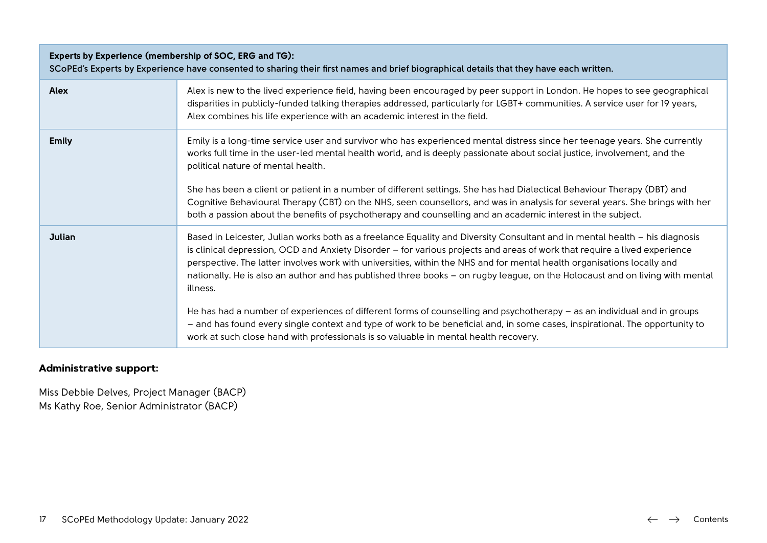| Experts by Experience (membership of SOC, ERG and TG): SCoPEd's Experts by Experience have consented to sharing their first names and brief biographical details that they have each written. | |
|---|---|
| **Alex** | Alex is new to the lived experience field, having been encouraged by peer support in London. He hopes to see geographical disparities in publicly-funded talking therapies addressed, particularly for LGBT+ communities. A service user for 19 years, Alex combines his life experience with an academic interest in the field. |
| **Emily** | Emily is a long-time service user and survivor who has experienced mental distress since her teenage years. She currently works full time in the user-led mental health world, and is deeply passionate about social justice, involvement, and the political nature of mental health.<br><br>She has been a client or patient in a number of different settings. She has had Dialectical Behaviour Therapy (DBT) and Cognitive Behavioural Therapy (CBT) on the NHS, seen counsellors, and was in analysis for several years. She brings with her both a passion about the benefits of psychotherapy and counselling and an academic interest in the subject. |
| **Julian** | Based in Leicester, Julian works both as a freelance Equality and Diversity Consultant and in mental health – his diagnosis is clinical depression, OCD and Anxiety Disorder – for various projects and areas of work that require a lived experience perspective. The latter involves work with universities, within the NHS and for mental health organisations locally and nationally. He is also an author and has published three books – on rugby league, on the Holocaust and on living with mental illness.<br><br>He has had a number of experiences of different forms of counselling and psychotherapy – as an individual and in groups – and has found every single context and type of work to be beneficial and, in some cases, inspirational. The opportunity to work at such close hand with professionals is so valuable in mental health recovery. |

**Administrative support:**

Miss Debbie Delves, Project Manager (BACP)
Ms Kathy Roe, Senior Administrator (BACP)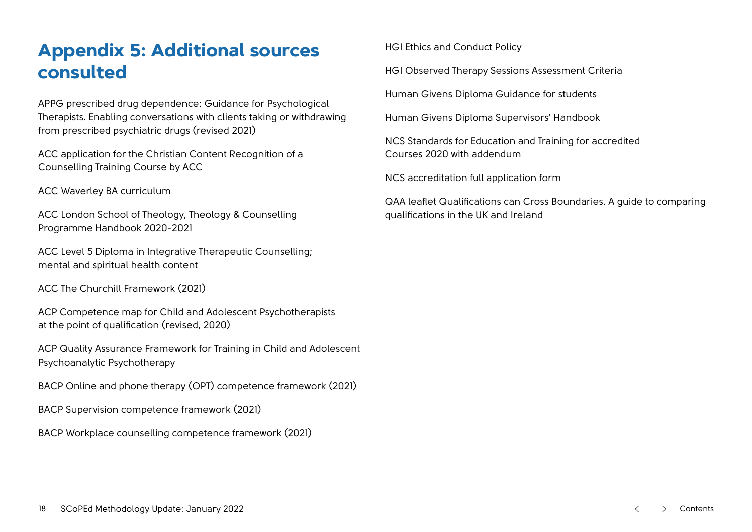# Appendix 5: Additional sources consulted

APPG prescribed drug dependence: Guidance for Psychological Therapists. Enabling conversations with clients taking or withdrawing from prescribed psychiatric drugs (revised 2021)

ACC application for the Christian Content Recognition of a Counselling Training Course by ACC

ACC Waverley BA curriculum

ACC London School of Theology, Theology & Counselling Programme Handbook 2020-2021

ACC Level 5 Diploma in Integrative Therapeutic Counselling; mental and spiritual health content

ACC The Churchill Framework (2021)

ACP Competence map for Child and Adolescent Psychotherapists at the point of qualification (revised, 2020)

ACP Quality Assurance Framework for Training in Child and Adolescent Psychoanalytic Psychotherapy

BACP Online and phone therapy (OPT) competence framework (2021)

BACP Supervision competence framework (2021)

BACP Workplace counselling competence framework (2021)

HGI Ethics and Conduct Policy

HGI Observed Therapy Sessions Assessment Criteria

Human Givens Diploma Guidance for students

Human Givens Diploma Supervisors' Handbook

NCS Standards for Education and Training for accredited Courses 2020 with addendum

NCS accreditation full application form

QAA leaflet Qualifications can Cross Boundaries. A guide to comparing qualifications in the UK and Ireland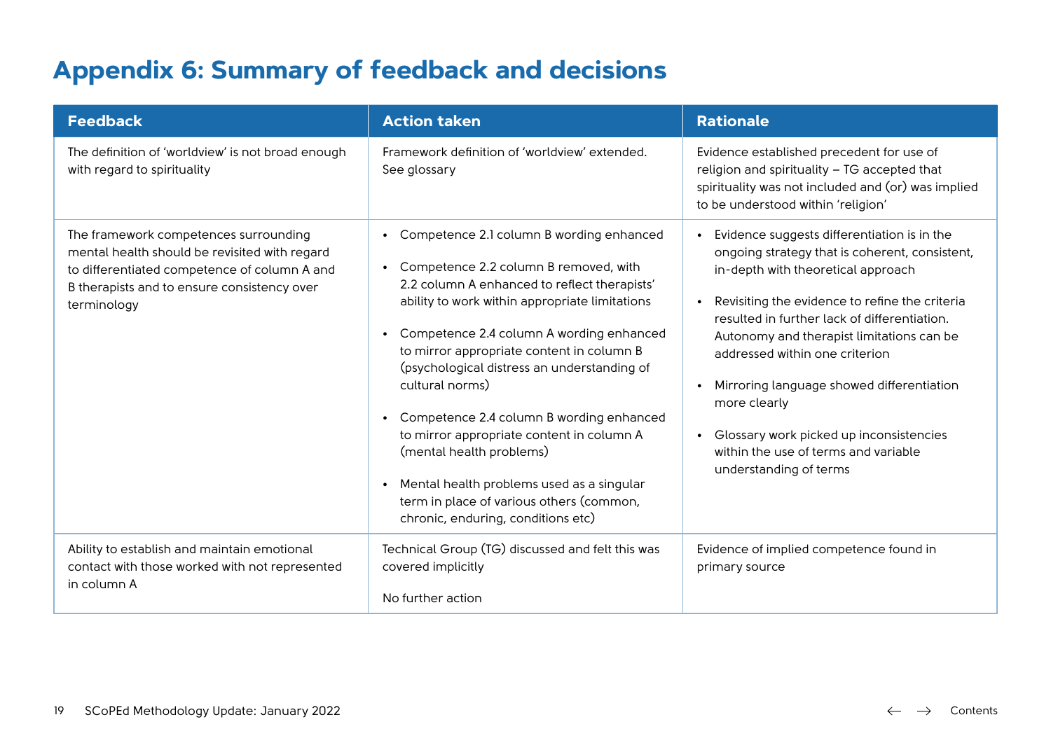# Appendix 6: Summary of feedback and decisions

| Feedback | Action taken | Rationale |
|---|---|---|
| The definition of 'worldview' is not broad enough with regard to spirituality | Framework definition of 'worldview' extended. See glossary | Evidence established precedent for use of religion and spirituality – TG accepted that spirituality was not included and (or) was implied to be understood within 'religion' |
| The framework competences surrounding mental health should be revisited with regard to differentiated competence of column A and B therapists and to ensure consistency over terminology | • Competence 2.1 column B wording enhanced<br><br>• Competence 2.2 column B removed, with 2.2 column A enhanced to reflect therapists' ability to work within appropriate limitations<br><br>• Competence 2.4 column A wording enhanced to mirror appropriate content in column B (psychological distress an understanding of cultural norms)<br><br>• Competence 2.4 column B wording enhanced to mirror appropriate content in column A (mental health problems)<br><br>• Mental health problems used as a singular term in place of various others (common, chronic, enduring, conditions etc) | • Evidence suggests differentiation is in the ongoing strategy that is coherent, consistent, in-depth with theoretical approach<br><br>• Revisiting the evidence to refine the criteria resulted in further lack of differentiation. Autonomy and therapist limitations can be addressed within one criterion<br><br>• Mirroring language showed differentiation more clearly<br><br>• Glossary work picked up inconsistencies within the use of terms and variable understanding of terms |
| Ability to establish and maintain emotional contact with those worked with not represented in column A | Technical Group (TG) discussed and felt this was covered implicitly<br><br>No further action | Evidence of implied competence found in primary source |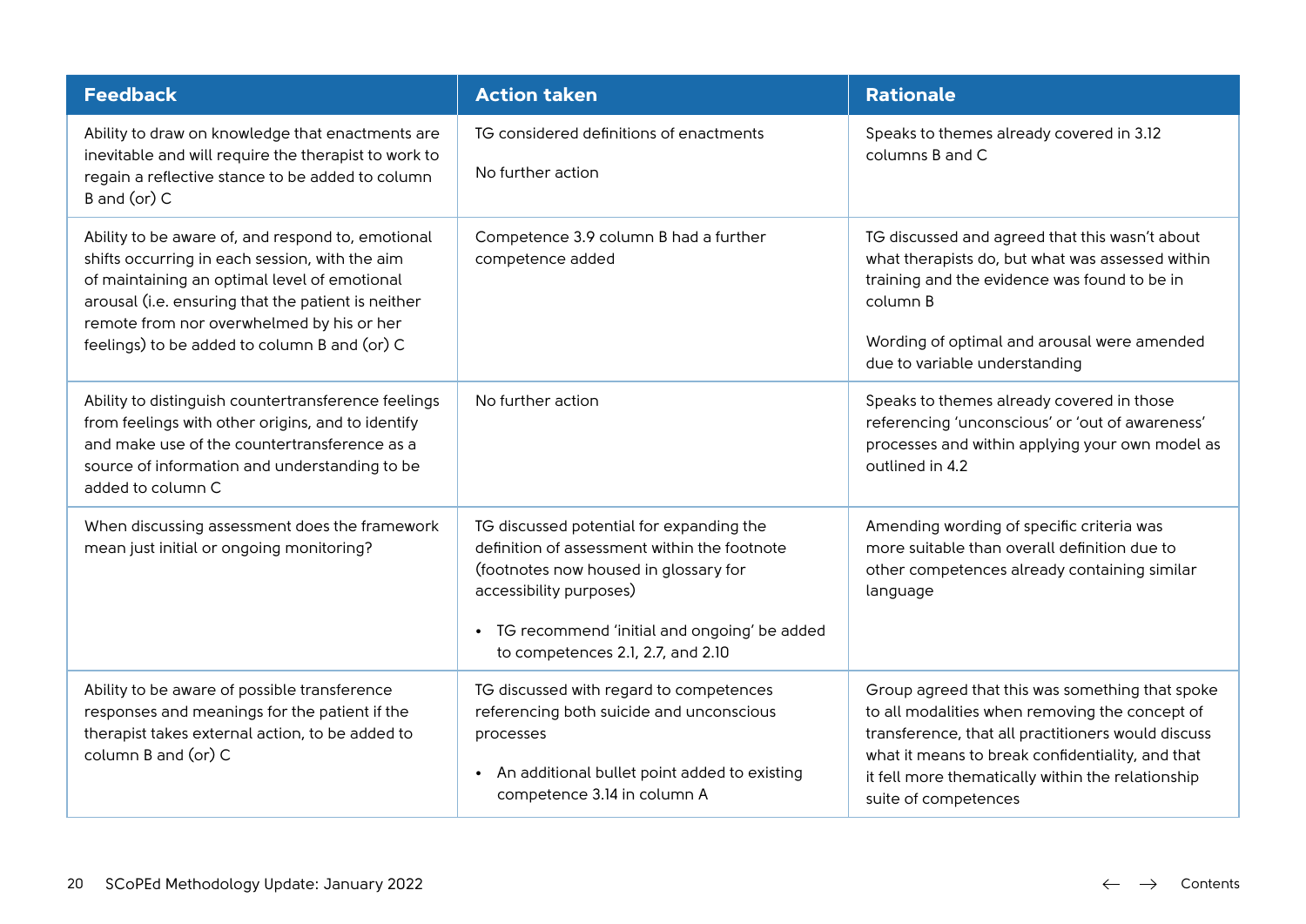| Feedback | Action taken | Rationale |
|---|---|---|
| Ability to draw on knowledge that enactments are inevitable and will require the therapist to work to regain a reflective stance to be added to column B and (or) C | TG considered definitions of enactments<br><br>No further action | Speaks to themes already covered in 3.12 columns B and C |
| Ability to be aware of, and respond to, emotional shifts occurring in each session, with the aim of maintaining an optimal level of emotional arousal (i.e. ensuring that the patient is neither remote from nor overwhelmed by his or her feelings) to be added to column B and (or) C | Competence 3.9 column B had a further competence added | TG discussed and agreed that this wasn't about what therapists do, but what was assessed within training and the evidence was found to be in column B<br><br>Wording of optimal and arousal were amended due to variable understanding |
| Ability to distinguish countertransference feelings from feelings with other origins, and to identify and make use of the countertransference as a source of information and understanding to be added to column C | No further action | Speaks to themes already covered in those referencing 'unconscious' or 'out of awareness' processes and within applying your own model as outlined in 4.2 |
| When discussing assessment does the framework mean just initial or ongoing monitoring? | TG discussed potential for expanding the definition of assessment within the footnote (footnotes now housed in glossary for accessibility purposes)<br><br>• TG recommend 'initial and ongoing' be added to competences 2.1, 2.7, and 2.10 | Amending wording of specific criteria was more suitable than overall definition due to other competences already containing similar language |
| Ability to be aware of possible transference responses and meanings for the patient if the therapist takes external action, to be added to column B and (or) C | TG discussed with regard to competences referencing both suicide and unconscious processes<br><br>• An additional bullet point added to existing competence 3.14 in column A | Group agreed that this was something that spoke to all modalities when removing the concept of transference, that all practitioners would discuss what it means to break confidentiality, and that it fell more thematically within the relationship suite of competences |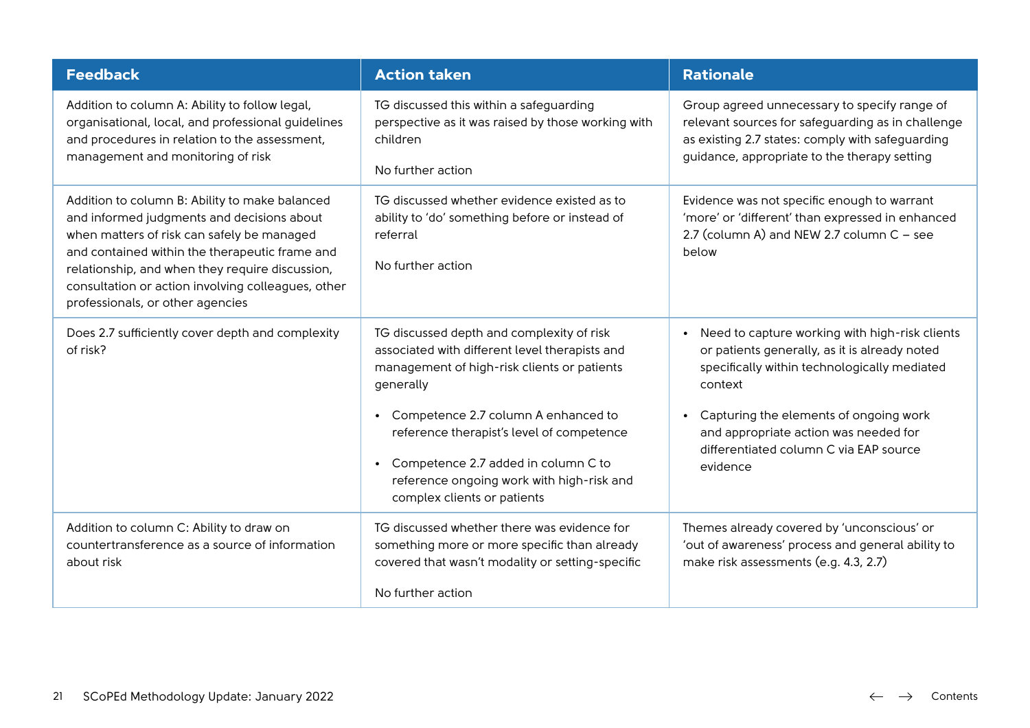| Feedback | Action taken | Rationale |
|---|---|---|
| Addition to column A: Ability to follow legal, organisational, local, and professional guidelines and procedures in relation to the assessment, management and monitoring of risk | TG discussed this within a safeguarding perspective as it was raised by those working with children<br><br>No further action | Group agreed unnecessary to specify range of relevant sources for safeguarding as in challenge as existing 2.7 states: comply with safeguarding guidance, appropriate to the therapy setting |
| Addition to column B: Ability to make balanced and informed judgments and decisions about when matters of risk can safely be managed and contained within the therapeutic frame and relationship, and when they require discussion, consultation or action involving colleagues, other professionals, or other agencies | TG discussed whether evidence existed as to ability to 'do' something before or instead of referral<br><br>No further action | Evidence was not specific enough to warrant 'more' or 'different' than expressed in enhanced 2.7 (column A) and NEW 2.7 column C – see below |
| Does 2.7 sufficiently cover depth and complexity of risk? | TG discussed depth and complexity of risk associated with different level therapists and management of high-risk clients or patients generally<br><br>• Competence 2.7 column A enhanced to reference therapist's level of competence<br><br>• Competence 2.7 added in column C to reference ongoing work with high-risk and complex clients or patients | • Need to capture working with high-risk clients or patients generally, as it is already noted specifically within technologically mediated context<br><br>• Capturing the elements of ongoing work and appropriate action was needed for differentiated column C via EAP source evidence |
| Addition to column C: Ability to draw on countertransference as a source of information about risk | TG discussed whether there was evidence for something more or more specific than already covered that wasn't modality or setting-specific<br><br>No further action | Themes already covered by 'unconscious' or 'out of awareness' process and general ability to make risk assessments (e.g. 4.3, 2.7) |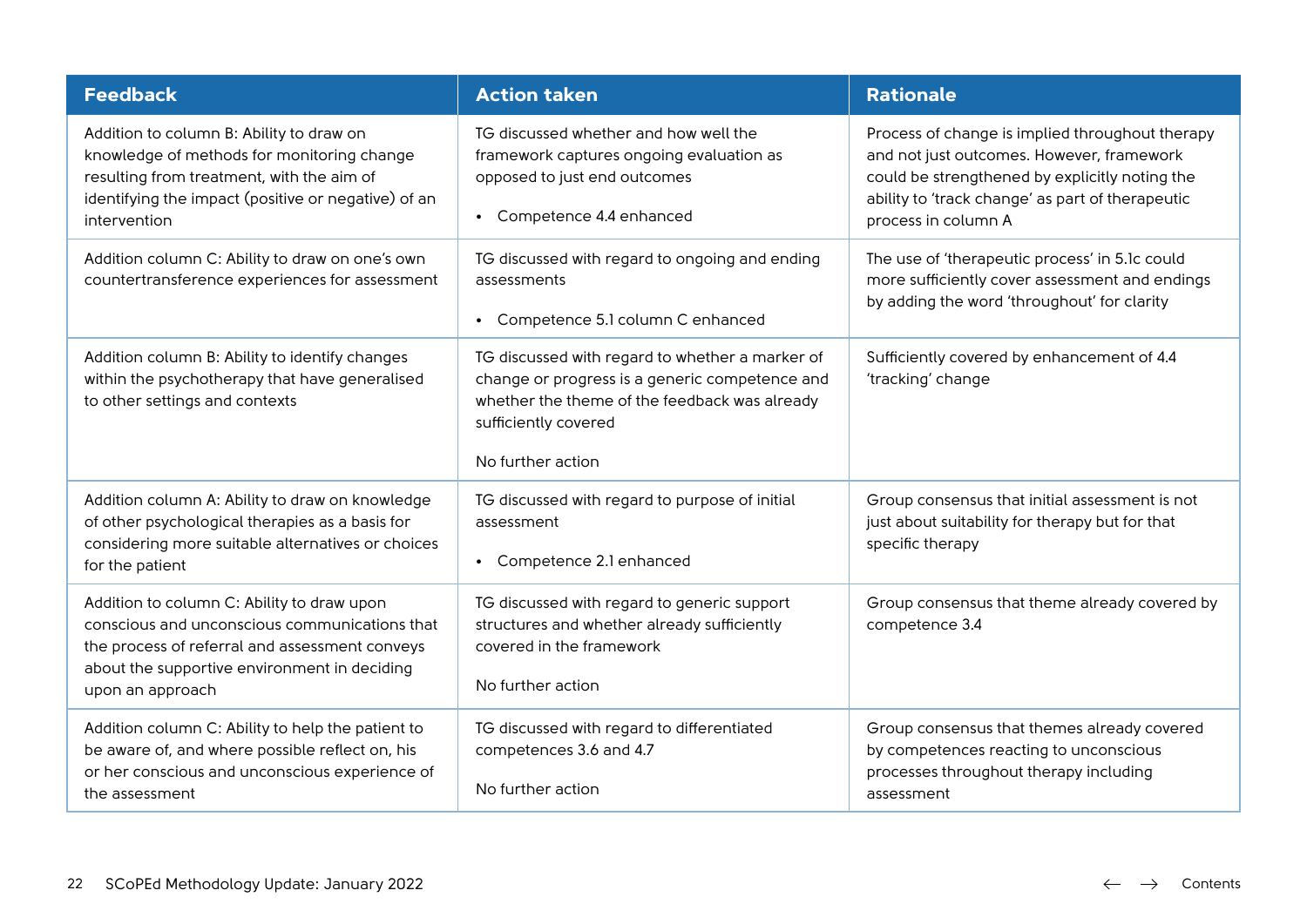| Feedback | Action taken | Rationale |
|---|---|---|
| Addition to column B: Ability to draw on knowledge of methods for monitoring change resulting from treatment, with the aim of identifying the impact (positive or negative) of an intervention | TG discussed whether and how well the framework captures ongoing evaluation as opposed to just end outcomes<br><br>• Competence 4.4 enhanced | Process of change is implied throughout therapy and not just outcomes. However, framework could be strengthened by explicitly noting the ability to 'track change' as part of therapeutic process in column A |
| Addition column C: Ability to draw on one's own countertransference experiences for assessment | TG discussed with regard to ongoing and ending assessments<br><br>• Competence 5.1 column C enhanced | The use of 'therapeutic process' in 5.1c could more sufficiently cover assessment and endings by adding the word 'throughout' for clarity |
| Addition column B: Ability to identify changes within the psychotherapy that have generalised to other settings and contexts | TG discussed with regard to whether a marker of change or progress is a generic competence and whether the theme of the feedback was already sufficiently covered<br><br>No further action | Sufficiently covered by enhancement of 4.4 'tracking' change |
| Addition column A: Ability to draw on knowledge of other psychological therapies as a basis for considering more suitable alternatives or choices for the patient | TG discussed with regard to purpose of initial assessment<br><br>• Competence 2.1 enhanced | Group consensus that initial assessment is not just about suitability for therapy but for that specific therapy |
| Addition to column C: Ability to draw upon conscious and unconscious communications that the process of referral and assessment conveys about the supportive environment in deciding upon an approach | TG discussed with regard to generic support structures and whether already sufficiently covered in the framework<br><br>No further action | Group consensus that theme already covered by competence 3.4 |
| Addition column C: Ability to help the patient to be aware of, and where possible reflect on, his or her conscious and unconscious experience of the assessment | TG discussed with regard to differentiated competences 3.6 and 4.7<br><br>No further action | Group consensus that themes already covered by competences reacting to unconscious processes throughout therapy including assessment |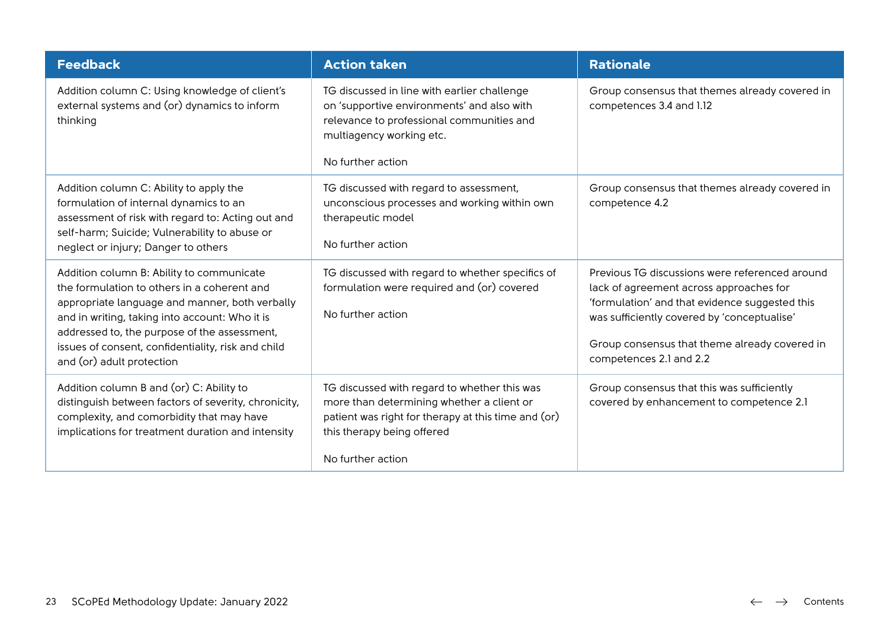| Feedback | Action taken | Rationale |
|---|---|---|
| Addition column C: Using knowledge of client's external systems and (or) dynamics to inform thinking | TG discussed in line with earlier challenge on 'supportive environments' and also with relevance to professional communities and multiagency working etc.<br><br>No further action | Group consensus that themes already covered in competences 3.4 and 1.12 |
| Addition column C: Ability to apply the formulation of internal dynamics to an assessment of risk with regard to: Acting out and self-harm; Suicide; Vulnerability to abuse or neglect or injury; Danger to others | TG discussed with regard to assessment, unconscious processes and working within own therapeutic model<br><br>No further action | Group consensus that themes already covered in competence 4.2 |
| Addition column B: Ability to communicate the formulation to others in a coherent and appropriate language and manner, both verbally and in writing, taking into account: Who it is addressed to, the purpose of the assessment, issues of consent, confidentiality, risk and child and (or) adult protection | TG discussed with regard to whether specifics of formulation were required and (or) covered<br><br>No further action | Previous TG discussions were referenced around lack of agreement across approaches for 'formulation' and that evidence suggested this was sufficiently covered by 'conceptualise'<br><br>Group consensus that theme already covered in competences 2.1 and 2.2 |
| Addition column B and (or) C: Ability to distinguish between factors of severity, chronicity, complexity, and comorbidity that may have implications for treatment duration and intensity | TG discussed with regard to whether this was more than determining whether a client or patient was right for therapy at this time and (or) this therapy being offered<br><br>No further action | Group consensus that this was sufficiently covered by enhancement to competence 2.1 |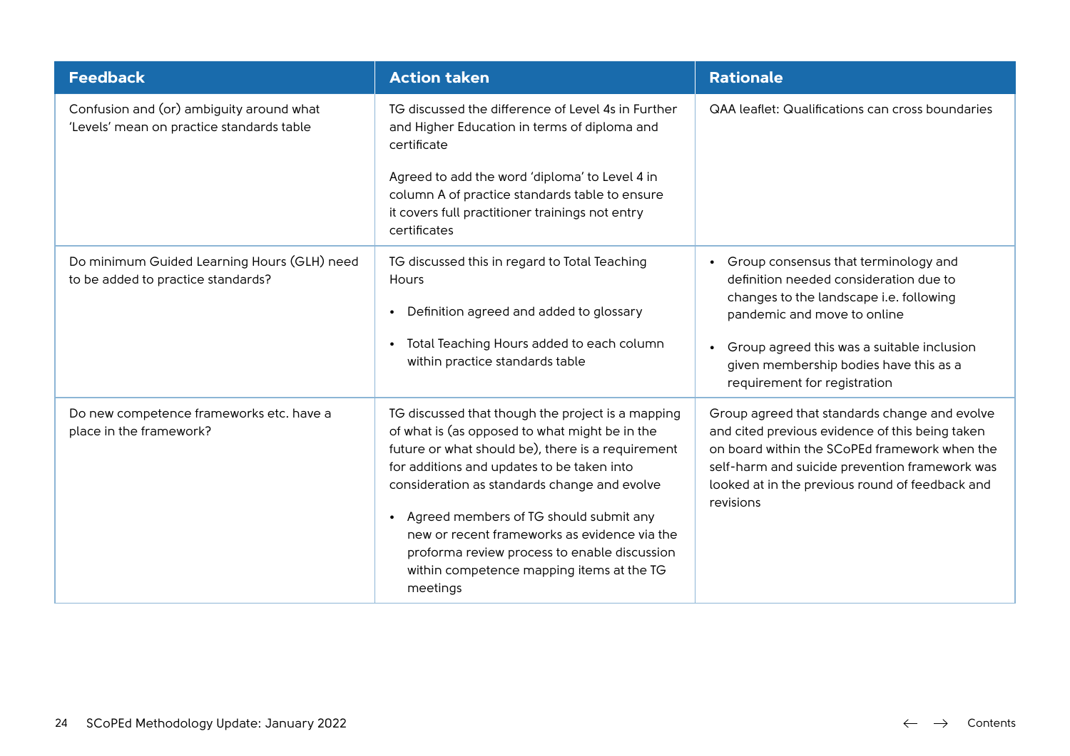| Feedback | Action taken | Rationale |
|---|---|---|
| Confusion and (or) ambiguity around what 'Levels' mean on practice standards table | TG discussed the difference of Level 4s in Further and Higher Education in terms of diploma and certificate<br><br>Agreed to add the word 'diploma' to Level 4 in column A of practice standards table to ensure it covers full practitioner trainings not entry certificates | QAA leaflet: Qualifications can cross boundaries |
| Do minimum Guided Learning Hours (GLH) need to be added to practice standards? | TG discussed this in regard to Total Teaching Hours<br><br>• Definition agreed and added to glossary<br><br>• Total Teaching Hours added to each column within practice standards table | • Group consensus that terminology and definition needed consideration due to changes to the landscape i.e. following pandemic and move to online<br><br>• Group agreed this was a suitable inclusion given membership bodies have this as a requirement for registration |
| Do new competence frameworks etc. have a place in the framework? | TG discussed that though the project is a mapping of what is (as opposed to what might be in the future or what should be), there is a requirement for additions and updates to be taken into consideration as standards change and evolve<br><br>• Agreed members of TG should submit any new or recent frameworks as evidence via the proforma review process to enable discussion within competence mapping items at the TG meetings | Group agreed that standards change and evolve and cited previous evidence of this being taken on board within the SCoPEd framework when the self-harm and suicide prevention framework was looked at in the previous round of feedback and revisions |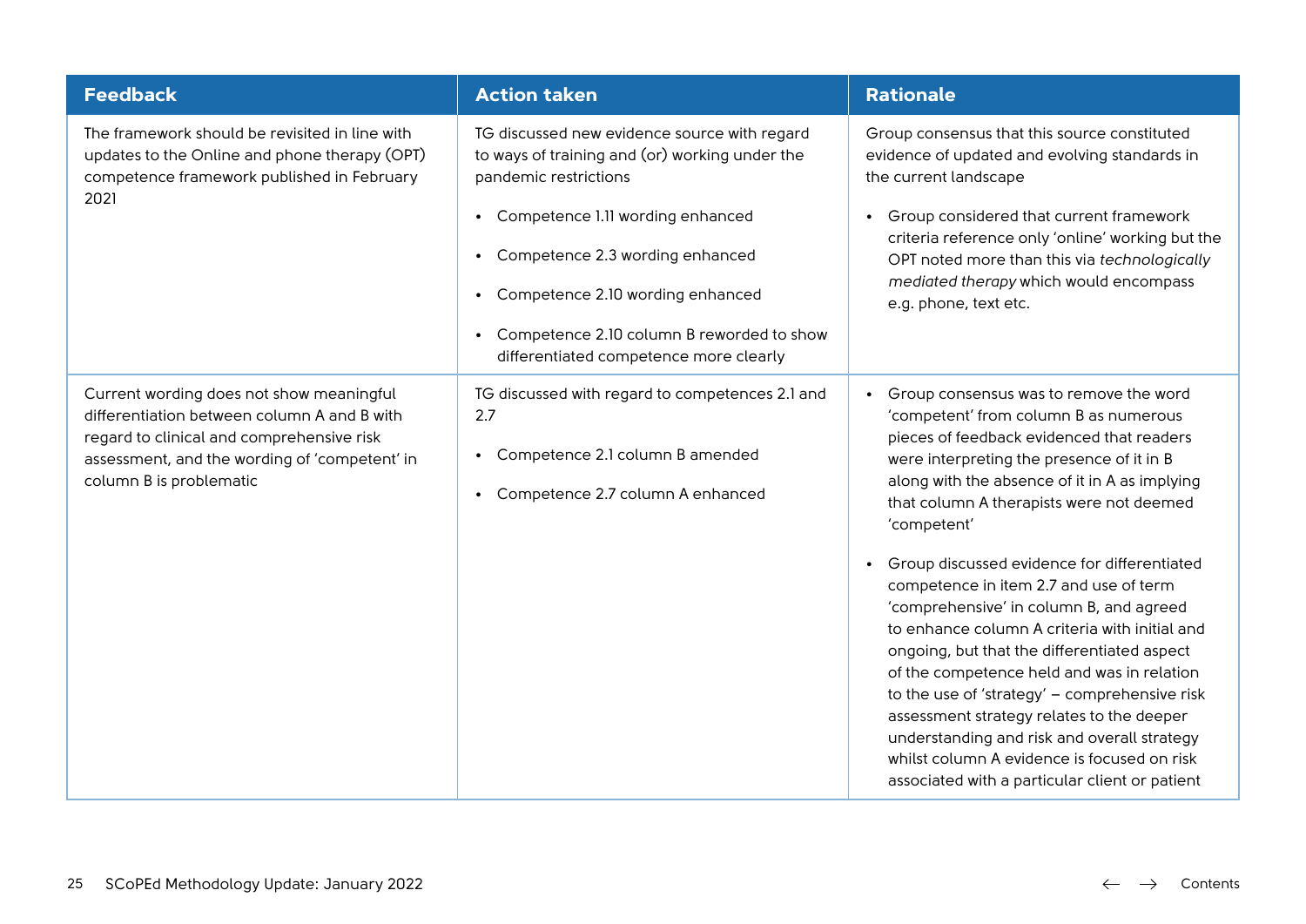| Feedback | Action taken | Rationale |
|---|---|---|
| The framework should be revisited in line with updates to the Online and phone therapy (OPT) competence framework published in February 2021 | TG discussed new evidence source with regard to ways of training and (or) working under the pandemic restrictions<br><br>• Competence 1.11 wording enhanced<br><br>• Competence 2.3 wording enhanced<br><br>• Competence 2.10 wording enhanced<br><br>• Competence 2.10 column B reworded to show differentiated competence more clearly | Group consensus that this source constituted evidence of updated and evolving standards in the current landscape<br><br>• Group considered that current framework criteria reference only 'online' working but the OPT noted more than this via *technologically mediated therapy* which would encompass e.g. phone, text etc. |
| Current wording does not show meaningful differentiation between column A and B with regard to clinical and comprehensive risk assessment, and the wording of 'competent' in column B is problematic | TG discussed with regard to competences 2.1 and 2.7<br><br>• Competence 2.1 column B amended<br><br>• Competence 2.7 column A enhanced | • Group consensus was to remove the word 'competent' from column B as numerous pieces of feedback evidenced that readers were interpreting the presence of it in B along with the absence of it in A as implying that column A therapists were not deemed 'competent'<br><br>• Group discussed evidence for differentiated competence in item 2.7 and use of term 'comprehensive' in column B, and agreed to enhance column A criteria with initial and ongoing, but that the differentiated aspect of the competence held and was in relation to the use of 'strategy' – comprehensive risk assessment strategy relates to the deeper understanding and risk and overall strategy whilst column A evidence is focused on risk associated with a particular client or patient |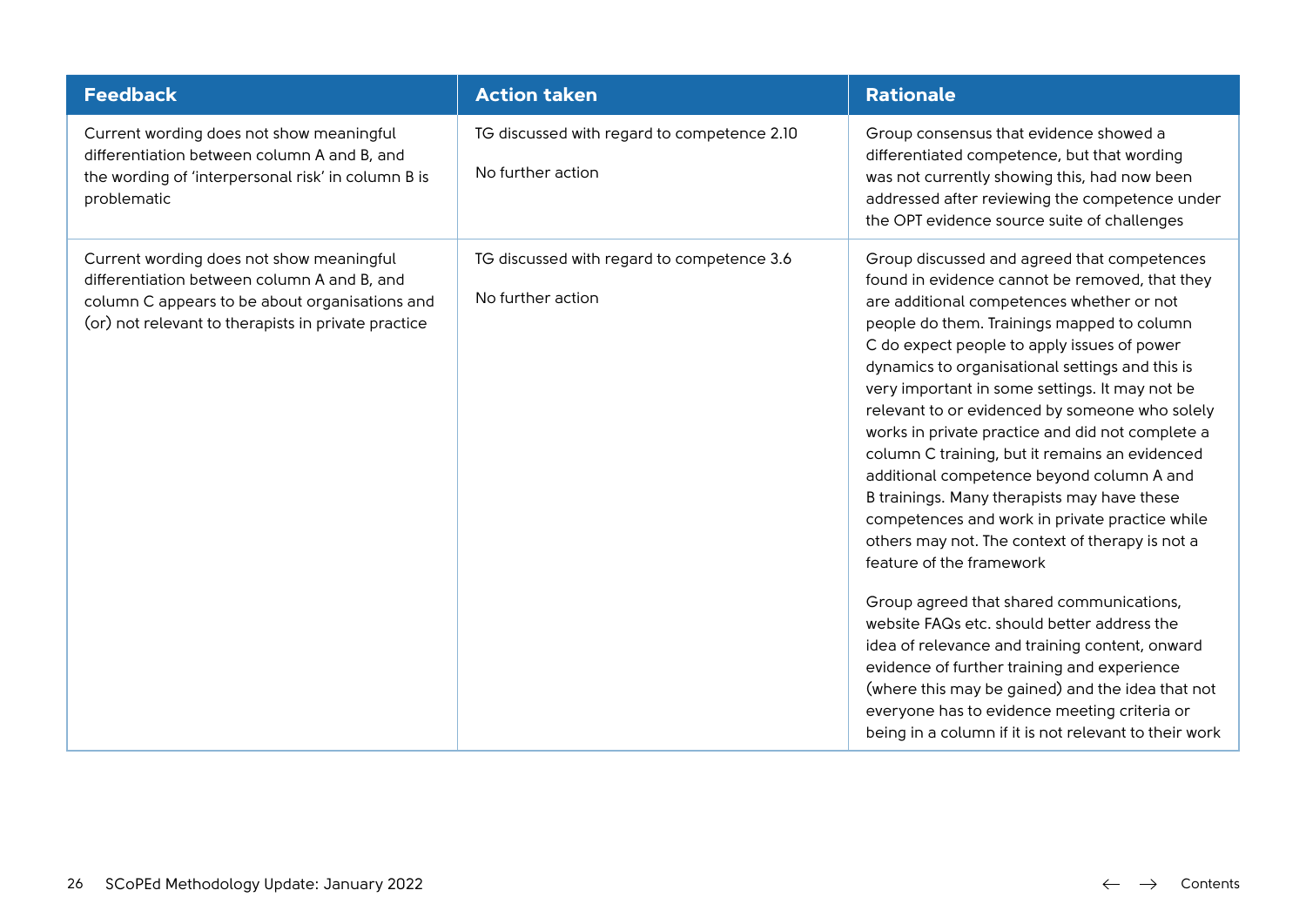| Feedback | Action taken | Rationale |
|---|---|---|
| Current wording does not show meaningful differentiation between column A and B, and the wording of 'interpersonal risk' in column B is problematic | TG discussed with regard to competence 2.10<br><br>No further action | Group consensus that evidence showed a differentiated competence, but that wording was not currently showing this, had now been addressed after reviewing the competence under the OPT evidence source suite of challenges |
| Current wording does not show meaningful differentiation between column A and B, and column C appears to be about organisations and (or) not relevant to therapists in private practice | TG discussed with regard to competence 3.6<br><br>No further action | Group discussed and agreed that competences found in evidence cannot be removed, that they are additional competences whether or not people do them. Trainings mapped to column C do expect people to apply issues of power dynamics to organisational settings and this is very important in some settings. It may not be relevant to or evidenced by someone who solely works in private practice and did not complete a column C training, but it remains an evidenced additional competence beyond column A and B trainings. Many therapists may have these competences and work in private practice while others may not. The context of therapy is not a feature of the framework<br><br>Group agreed that shared communications, website FAQs etc. should better address the idea of relevance and training content, onward evidence of further training and experience (where this may be gained) and the idea that not everyone has to evidence meeting criteria or being in a column if it is not relevant to their work |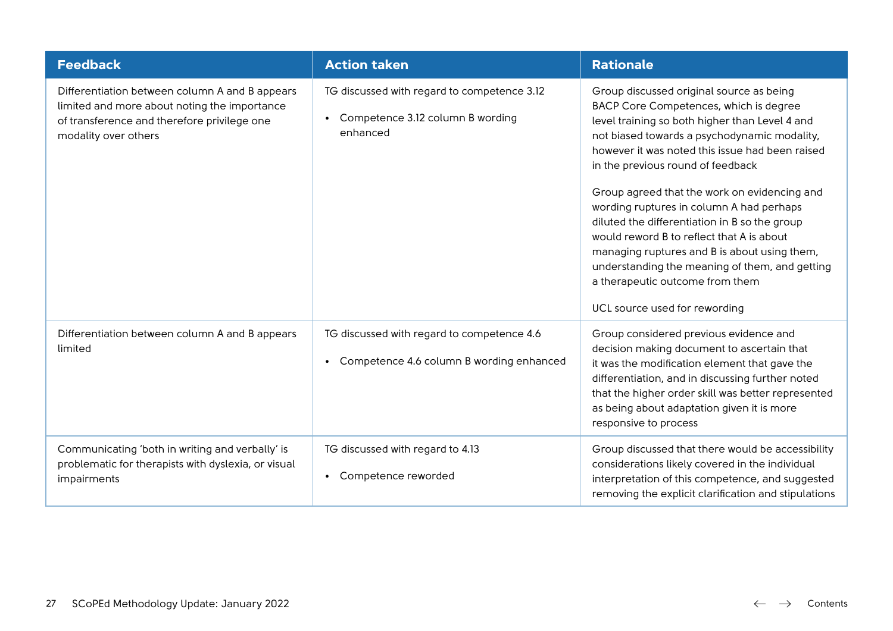| Feedback | Action taken | Rationale |
| --- | --- | --- |
| Differentiation between column A and B appears limited and more about noting the importance of transference and therefore privilege one modality over others | TG discussed with regard to competence 3.12<br><br>• Competence 3.12 column B wording enhanced | Group discussed original source as being BACP Core Competences, which is degree level training so both higher than Level 4 and not biased towards a psychodynamic modality, however it was noted this issue had been raised in the previous round of feedback<br><br>Group agreed that the work on evidencing and wording ruptures in column A had perhaps diluted the differentiation in B so the group would reword B to reflect that A is about managing ruptures and B is about using them, understanding the meaning of them, and getting a therapeutic outcome from them<br><br>UCL source used for rewording |
| Differentiation between column A and B appears limited | TG discussed with regard to competence 4.6<br><br>• Competence 4.6 column B wording enhanced | Group considered previous evidence and decision making document to ascertain that it was the modification element that gave the differentiation, and in discussing further noted that the higher order skill was better represented as being about adaptation given it is more responsive to process |
| Communicating 'both in writing and verbally' is problematic for therapists with dyslexia, or visual impairments | TG discussed with regard to 4.13<br><br>• Competence reworded | Group discussed that there would be accessibility considerations likely covered in the individual interpretation of this competence, and suggested removing the explicit clarification and stipulations |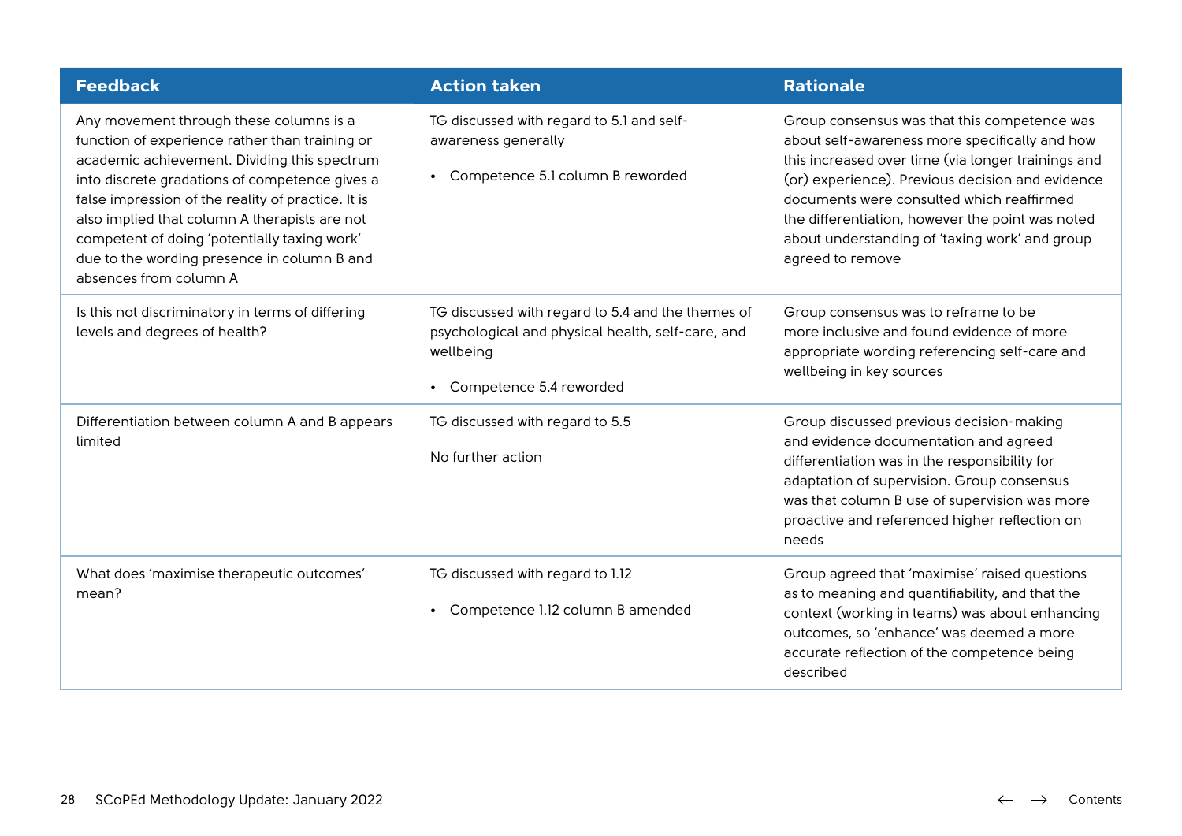| Feedback | Action taken | Rationale |
|---|---|---|
| Any movement through these columns is a function of experience rather than training or academic achievement. Dividing this spectrum into discrete gradations of competence gives a false impression of the reality of practice. It is also implied that column A therapists are not competent of doing 'potentially taxing work' due to the wording presence in column B and absences from column A | TG discussed with regard to 5.1 and self-awareness generally<br><br>• Competence 5.1 column B reworded | Group consensus was that this competence was about self-awareness more specifically and how this increased over time (via longer trainings and (or) experience). Previous decision and evidence documents were consulted which reaffirmed the differentiation, however the point was noted about understanding of 'taxing work' and group agreed to remove |
| Is this not discriminatory in terms of differing levels and degrees of health? | TG discussed with regard to 5.4 and the themes of psychological and physical health, self-care, and wellbeing<br><br>• Competence 5.4 reworded | Group consensus was to reframe to be more inclusive and found evidence of more appropriate wording referencing self-care and wellbeing in key sources |
| Differentiation between column A and B appears limited | TG discussed with regard to 5.5<br><br>No further action | Group discussed previous decision-making and evidence documentation and agreed differentiation was in the responsibility for adaptation of supervision. Group consensus was that column B use of supervision was more proactive and referenced higher reflection on needs |
| What does 'maximise therapeutic outcomes' mean? | TG discussed with regard to 1.12<br><br>• Competence 1.12 column B amended | Group agreed that 'maximise' raised questions as to meaning and quantifiability, and that the context (working in teams) was about enhancing outcomes, so 'enhance' was deemed a more accurate reflection of the competence being described |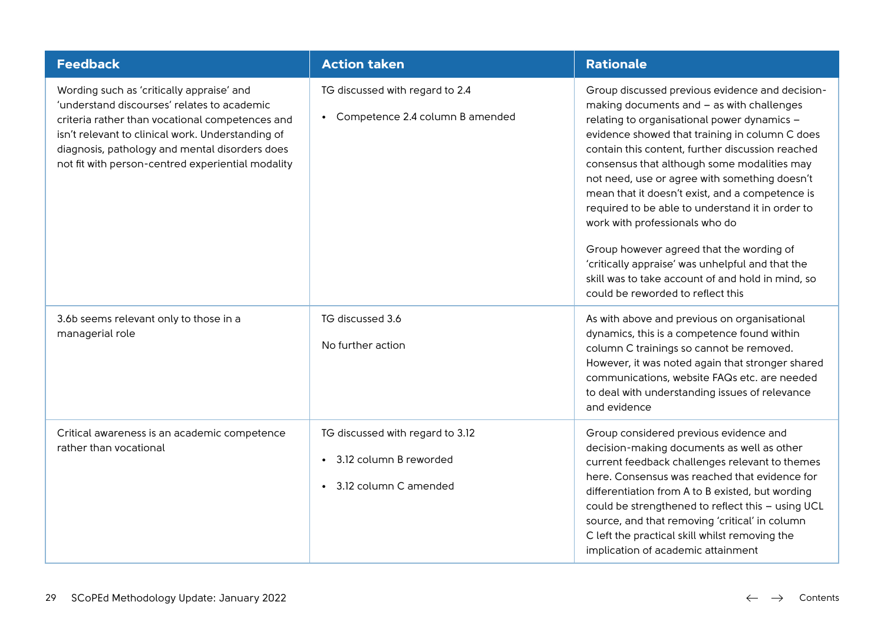| Feedback | Action taken | Rationale |
|---|---|---|
| Wording such as 'critically appraise' and 'understand discourses' relates to academic criteria rather than vocational competences and isn't relevant to clinical work. Understanding of diagnosis, pathology and mental disorders does not fit with person-centred experiential modality | TG discussed with regard to 2.4<br><br>• Competence 2.4 column B amended | Group discussed previous evidence and decision-making documents and – as with challenges relating to organisational power dynamics – evidence showed that training in column C does contain this content, further discussion reached consensus that although some modalities may not need, use or agree with something doesn't mean that it doesn't exist, and a competence is required to be able to understand it in order to work with professionals who do<br><br>Group however agreed that the wording of 'critically appraise' was unhelpful and that the skill was to take account of and hold in mind, so could be reworded to reflect this |
| 3.6b seems relevant only to those in a managerial role | TG discussed 3.6<br><br>No further action | As with above and previous on organisational dynamics, this is a competence found within column C trainings so cannot be removed. However, it was noted again that stronger shared communications, website FAQs etc. are needed to deal with understanding issues of relevance and evidence |
| Critical awareness is an academic competence rather than vocational | TG discussed with regard to 3.12<br><br>• 3.12 column B reworded<br><br>• 3.12 column C amended | Group considered previous evidence and decision-making documents as well as other current feedback challenges relevant to themes here. Consensus was reached that evidence for differentiation from A to B existed, but wording could be strengthened to reflect this – using UCL source, and that removing 'critical' in column C left the practical skill whilst removing the implication of academic attainment |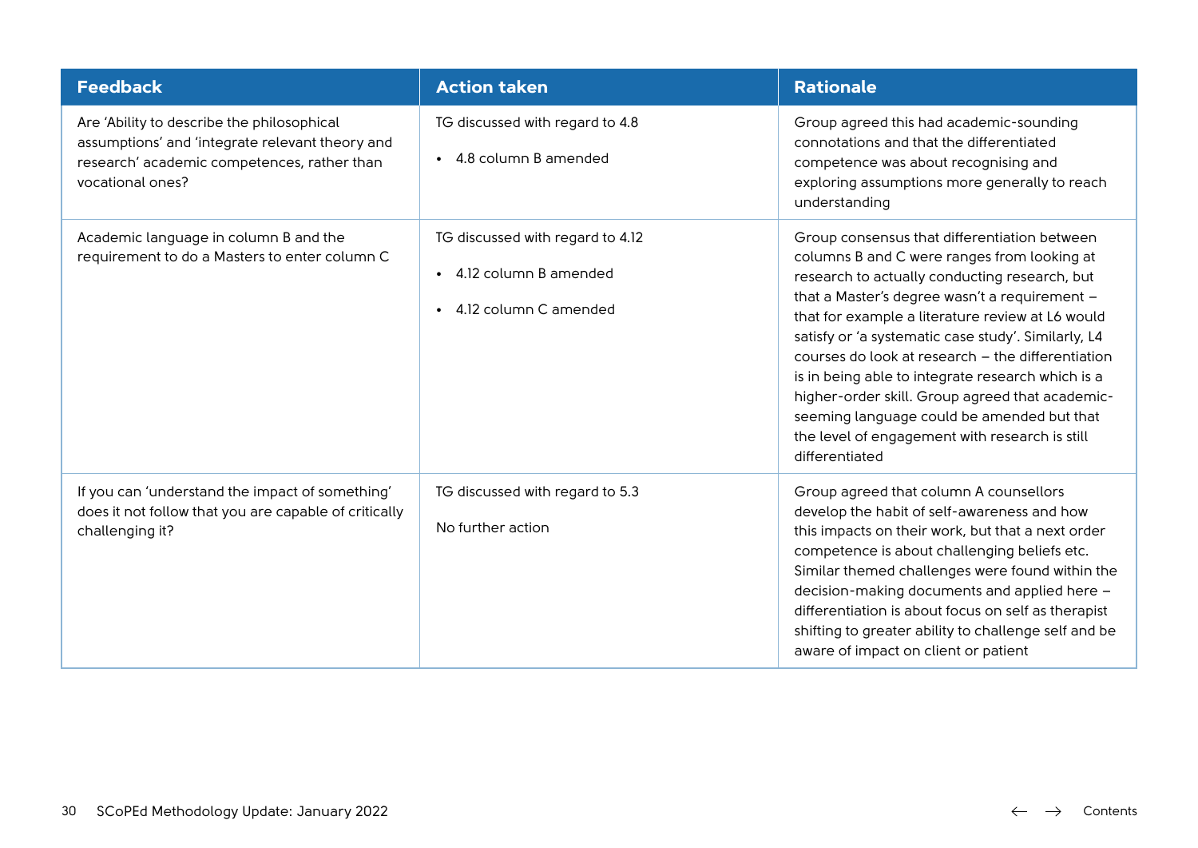| Feedback | Action taken | Rationale |
|---|---|---|
| Are 'Ability to describe the philosophical assumptions' and 'integrate relevant theory and research' academic competences, rather than vocational ones? | TG discussed with regard to 4.8<br><br>• 4.8 column B amended | Group agreed this had academic-sounding connotations and that the differentiated competence was about recognising and exploring assumptions more generally to reach understanding |
| Academic language in column B and the requirement to do a Masters to enter column C | TG discussed with regard to 4.12<br><br>• 4.12 column B amended<br><br>• 4.12 column C amended | Group consensus that differentiation between columns B and C were ranges from looking at research to actually conducting research, but that a Master's degree wasn't a requirement – that for example a literature review at L6 would satisfy or 'a systematic case study'. Similarly, L4 courses do look at research – the differentiation is in being able to integrate research which is a higher-order skill. Group agreed that academic-seeming language could be amended but that the level of engagement with research is still differentiated |
| If you can 'understand the impact of something' does it not follow that you are capable of critically challenging it? | TG discussed with regard to 5.3<br><br>No further action | Group agreed that column A counsellors develop the habit of self-awareness and how this impacts on their work, but that a next order competence is about challenging beliefs etc. Similar themed challenges were found within the decision-making documents and applied here – differentiation is about focus on self as therapist shifting to greater ability to challenge self and be aware of impact on client or patient |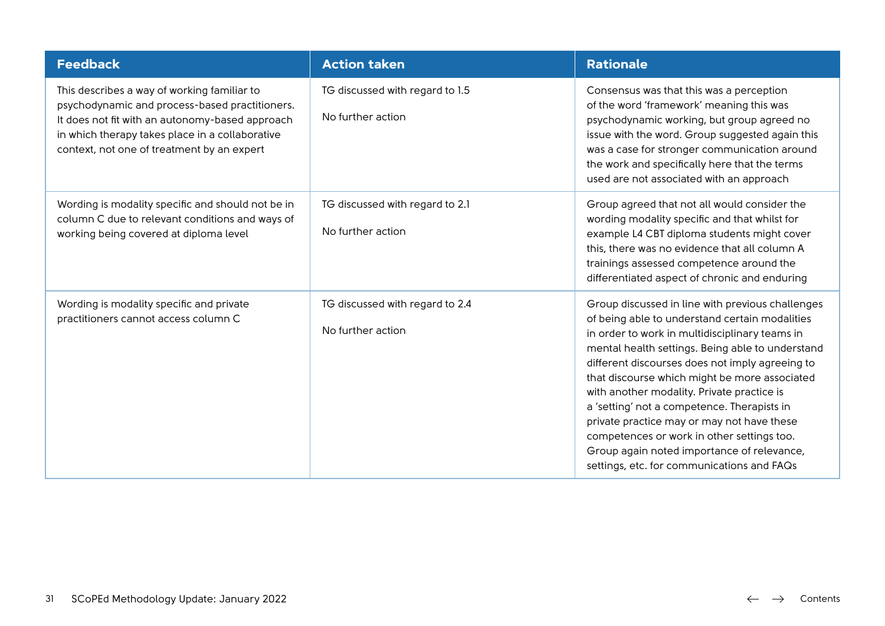| Feedback | Action taken | Rationale |
|---|---|---|
| This describes a way of working familiar to psychodynamic and process-based practitioners. It does not fit with an autonomy-based approach in which therapy takes place in a collaborative context, not one of treatment by an expert | TG discussed with regard to 1.5<br><br>No further action | Consensus was that this was a perception of the word 'framework' meaning this was psychodynamic working, but group agreed no issue with the word. Group suggested again this was a case for stronger communication around the work and specifically here that the terms used are not associated with an approach |
| Wording is modality specific and should not be in column C due to relevant conditions and ways of working being covered at diploma level | TG discussed with regard to 2.1<br><br>No further action | Group agreed that not all would consider the wording modality specific and that whilst for example L4 CBT diploma students might cover this, there was no evidence that all column A trainings assessed competence around the differentiated aspect of chronic and enduring |
| Wording is modality specific and private practitioners cannot access column C | TG discussed with regard to 2.4<br><br>No further action | Group discussed in line with previous challenges of being able to understand certain modalities in order to work in multidisciplinary teams in mental health settings. Being able to understand different discourses does not imply agreeing to that discourse which might be more associated with another modality. Private practice is a 'setting' not a competence. Therapists in private practice may or may not have these competences or work in other settings too. Group again noted importance of relevance, settings, etc. for communications and FAQs |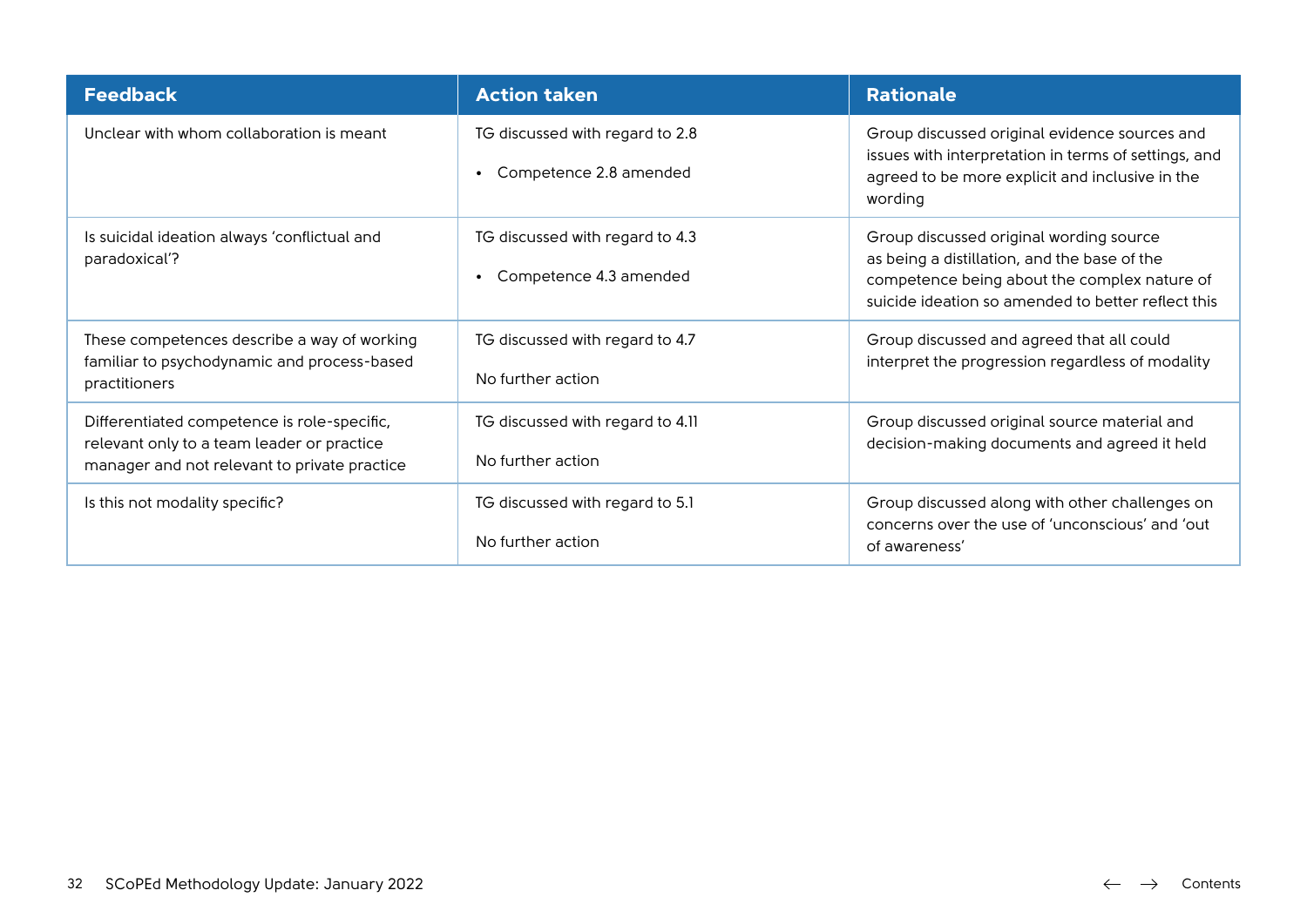| Feedback | Action taken | Rationale |
| --- | --- | --- |
| Unclear with whom collaboration is meant | TG discussed with regard to 2.8<br><br>• Competence 2.8 amended | Group discussed original evidence sources and issues with interpretation in terms of settings, and agreed to be more explicit and inclusive in the wording |
| Is suicidal ideation always 'conflictual and paradoxical'? | TG discussed with regard to 4.3<br><br>• Competence 4.3 amended | Group discussed original wording source as being a distillation, and the base of the competence being about the complex nature of suicide ideation so amended to better reflect this |
| These competences describe a way of working familiar to psychodynamic and process-based practitioners | TG discussed with regard to 4.7<br><br>No further action | Group discussed and agreed that all could interpret the progression regardless of modality |
| Differentiated competence is role-specific, relevant only to a team leader or practice manager and not relevant to private practice | TG discussed with regard to 4.11<br><br>No further action | Group discussed original source material and decision-making documents and agreed it held |
| Is this not modality specific? | TG discussed with regard to 5.1<br><br>No further action | Group discussed along with other challenges on concerns over the use of 'unconscious' and 'out of awareness' |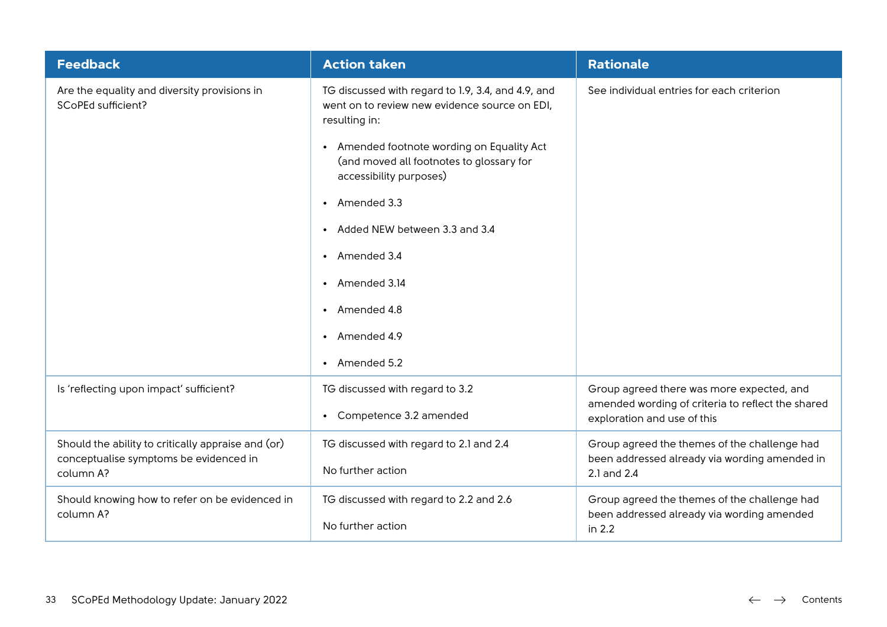| Feedback | Action taken | Rationale |
|---|---|---|
| Are the equality and diversity provisions in SCoPEd sufficient? | TG discussed with regard to 1.9, 3.4, and 4.9, and went on to review new evidence source on EDI, resulting in:<br>• Amended footnote wording on Equality Act (and moved all footnotes to glossary for accessibility purposes)<br>• Amended 3.3<br>• Added NEW between 3.3 and 3.4<br>• Amended 3.4<br>• Amended 3.14<br>• Amended 4.8<br>• Amended 4.9<br>• Amended 5.2 | See individual entries for each criterion |
| Is 'reflecting upon impact' sufficient? | TG discussed with regard to 3.2<br>• Competence 3.2 amended | Group agreed there was more expected, and amended wording of criteria to reflect the shared exploration and use of this |
| Should the ability to critically appraise and (or) conceptualise symptoms be evidenced in column A? | TG discussed with regard to 2.1 and 2.4<br>No further action | Group agreed the themes of the challenge had been addressed already via wording amended in 2.1 and 2.4 |
| Should knowing how to refer on be evidenced in column A? | TG discussed with regard to 2.2 and 2.6<br>No further action | Group agreed the themes of the challenge had been addressed already via wording amended in 2.2 |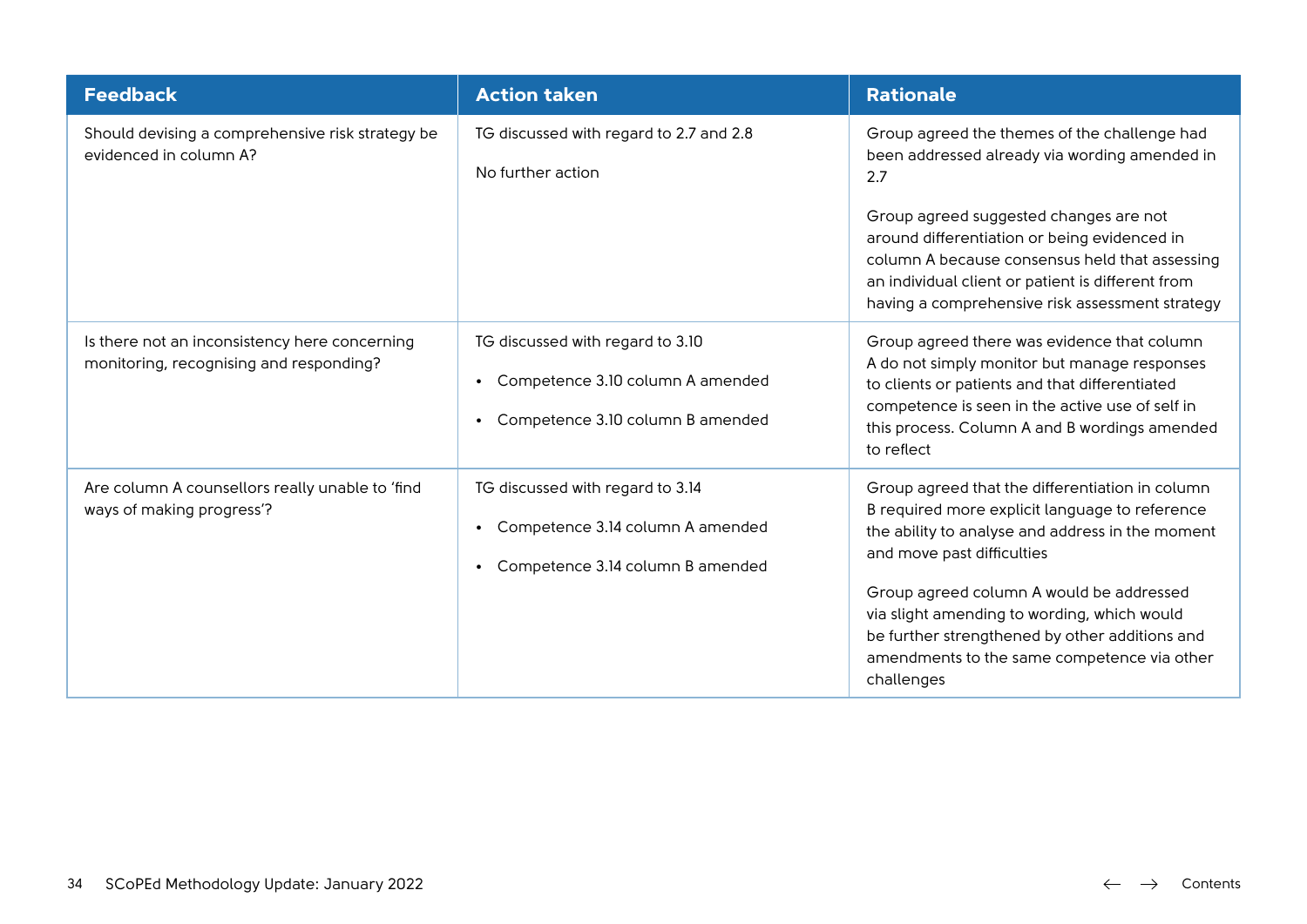| Feedback | Action taken | Rationale |
|---|---|---|
| Should devising a comprehensive risk strategy be evidenced in column A? | TG discussed with regard to 2.7 and 2.8<br><br>No further action | Group agreed the themes of the challenge had been addressed already via wording amended in 2.7<br><br>Group agreed suggested changes are not around differentiation or being evidenced in column A because consensus held that assessing an individual client or patient is different from having a comprehensive risk assessment strategy |
| Is there not an inconsistency here concerning monitoring, recognising and responding? | TG discussed with regard to 3.10<br><br>• Competence 3.10 column A amended<br><br>• Competence 3.10 column B amended | Group agreed there was evidence that column A do not simply monitor but manage responses to clients or patients and that differentiated competence is seen in the active use of self in this process. Column A and B wordings amended to reflect |
| Are column A counsellors really unable to 'find ways of making progress'? | TG discussed with regard to 3.14<br><br>• Competence 3.14 column A amended<br><br>• Competence 3.14 column B amended | Group agreed that the differentiation in column B required more explicit language to reference the ability to analyse and address in the moment and move past difficulties<br><br>Group agreed column A would be addressed via slight amending to wording, which would be further strengthened by other additions and amendments to the same competence via other challenges |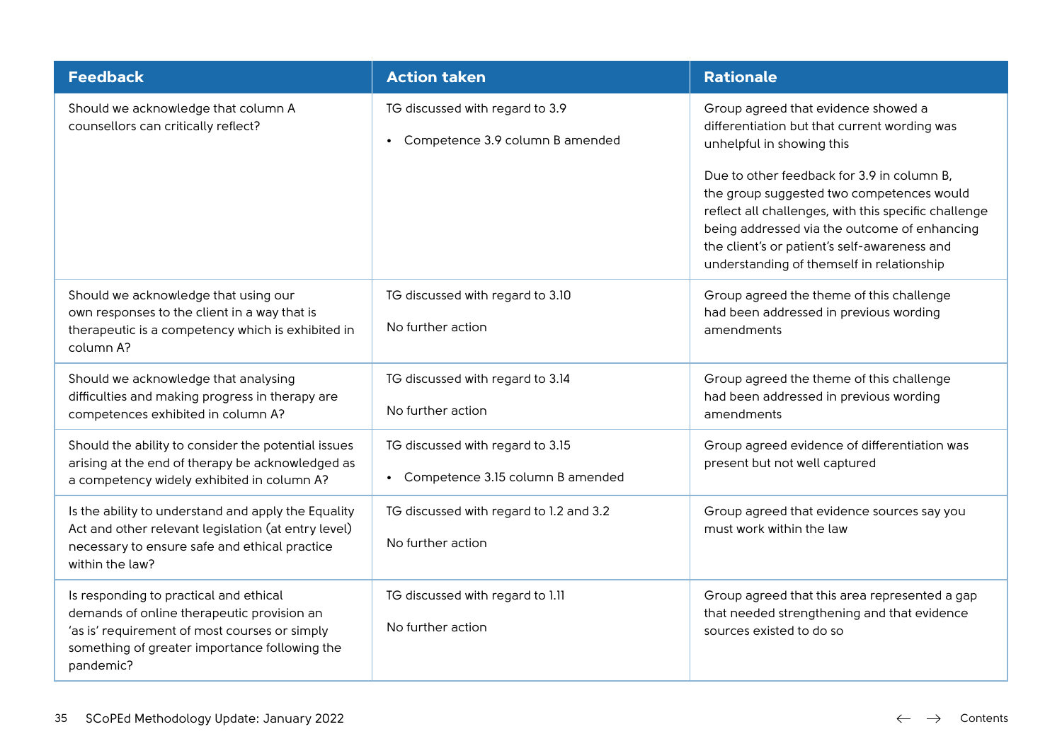| Feedback | Action taken | Rationale |
|---|---|---|
| Should we acknowledge that column A counsellors can critically reflect? | TG discussed with regard to 3.9<br><br>• Competence 3.9 column B amended | Group agreed that evidence showed a differentiation but that current wording was unhelpful in showing this<br><br>Due to other feedback for 3.9 in column B, the group suggested two competences would reflect all challenges, with this specific challenge being addressed via the outcome of enhancing the client's or patient's self-awareness and understanding of themself in relationship |
| Should we acknowledge that using our own responses to the client in a way that is therapeutic is a competency which is exhibited in column A? | TG discussed with regard to 3.10<br><br>No further action | Group agreed the theme of this challenge had been addressed in previous wording amendments |
| Should we acknowledge that analysing difficulties and making progress in therapy are competences exhibited in column A? | TG discussed with regard to 3.14<br><br>No further action | Group agreed the theme of this challenge had been addressed in previous wording amendments |
| Should the ability to consider the potential issues arising at the end of therapy be acknowledged as a competency widely exhibited in column A? | TG discussed with regard to 3.15<br><br>• Competence 3.15 column B amended | Group agreed evidence of differentiation was present but not well captured |
| Is the ability to understand and apply the Equality Act and other relevant legislation (at entry level) necessary to ensure safe and ethical practice within the law? | TG discussed with regard to 1.2 and 3.2<br><br>No further action | Group agreed that evidence sources say you must work within the law |
| Is responding to practical and ethical demands of online therapeutic provision an 'as is' requirement of most courses or simply something of greater importance following the pandemic? | TG discussed with regard to 1.11<br><br>No further action | Group agreed that this area represented a gap that needed strengthening and that evidence sources existed to do so |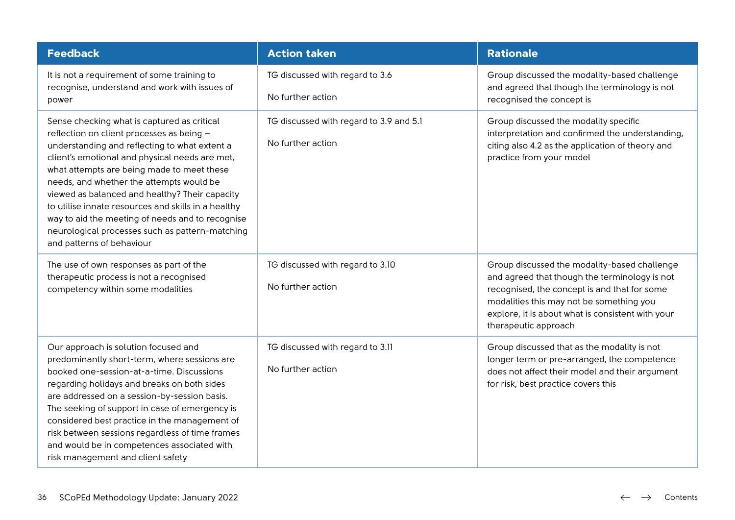| Feedback | Action taken | Rationale |
|---|---|---|
| It is not a requirement of some training to recognise, understand and work with issues of power | TG discussed with regard to 3.6<br><br>No further action | Group discussed the modality-based challenge and agreed that though the terminology is not recognised the concept is |
| Sense checking what is captured as critical reflection on client processes as being – understanding and reflecting to what extent a client's emotional and physical needs are met, what attempts are being made to meet these needs, and whether the attempts would be viewed as balanced and healthy? Their capacity to utilise innate resources and skills in a healthy way to aid the meeting of needs and to recognise neurological processes such as pattern-matching and patterns of behaviour | TG discussed with regard to 3.9 and 5.1<br><br>No further action | Group discussed the modality specific interpretation and confirmed the understanding, citing also 4.2 as the application of theory and practice from your model |
| The use of own responses as part of the therapeutic process is not a recognised competency within some modalities | TG discussed with regard to 3.10<br><br>No further action | Group discussed the modality-based challenge and agreed that though the terminology is not recognised, the concept is and that for some modalities this may not be something you explore, it is about what is consistent with your therapeutic approach |
| Our approach is solution focused and predominantly short-term, where sessions are booked one-session-at-a-time. Discussions regarding holidays and breaks on both sides are addressed on a session-by-session basis. The seeking of support in case of emergency is considered best practice in the management of risk between sessions regardless of time frames and would be in competences associated with risk management and client safety | TG discussed with regard to 3.11<br><br>No further action | Group discussed that as the modality is not longer term or pre-arranged, the competence does not affect their model and their argument for risk, best practice covers this |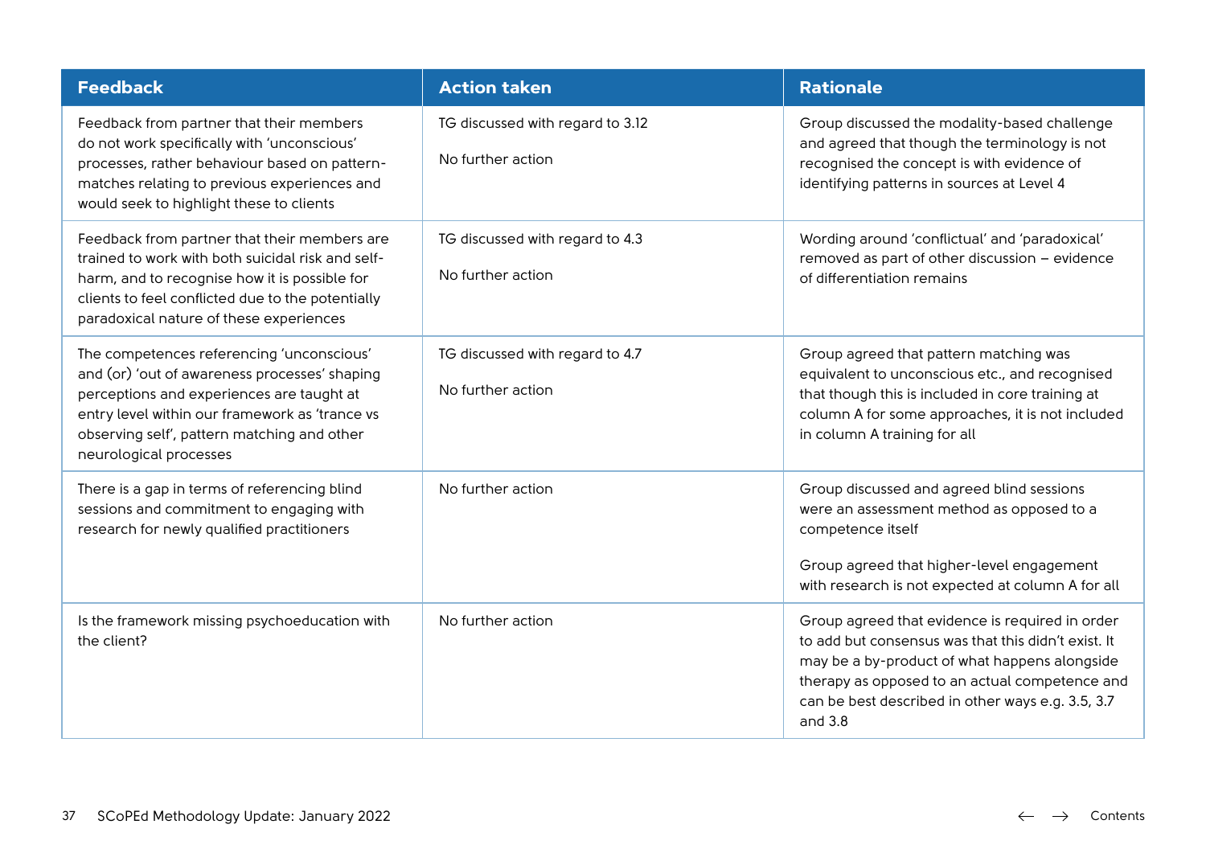| Feedback | Action taken | Rationale |
|---|---|---|
| Feedback from partner that their members do not work specifically with 'unconscious' processes, rather behaviour based on pattern-matches relating to previous experiences and would seek to highlight these to clients | TG discussed with regard to 3.12<br><br>No further action | Group discussed the modality-based challenge and agreed that though the terminology is not recognised the concept is with evidence of identifying patterns in sources at Level 4 |
| Feedback from partner that their members are trained to work with both suicidal risk and self-harm, and to recognise how it is possible for clients to feel conflicted due to the potentially paradoxical nature of these experiences | TG discussed with regard to 4.3<br><br>No further action | Wording around 'conflictual' and 'paradoxical' removed as part of other discussion – evidence of differentiation remains |
| The competences referencing 'unconscious' and (or) 'out of awareness processes' shaping perceptions and experiences are taught at entry level within our framework as 'trance vs observing self', pattern matching and other neurological processes | TG discussed with regard to 4.7<br><br>No further action | Group agreed that pattern matching was equivalent to unconscious etc., and recognised that though this is included in core training at column A for some approaches, it is not included in column A training for all |
| There is a gap in terms of referencing blind sessions and commitment to engaging with research for newly qualified practitioners | No further action | Group discussed and agreed blind sessions were an assessment method as opposed to a competence itself<br><br>Group agreed that higher-level engagement with research is not expected at column A for all |
| Is the framework missing psychoeducation with the client? | No further action | Group agreed that evidence is required in order to add but consensus was that this didn't exist. It may be a by-product of what happens alongside therapy as opposed to an actual competence and can be best described in other ways e.g. 3.5, 3.7 and 3.8 |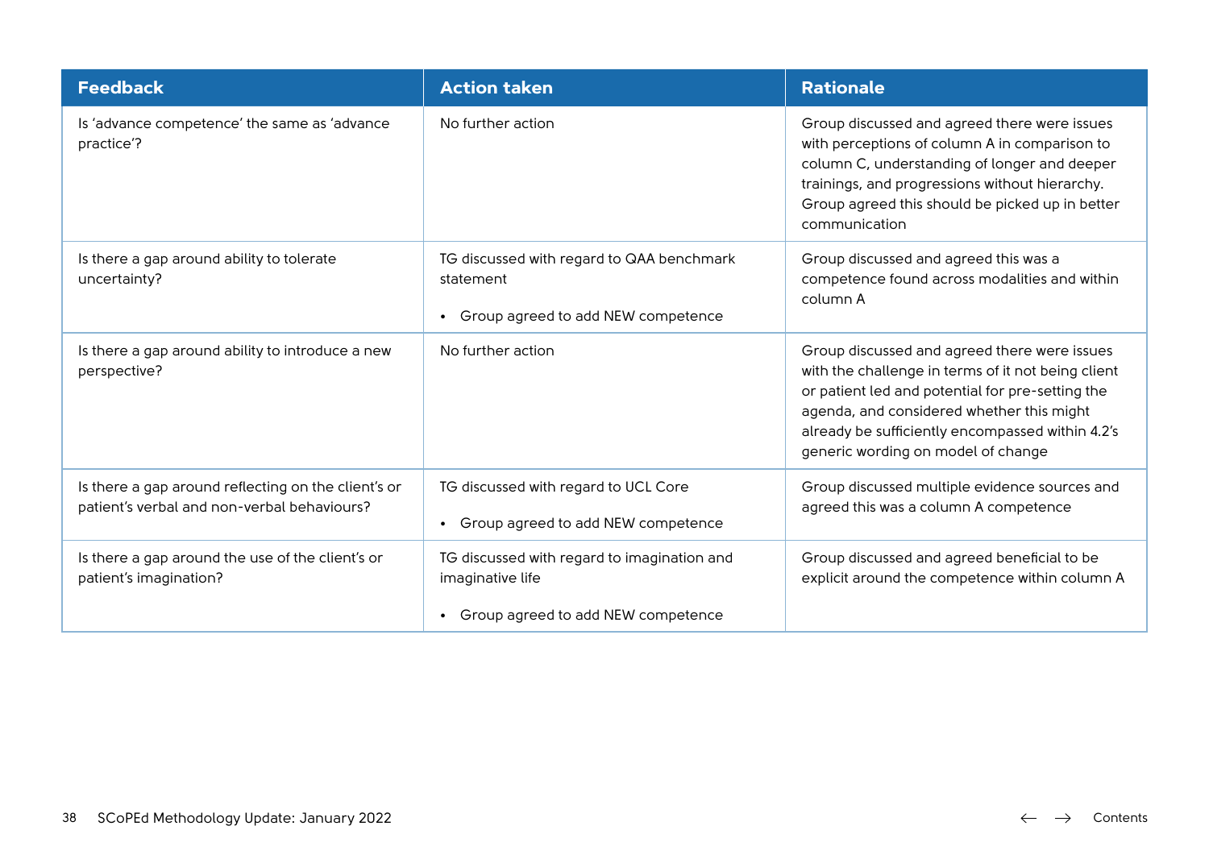| Feedback | Action taken | Rationale |
|---|---|---|
| Is 'advance competence' the same as 'advance practice'? | No further action | Group discussed and agreed there were issues with perceptions of column A in comparison to column C, understanding of longer and deeper trainings, and progressions without hierarchy. Group agreed this should be picked up in better communication |
| Is there a gap around ability to tolerate uncertainty? | TG discussed with regard to QAA benchmark statement<br><br>• Group agreed to add NEW competence | Group discussed and agreed this was a competence found across modalities and within column A |
| Is there a gap around ability to introduce a new perspective? | No further action | Group discussed and agreed there were issues with the challenge in terms of it not being client or patient led and potential for pre-setting the agenda, and considered whether this might already be sufficiently encompassed within 4.2's generic wording on model of change |
| Is there a gap around reflecting on the client's or patient's verbal and non-verbal behaviours? | TG discussed with regard to UCL Core<br><br>• Group agreed to add NEW competence | Group discussed multiple evidence sources and agreed this was a column A competence |
| Is there a gap around the use of the client's or patient's imagination? | TG discussed with regard to imagination and imaginative life<br><br>• Group agreed to add NEW competence | Group discussed and agreed beneficial to be explicit around the competence within column A |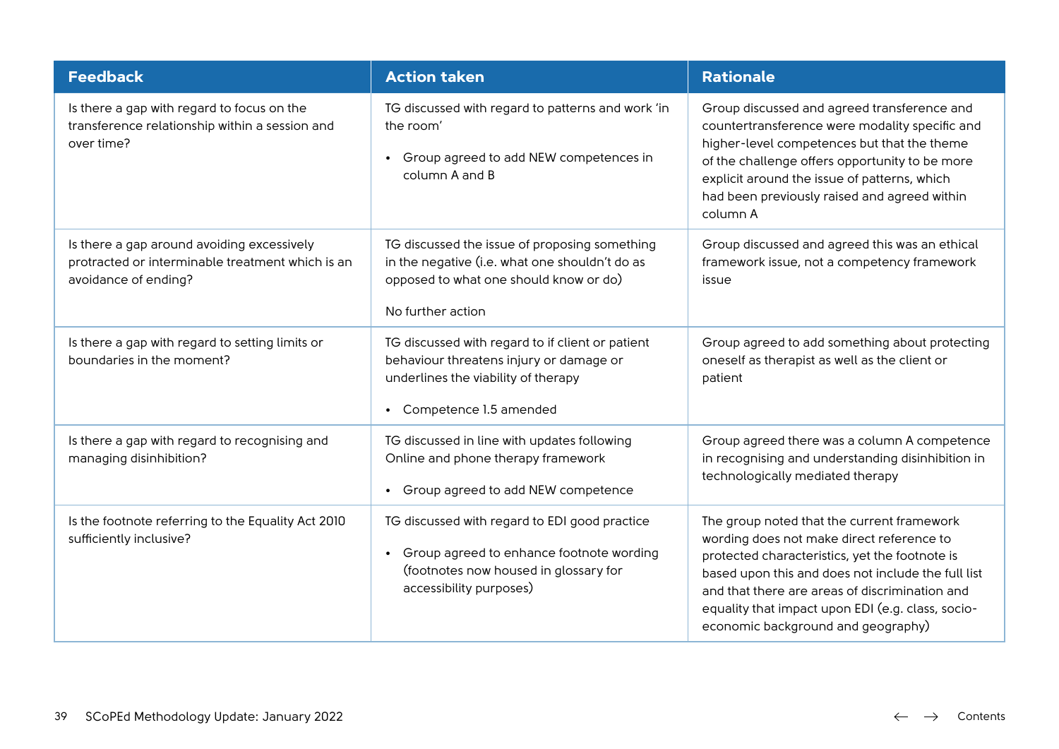| Feedback | Action taken | Rationale |
|---|---|---|
| Is there a gap with regard to focus on the transference relationship within a session and over time? | TG discussed with regard to patterns and work 'in the room'<br><br>• Group agreed to add NEW competences in column A and B | Group discussed and agreed transference and countertransference were modality specific and higher-level competences but that the theme of the challenge offers opportunity to be more explicit around the issue of patterns, which had been previously raised and agreed within column A |
| Is there a gap around avoiding excessively protracted or interminable treatment which is an avoidance of ending? | TG discussed the issue of proposing something in the negative (i.e. what one shouldn't do as opposed to what one should know or do)<br><br>No further action | Group discussed and agreed this was an ethical framework issue, not a competency framework issue |
| Is there a gap with regard to setting limits or boundaries in the moment? | TG discussed with regard to if client or patient behaviour threatens injury or damage or underlines the viability of therapy<br><br>• Competence 1.5 amended | Group agreed to add something about protecting oneself as therapist as well as the client or patient |
| Is there a gap with regard to recognising and managing disinhibition? | TG discussed in line with updates following Online and phone therapy framework<br><br>• Group agreed to add NEW competence | Group agreed there was a column A competence in recognising and understanding disinhibition in technologically mediated therapy |
| Is the footnote referring to the Equality Act 2010 sufficiently inclusive? | TG discussed with regard to EDI good practice<br><br>• Group agreed to enhance footnote wording (footnotes now housed in glossary for accessibility purposes) | The group noted that the current framework wording does not make direct reference to protected characteristics, yet the footnote is based upon this and does not include the full list and that there are areas of discrimination and equality that impact upon EDI (e.g. class, socio-economic background and geography) |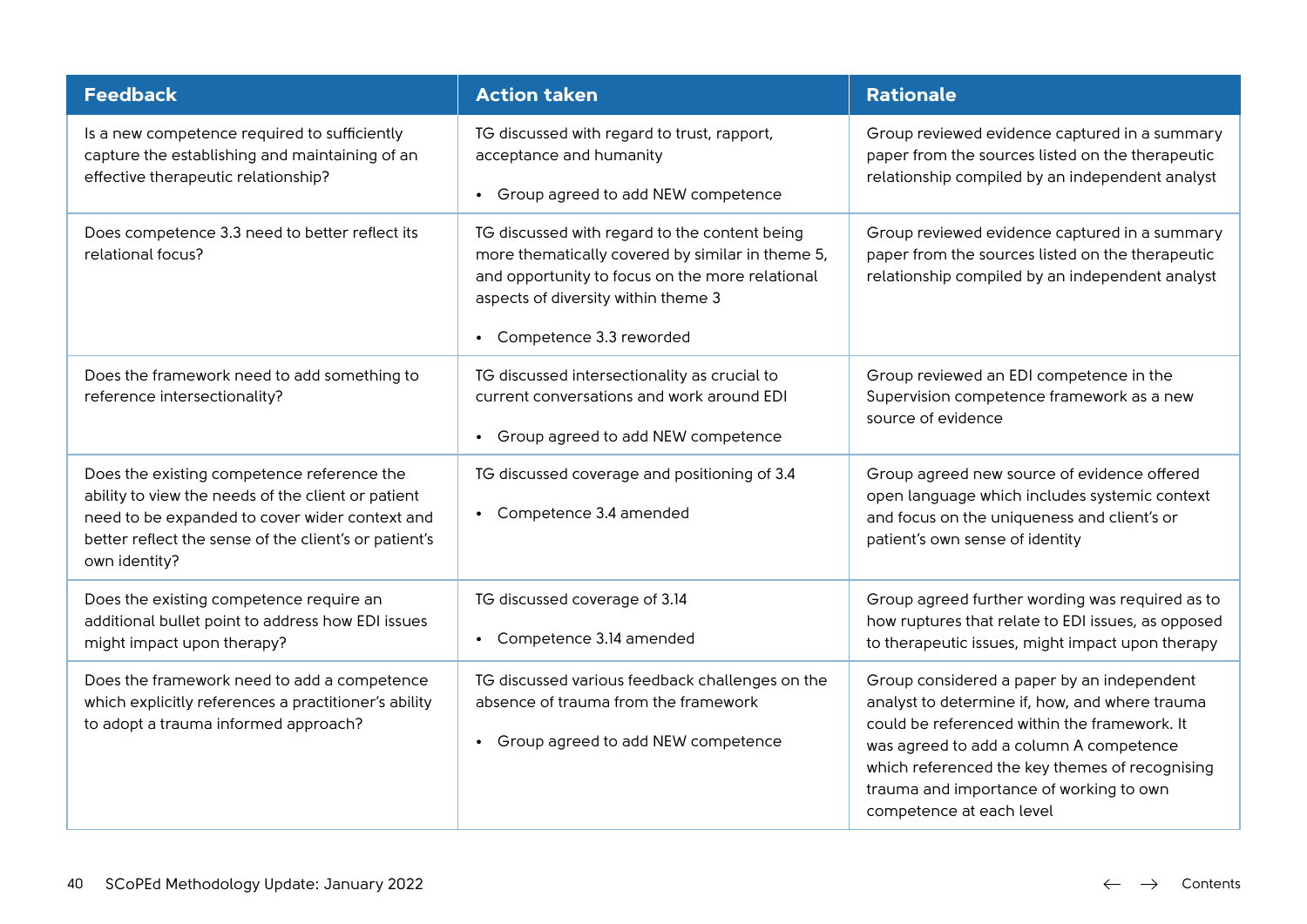| Feedback | Action taken | Rationale |
|---|---|---|
| Is a new competence required to sufficiently capture the establishing and maintaining of an effective therapeutic relationship? | TG discussed with regard to trust, rapport, acceptance and humanity<br><br>• Group agreed to add NEW competence | Group reviewed evidence captured in a summary paper from the sources listed on the therapeutic relationship compiled by an independent analyst |
| Does competence 3.3 need to better reflect its relational focus? | TG discussed with regard to the content being more thematically covered by similar in theme 5, and opportunity to focus on the more relational aspects of diversity within theme 3<br><br>• Competence 3.3 reworded | Group reviewed evidence captured in a summary paper from the sources listed on the therapeutic relationship compiled by an independent analyst |
| Does the framework need to add something to reference intersectionality? | TG discussed intersectionality as crucial to current conversations and work around EDI<br><br>• Group agreed to add NEW competence | Group reviewed an EDI competence in the Supervision competence framework as a new source of evidence |
| Does the existing competence reference the ability to view the needs of the client or patient need to be expanded to cover wider context and better reflect the sense of the client's or patient's own identity? | TG discussed coverage and positioning of 3.4<br><br>• Competence 3.4 amended | Group agreed new source of evidence offered open language which includes systemic context and focus on the uniqueness and client's or patient's own sense of identity |
| Does the existing competence require an additional bullet point to address how EDI issues might impact upon therapy? | TG discussed coverage of 3.14<br><br>• Competence 3.14 amended | Group agreed further wording was required as to how ruptures that relate to EDI issues, as opposed to therapeutic issues, might impact upon therapy |
| Does the framework need to add a competence which explicitly references a practitioner's ability to adopt a trauma informed approach? | TG discussed various feedback challenges on the absence of trauma from the framework<br><br>• Group agreed to add NEW competence | Group considered a paper by an independent analyst to determine if, how, and where trauma could be referenced within the framework. It was agreed to add a column A competence which referenced the key themes of recognising trauma and importance of working to own competence at each level |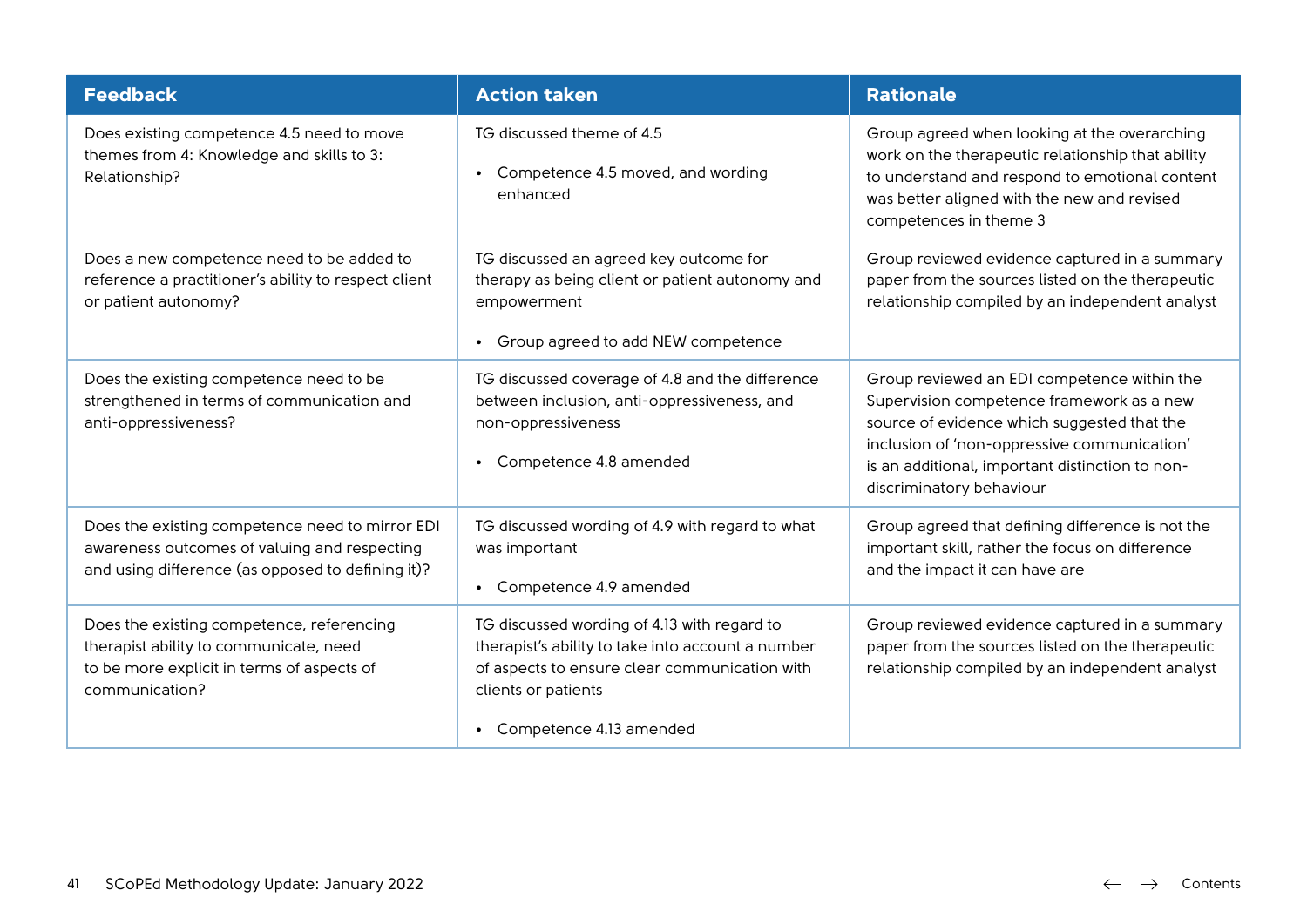| Feedback | Action taken | Rationale |
|---|---|---|
| Does existing competence 4.5 need to move themes from 4: Knowledge and skills to 3: Relationship? | TG discussed theme of 4.5<br><br>• Competence 4.5 moved, and wording enhanced | Group agreed when looking at the overarching work on the therapeutic relationship that ability to understand and respond to emotional content was better aligned with the new and revised competences in theme 3 |
| Does a new competence need to be added to reference a practitioner's ability to respect client or patient autonomy? | TG discussed an agreed key outcome for therapy as being client or patient autonomy and empowerment<br><br>• Group agreed to add NEW competence | Group reviewed evidence captured in a summary paper from the sources listed on the therapeutic relationship compiled by an independent analyst |
| Does the existing competence need to be strengthened in terms of communication and anti-oppressiveness? | TG discussed coverage of 4.8 and the difference between inclusion, anti-oppressiveness, and non-oppressiveness<br><br>• Competence 4.8 amended | Group reviewed an EDI competence within the Supervision competence framework as a new source of evidence which suggested that the inclusion of 'non-oppressive communication' is an additional, important distinction to non-discriminatory behaviour |
| Does the existing competence need to mirror EDI awareness outcomes of valuing and respecting and using difference (as opposed to defining it)? | TG discussed wording of 4.9 with regard to what was important<br><br>• Competence 4.9 amended | Group agreed that defining difference is not the important skill, rather the focus on difference and the impact it can have are |
| Does the existing competence, referencing therapist ability to communicate, need to be more explicit in terms of aspects of communication? | TG discussed wording of 4.13 with regard to therapist's ability to take into account a number of aspects to ensure clear communication with clients or patients<br><br>• Competence 4.13 amended | Group reviewed evidence captured in a summary paper from the sources listed on the therapeutic relationship compiled by an independent analyst |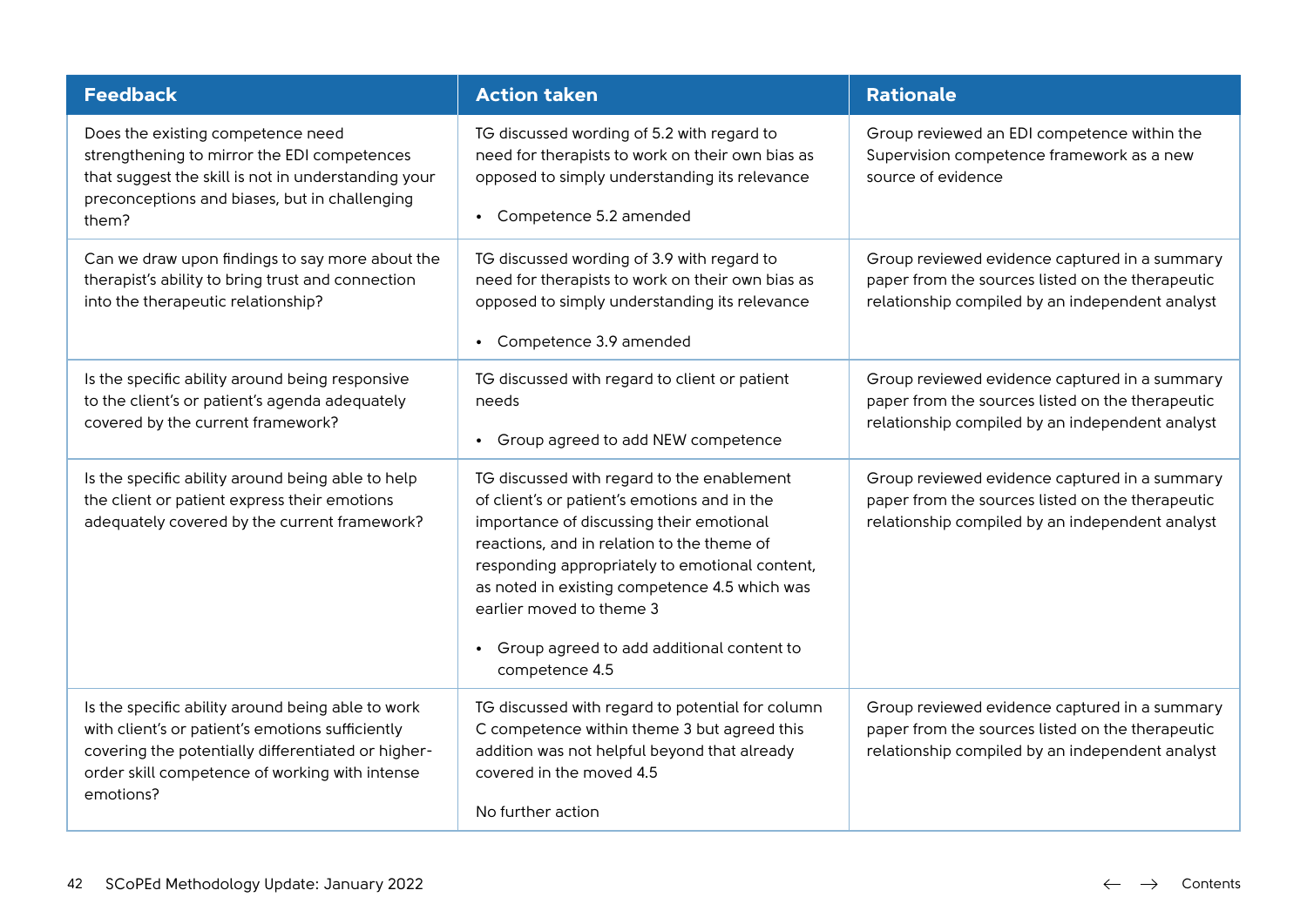| Feedback | Action taken | Rationale |
|---|---|---|
| Does the existing competence need strengthening to mirror the EDI competences that suggest the skill is not in understanding your preconceptions and biases, but in challenging them? | TG discussed wording of 5.2 with regard to need for therapists to work on their own bias as opposed to simply understanding its relevance<br><br>• Competence 5.2 amended | Group reviewed an EDI competence within the Supervision competence framework as a new source of evidence |
| Can we draw upon findings to say more about the therapist's ability to bring trust and connection into the therapeutic relationship? | TG discussed wording of 3.9 with regard to need for therapists to work on their own bias as opposed to simply understanding its relevance<br><br>• Competence 3.9 amended | Group reviewed evidence captured in a summary paper from the sources listed on the therapeutic relationship compiled by an independent analyst |
| Is the specific ability around being responsive to the client's or patient's agenda adequately covered by the current framework? | TG discussed with regard to client or patient needs<br><br>• Group agreed to add NEW competence | Group reviewed evidence captured in a summary paper from the sources listed on the therapeutic relationship compiled by an independent analyst |
| Is the specific ability around being able to help the client or patient express their emotions adequately covered by the current framework? | TG discussed with regard to the enablement of client's or patient's emotions and in the importance of discussing their emotional reactions, and in relation to the theme of responding appropriately to emotional content, as noted in existing competence 4.5 which was earlier moved to theme 3<br><br>• Group agreed to add additional content to competence 4.5 | Group reviewed evidence captured in a summary paper from the sources listed on the therapeutic relationship compiled by an independent analyst |
| Is the specific ability around being able to work with client's or patient's emotions sufficiently covering the potentially differentiated or higher-order skill competence of working with intense emotions? | TG discussed with regard to potential for column C competence within theme 3 but agreed this addition was not helpful beyond that already covered in the moved 4.5<br><br>No further action | Group reviewed evidence captured in a summary paper from the sources listed on the therapeutic relationship compiled by an independent analyst |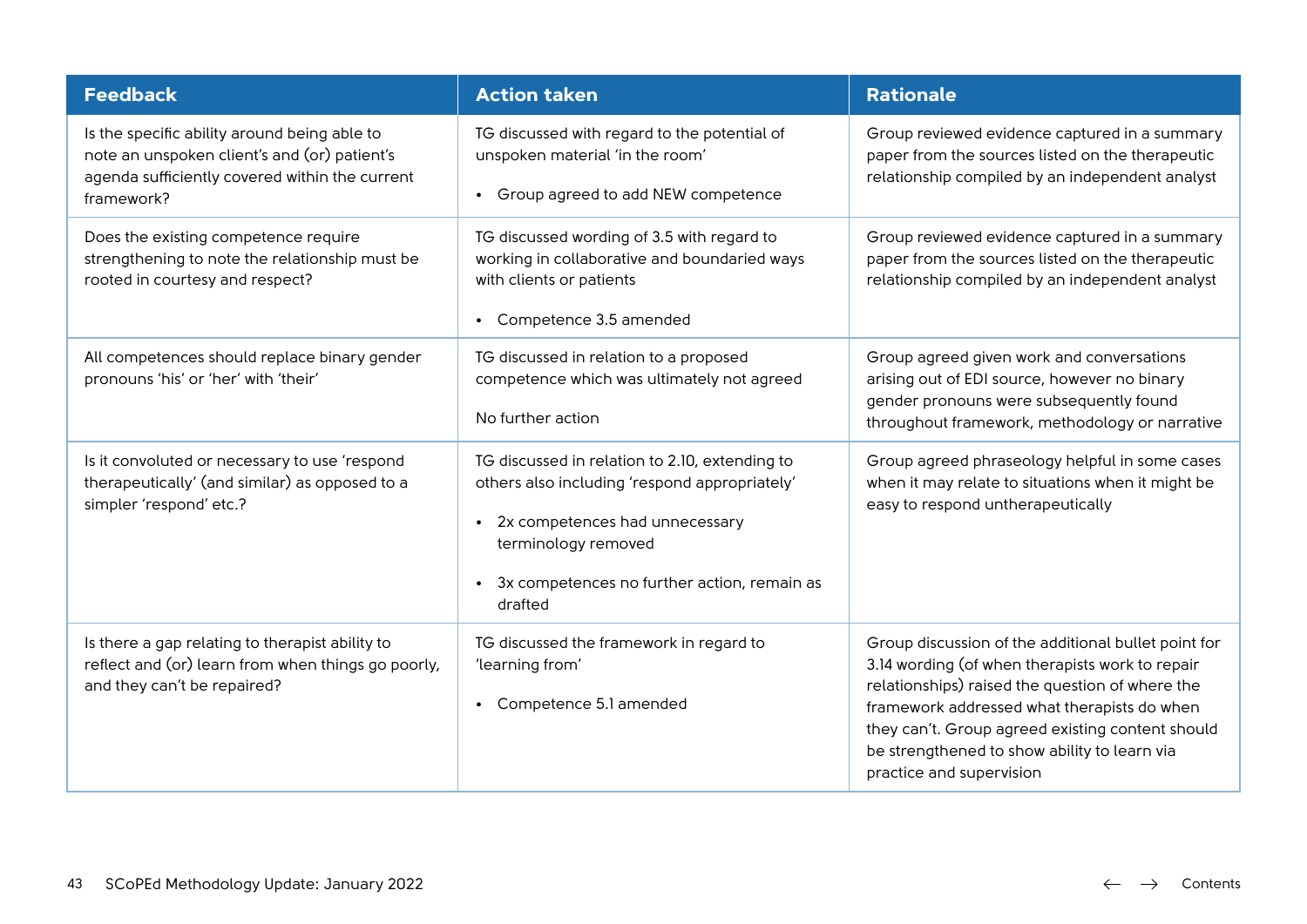| Feedback | Action taken | Rationale |
|---|---|---|
| Is the specific ability around being able to note an unspoken client's and (or) patient's agenda sufficiently covered within the current framework? | TG discussed with regard to the potential of unspoken material 'in the room'<br><br>• Group agreed to add NEW competence | Group reviewed evidence captured in a summary paper from the sources listed on the therapeutic relationship compiled by an independent analyst |
| Does the existing competence require strengthening to note the relationship must be rooted in courtesy and respect? | TG discussed wording of 3.5 with regard to working in collaborative and boundaried ways with clients or patients<br><br>• Competence 3.5 amended | Group reviewed evidence captured in a summary paper from the sources listed on the therapeutic relationship compiled by an independent analyst |
| All competences should replace binary gender pronouns 'his' or 'her' with 'their' | TG discussed in relation to a proposed competence which was ultimately not agreed<br><br>No further action | Group agreed given work and conversations arising out of EDI source, however no binary gender pronouns were subsequently found throughout framework, methodology or narrative |
| Is it convoluted or necessary to use 'respond therapeutically' (and similar) as opposed to a simpler 'respond' etc.? | TG discussed in relation to 2.10, extending to others also including 'respond appropriately'<br><br>• 2x competences had unnecessary terminology removed<br><br>• 3x competences no further action, remain as drafted | Group agreed phraseology helpful in some cases when it may relate to situations when it might be easy to respond untherapeutically |
| Is there a gap relating to therapist ability to reflect and (or) learn from when things go poorly, and they can't be repaired? | TG discussed the framework in regard to 'learning from'<br><br>• Competence 5.1 amended | Group discussion of the additional bullet point for 3.14 wording (of when therapists work to repair relationships) raised the question of where the framework addressed what therapists do when they can't. Group agreed existing content should be strengthened to show ability to learn via practice and supervision |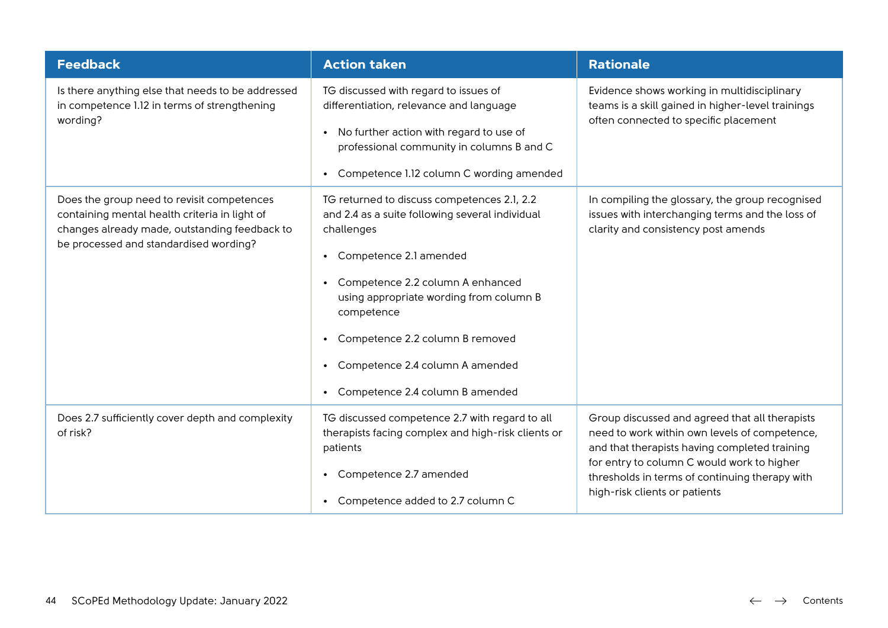| Feedback | Action taken | Rationale |
|---|---|---|
| Is there anything else that needs to be addressed in competence 1.12 in terms of strengthening wording? | TG discussed with regard to issues of differentiation, relevance and language<br><br>• No further action with regard to use of professional community in columns B and C<br><br>• Competence 1.12 column C wording amended | Evidence shows working in multidisciplinary teams is a skill gained in higher-level trainings often connected to specific placement |
| Does the group need to revisit competences containing mental health criteria in light of changes already made, outstanding feedback to be processed and standardised wording? | TG returned to discuss competences 2.1, 2.2 and 2.4 as a suite following several individual challenges<br><br>• Competence 2.1 amended<br><br>• Competence 2.2 column A enhanced using appropriate wording from column B competence<br><br>• Competence 2.2 column B removed<br><br>• Competence 2.4 column A amended<br><br>• Competence 2.4 column B amended | In compiling the glossary, the group recognised issues with interchanging terms and the loss of clarity and consistency post amends |
| Does 2.7 sufficiently cover depth and complexity of risk? | TG discussed competence 2.7 with regard to all therapists facing complex and high-risk clients or patients<br><br>• Competence 2.7 amended<br><br>• Competence added to 2.7 column C | Group discussed and agreed that all therapists need to work within own levels of competence, and that therapists having completed training for entry to column C would work to higher thresholds in terms of continuing therapy with high-risk clients or patients |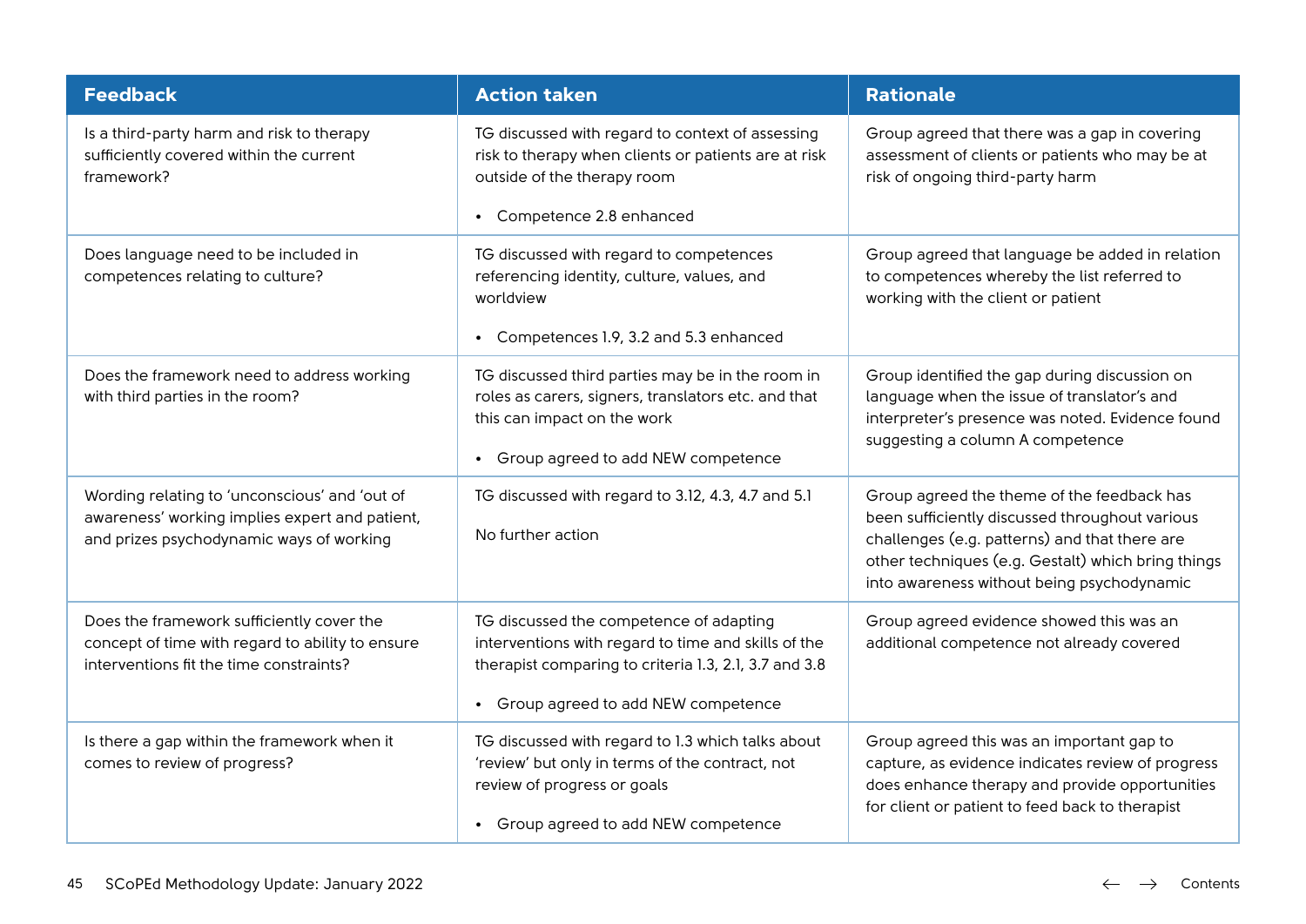| Feedback | Action taken | Rationale |
|---|---|---|
| Is a third-party harm and risk to therapy sufficiently covered within the current framework? | TG discussed with regard to context of assessing risk to therapy when clients or patients are at risk outside of the therapy room<br><br>• Competence 2.8 enhanced | Group agreed that there was a gap in covering assessment of clients or patients who may be at risk of ongoing third-party harm |
| Does language need to be included in competences relating to culture? | TG discussed with regard to competences referencing identity, culture, values, and worldview<br><br>• Competences 1.9, 3.2 and 5.3 enhanced | Group agreed that language be added in relation to competences whereby the list referred to working with the client or patient |
| Does the framework need to address working with third parties in the room? | TG discussed third parties may be in the room in roles as carers, signers, translators etc. and that this can impact on the work<br><br>• Group agreed to add NEW competence | Group identified the gap during discussion on language when the issue of translator's and interpreter's presence was noted. Evidence found suggesting a column A competence |
| Wording relating to 'unconscious' and 'out of awareness' working implies expert and patient, and prizes psychodynamic ways of working | TG discussed with regard to 3.12, 4.3, 4.7 and 5.1<br><br>No further action | Group agreed the theme of the feedback has been sufficiently discussed throughout various challenges (e.g. patterns) and that there are other techniques (e.g. Gestalt) which bring things into awareness without being psychodynamic |
| Does the framework sufficiently cover the concept of time with regard to ability to ensure interventions fit the time constraints? | TG discussed the competence of adapting interventions with regard to time and skills of the therapist comparing to criteria 1.3, 2.1, 3.7 and 3.8<br><br>• Group agreed to add NEW competence | Group agreed evidence showed this was an additional competence not already covered |
| Is there a gap within the framework when it comes to review of progress? | TG discussed with regard to 1.3 which talks about 'review' but only in terms of the contract, not review of progress or goals<br><br>• Group agreed to add NEW competence | Group agreed this was an important gap to capture, as evidence indicates review of progress does enhance therapy and provide opportunities for client or patient to feed back to therapist |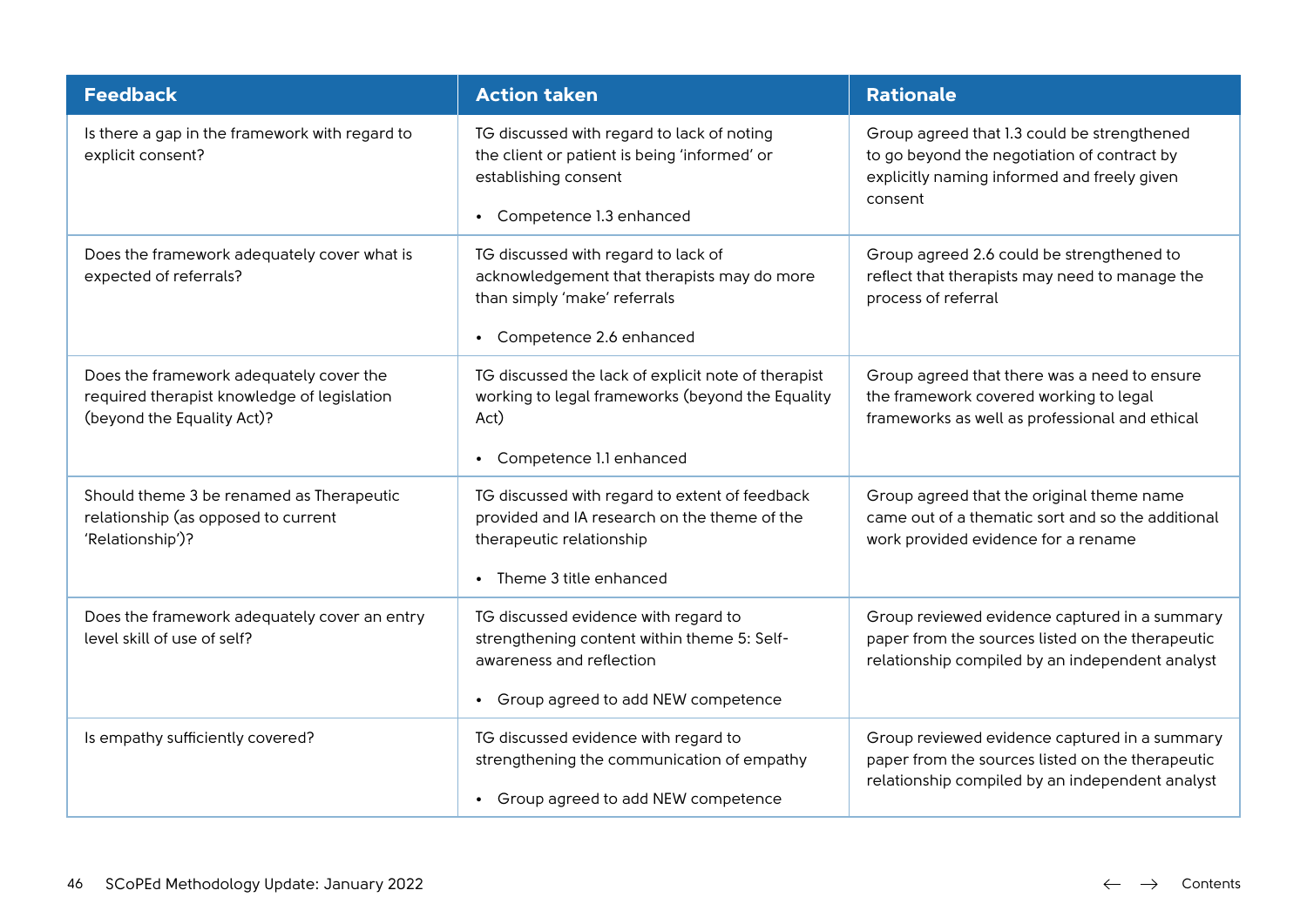| Feedback | Action taken | Rationale |
|---|---|---|
| Is there a gap in the framework with regard to explicit consent? | TG discussed with regard to lack of noting the client or patient is being 'informed' or establishing consent<br><br>• Competence 1.3 enhanced | Group agreed that 1.3 could be strengthened to go beyond the negotiation of contract by explicitly naming informed and freely given consent |
| Does the framework adequately cover what is expected of referrals? | TG discussed with regard to lack of acknowledgement that therapists may do more than simply 'make' referrals<br><br>• Competence 2.6 enhanced | Group agreed 2.6 could be strengthened to reflect that therapists may need to manage the process of referral |
| Does the framework adequately cover the required therapist knowledge of legislation (beyond the Equality Act)? | TG discussed the lack of explicit note of therapist working to legal frameworks (beyond the Equality Act)<br><br>• Competence 1.1 enhanced | Group agreed that there was a need to ensure the framework covered working to legal frameworks as well as professional and ethical |
| Should theme 3 be renamed as Therapeutic relationship (as opposed to current 'Relationship')? | TG discussed with regard to extent of feedback provided and IA research on the theme of the therapeutic relationship<br><br>• Theme 3 title enhanced | Group agreed that the original theme name came out of a thematic sort and so the additional work provided evidence for a rename |
| Does the framework adequately cover an entry level skill of use of self? | TG discussed evidence with regard to strengthening content within theme 5: Self-awareness and reflection<br><br>• Group agreed to add NEW competence | Group reviewed evidence captured in a summary paper from the sources listed on the therapeutic relationship compiled by an independent analyst |
| Is empathy sufficiently covered? | TG discussed evidence with regard to strengthening the communication of empathy<br><br>• Group agreed to add NEW competence | Group reviewed evidence captured in a summary paper from the sources listed on the therapeutic relationship compiled by an independent analyst |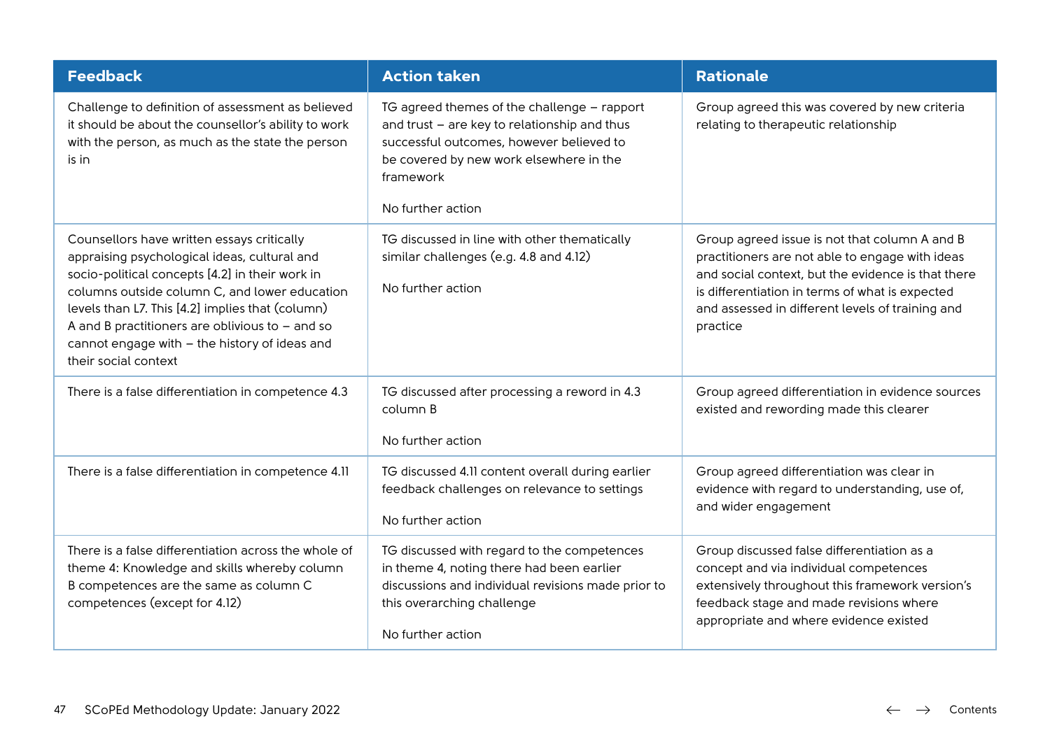| Feedback | Action taken | Rationale |
|---|---|---|
| Challenge to definition of assessment as believed it should be about the counsellor's ability to work with the person, as much as the state the person is in | TG agreed themes of the challenge – rapport and trust – are key to relationship and thus successful outcomes, however believed to be covered by new work elsewhere in the framework<br><br>No further action | Group agreed this was covered by new criteria relating to therapeutic relationship |
| Counsellors have written essays critically appraising psychological ideas, cultural and socio-political concepts [4.2] in their work in columns outside column C, and lower education levels than L7. This [4.2] implies that (column) A and B practitioners are oblivious to – and so cannot engage with – the history of ideas and their social context | TG discussed in line with other thematically similar challenges (e.g. 4.8 and 4.12)<br><br>No further action | Group agreed issue is not that column A and B practitioners are not able to engage with ideas and social context, but the evidence is that there is differentiation in terms of what is expected and assessed in different levels of training and practice |
| There is a false differentiation in competence 4.3 | TG discussed after processing a reword in 4.3 column B<br><br>No further action | Group agreed differentiation in evidence sources existed and rewording made this clearer |
| There is a false differentiation in competence 4.11 | TG discussed 4.11 content overall during earlier feedback challenges on relevance to settings<br><br>No further action | Group agreed differentiation was clear in evidence with regard to understanding, use of, and wider engagement |
| There is a false differentiation across the whole of theme 4: Knowledge and skills whereby column B competences are the same as column C competences (except for 4.12) | TG discussed with regard to the competences in theme 4, noting there had been earlier discussions and individual revisions made prior to this overarching challenge<br><br>No further action | Group discussed false differentiation as a concept and via individual competences extensively throughout this framework version's feedback stage and made revisions where appropriate and where evidence existed |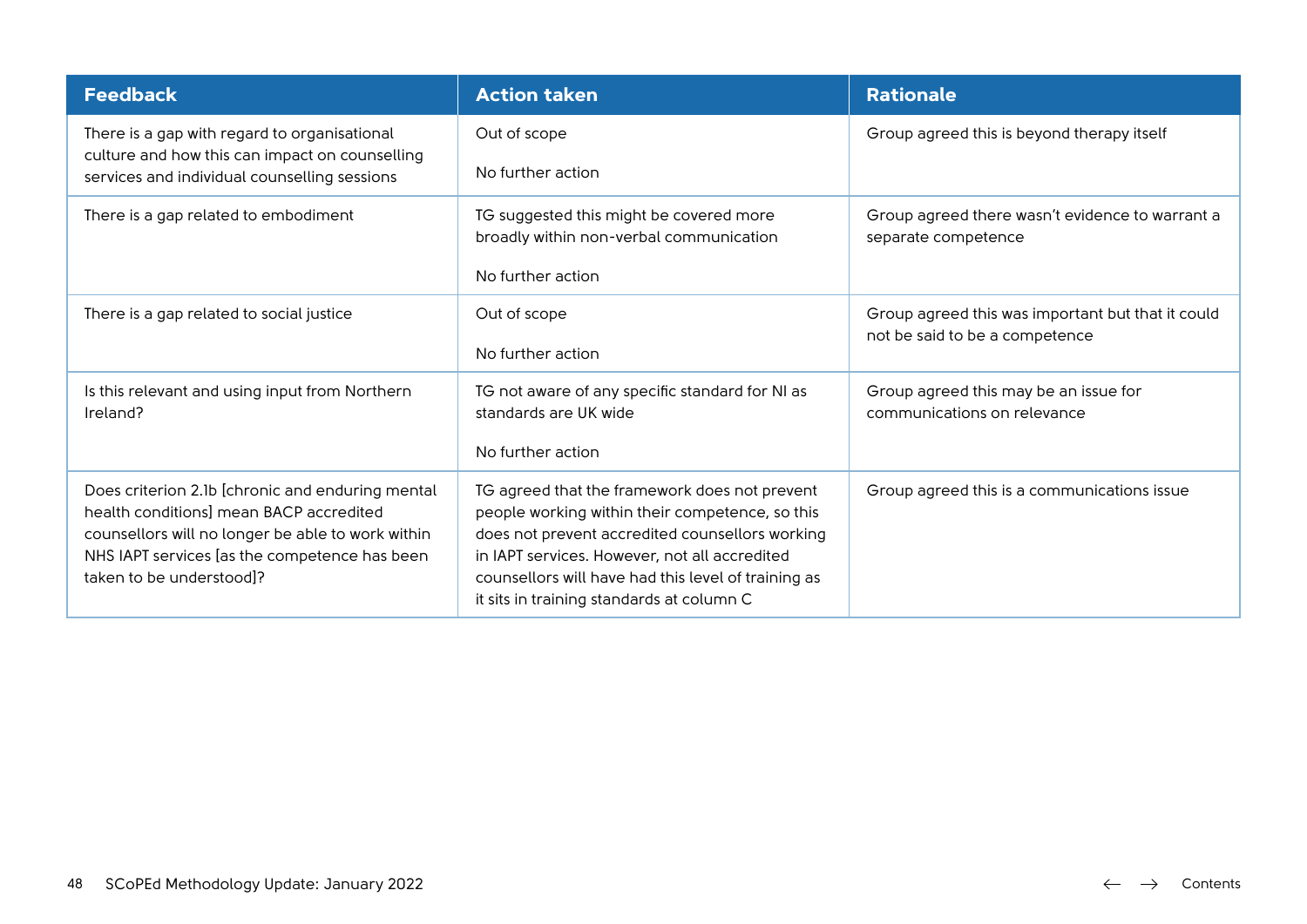| Feedback | Action taken | Rationale |
|---|---|---|
| There is a gap with regard to organisational culture and how this can impact on counselling services and individual counselling sessions | Out of scope<br><br>No further action | Group agreed this is beyond therapy itself |
| There is a gap related to embodiment | TG suggested this might be covered more broadly within non-verbal communication<br><br>No further action | Group agreed there wasn't evidence to warrant a separate competence |
| There is a gap related to social justice | Out of scope<br><br>No further action | Group agreed this was important but that it could not be said to be a competence |
| Is this relevant and using input from Northern Ireland? | TG not aware of any specific standard for NI as standards are UK wide<br><br>No further action | Group agreed this may be an issue for communications on relevance |
| Does criterion 2.1b [chronic and enduring mental health conditions] mean BACP accredited counsellors will no longer be able to work within NHS IAPT services [as the competence has been taken to be understood]? | TG agreed that the framework does not prevent people working within their competence, so this does not prevent accredited counsellors working in IAPT services. However, not all accredited counsellors will have had this level of training as it sits in training standards at column C | Group agreed this is a communications issue |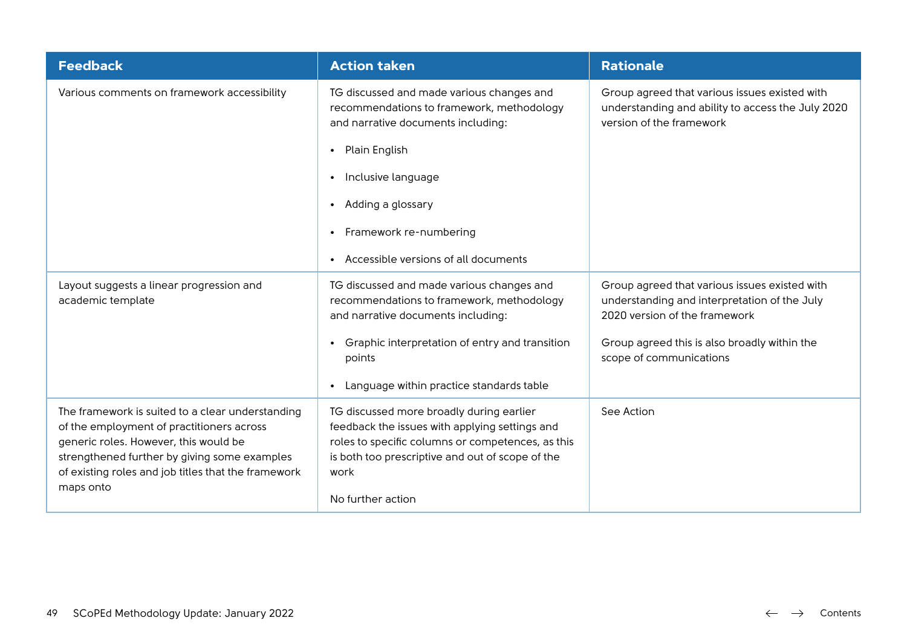| Feedback | Action taken | Rationale |
|---|---|---|
| Various comments on framework accessibility | TG discussed and made various changes and recommendations to framework, methodology and narrative documents including:<br>• Plain English<br>• Inclusive language<br>• Adding a glossary<br>• Framework re-numbering<br>• Accessible versions of all documents | Group agreed that various issues existed with understanding and ability to access the July 2020 version of the framework |
| Layout suggests a linear progression and academic template | TG discussed and made various changes and recommendations to framework, methodology and narrative documents including:<br>• Graphic interpretation of entry and transition points<br>• Language within practice standards table | Group agreed that various issues existed with understanding and interpretation of the July 2020 version of the framework<br><br>Group agreed this is also broadly within the scope of communications |
| The framework is suited to a clear understanding of the employment of practitioners across generic roles. However, this would be strengthened further by giving some examples of existing roles and job titles that the framework maps onto | TG discussed more broadly during earlier feedback the issues with applying settings and roles to specific columns or competences, as this is both too prescriptive and out of scope of the work<br><br>No further action | See Action |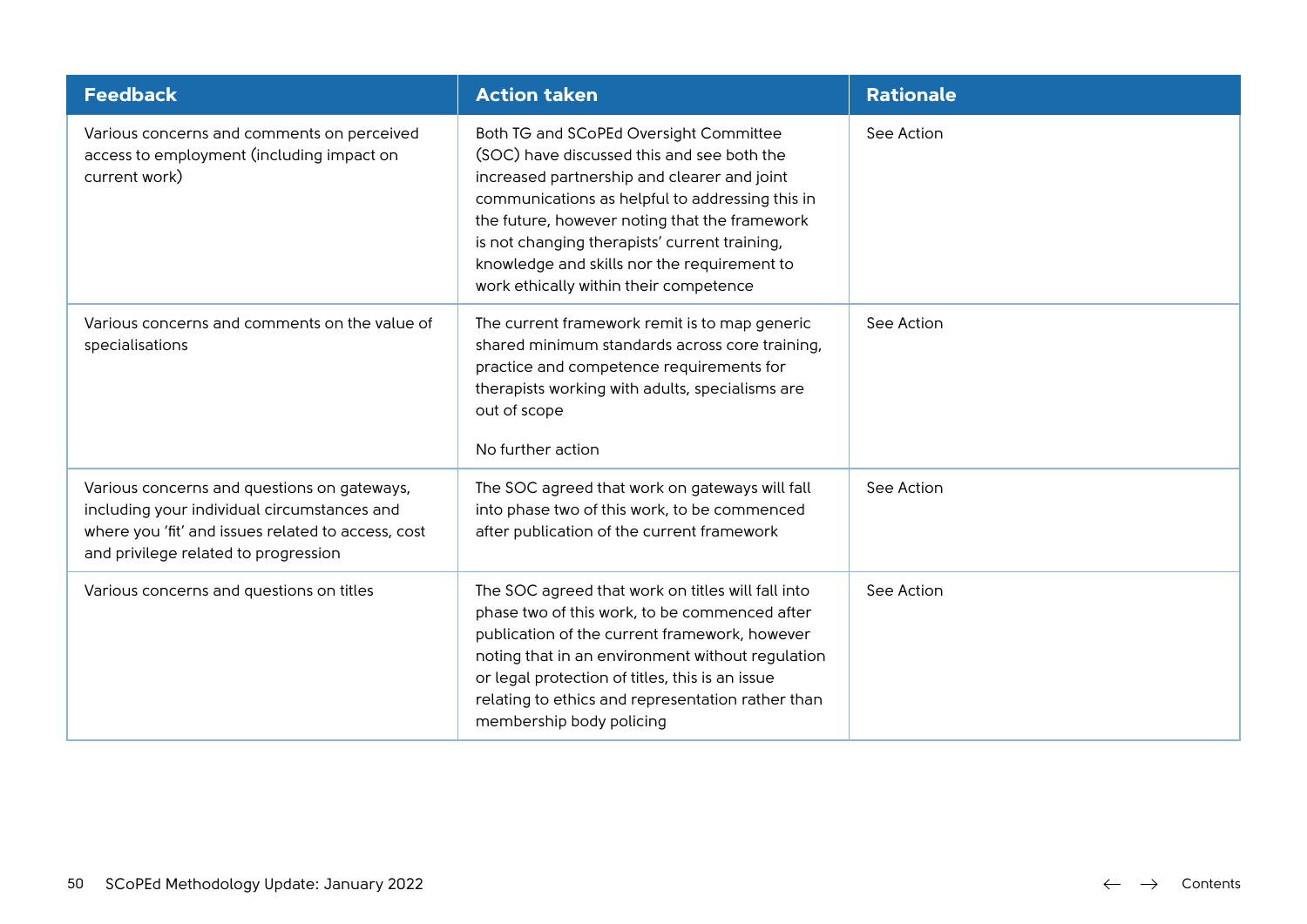| Feedback | Action taken | Rationale |
|---|---|---|
| Various concerns and comments on perceived access to employment (including impact on current work) | Both TG and SCoPEd Oversight Committee (SOC) have discussed this and see both the increased partnership and clearer and joint communications as helpful to addressing this in the future, however noting that the framework is not changing therapists' current training, knowledge and skills nor the requirement to work ethically within their competence | See Action |
| Various concerns and comments on the value of specialisations | The current framework remit is to map generic shared minimum standards across core training, practice and competence requirements for therapists working with adults, specialisms are out of scope<br><br>No further action | See Action |
| Various concerns and questions on gateways, including your individual circumstances and where you 'fit' and issues related to access, cost and privilege related to progression | The SOC agreed that work on gateways will fall into phase two of this work, to be commenced after publication of the current framework | See Action |
| Various concerns and questions on titles | The SOC agreed that work on titles will fall into phase two of this work, to be commenced after publication of the current framework, however noting that in an environment without regulation or legal protection of titles, this is an issue relating to ethics and representation rather than membership body policing | See Action |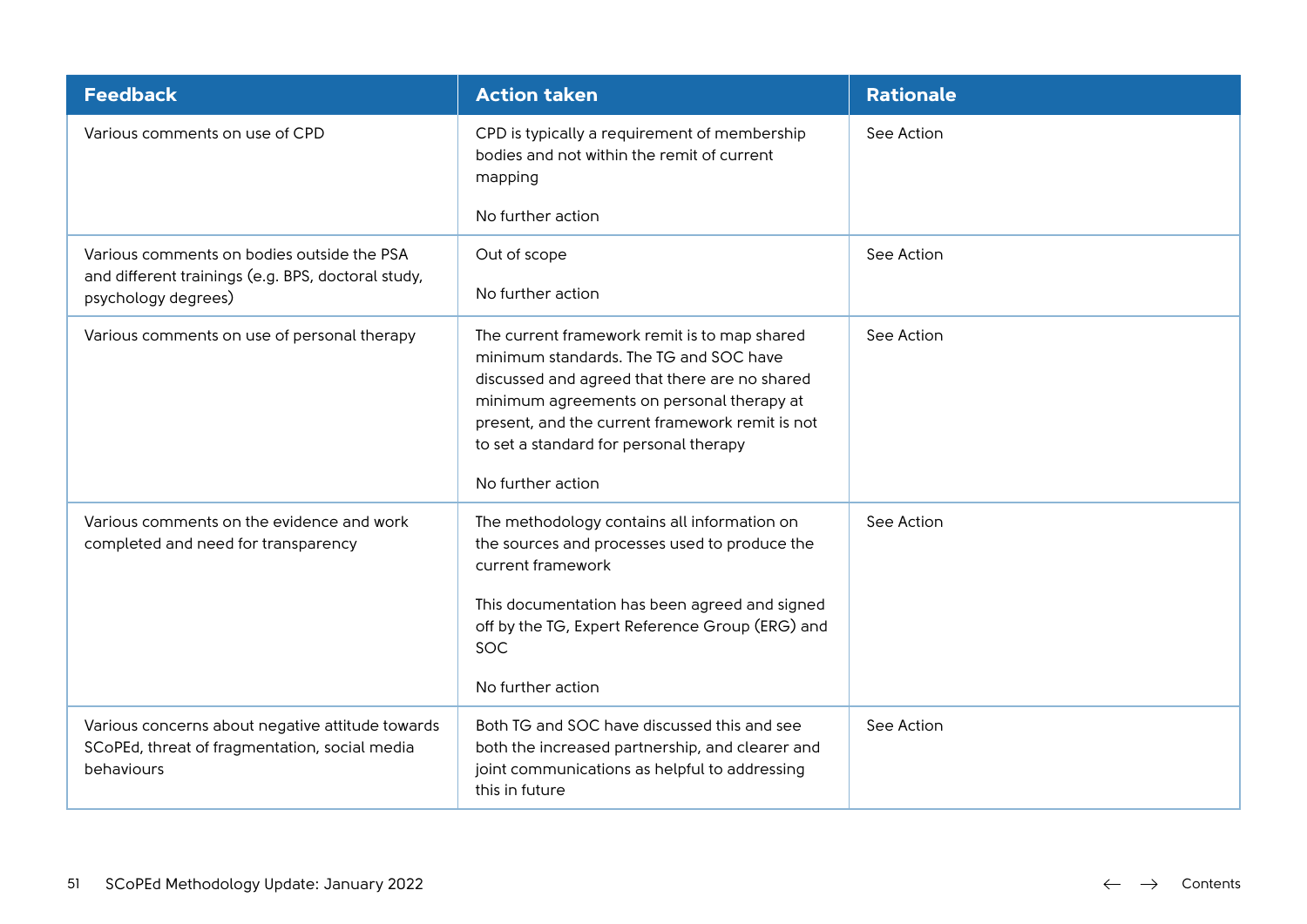| Feedback | Action taken | Rationale |
|---|---|---|
| Various comments on use of CPD | CPD is typically a requirement of membership bodies and not within the remit of current mapping<br><br>No further action | See Action |
| Various comments on bodies outside the PSA and different trainings (e.g. BPS, doctoral study, psychology degrees) | Out of scope<br><br>No further action | See Action |
| Various comments on use of personal therapy | The current framework remit is to map shared minimum standards. The TG and SOC have discussed and agreed that there are no shared minimum agreements on personal therapy at present, and the current framework remit is not to set a standard for personal therapy<br><br>No further action | See Action |
| Various comments on the evidence and work completed and need for transparency | The methodology contains all information on the sources and processes used to produce the current framework<br><br>This documentation has been agreed and signed off by the TG, Expert Reference Group (ERG) and SOC<br><br>No further action | See Action |
| Various concerns about negative attitude towards SCoPEd, threat of fragmentation, social media behaviours | Both TG and SOC have discussed this and see both the increased partnership, and clearer and joint communications as helpful to addressing this in future | See Action |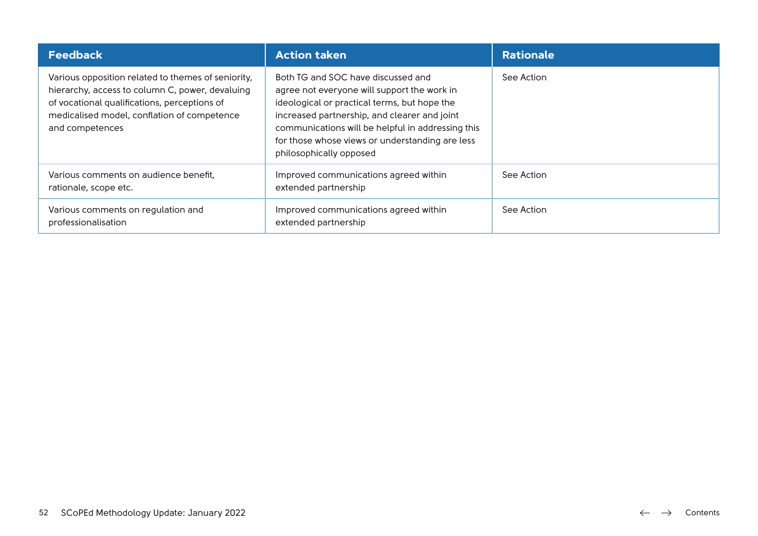| Feedback | Action taken | Rationale |
|---|---|---|
| Various opposition related to themes of seniority, hierarchy, access to column C, power, devaluing of vocational qualifications, perceptions of medicalised model, conflation of competence and competences | Both TG and SOC have discussed and agree not everyone will support the work in ideological or practical terms, but hope the increased partnership, and clearer and joint communications will be helpful in addressing this for those whose views or understanding are less philosophically opposed | See Action |
| Various comments on audience benefit, rationale, scope etc. | Improved communications agreed within extended partnership | See Action |
| Various comments on regulation and professionalisation | Improved communications agreed within extended partnership | See Action |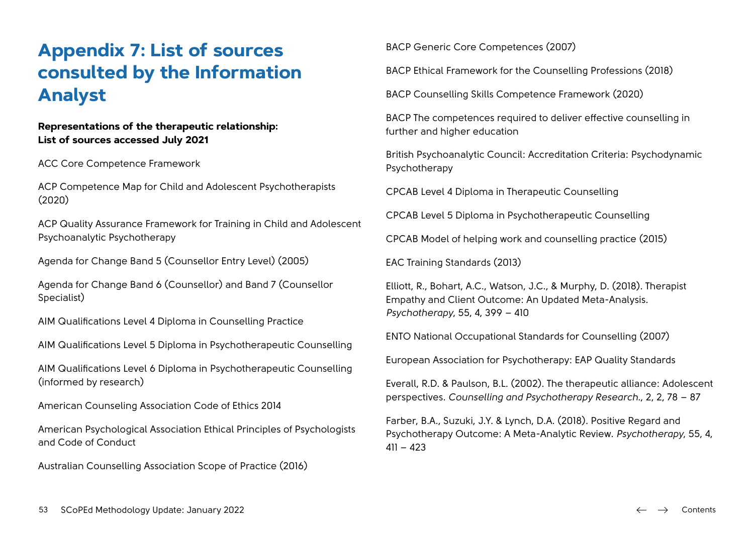# Appendix 7: List of sources consulted by the Information Analyst

**Representations of the therapeutic relationship: List of sources accessed July 2021**

ACC Core Competence Framework

ACP Competence Map for Child and Adolescent Psychotherapists (2020)

ACP Quality Assurance Framework for Training in Child and Adolescent Psychoanalytic Psychotherapy

Agenda for Change Band 5 (Counsellor Entry Level) (2005)

Agenda for Change Band 6 (Counsellor) and Band 7 (Counsellor Specialist)

AIM Qualifications Level 4 Diploma in Counselling Practice

AIM Qualifications Level 5 Diploma in Psychotherapeutic Counselling

AIM Qualifications Level 6 Diploma in Psychotherapeutic Counselling (informed by research)

American Counseling Association Code of Ethics 2014

American Psychological Association Ethical Principles of Psychologists and Code of Conduct

Australian Counselling Association Scope of Practice (2016)

BACP Generic Core Competences (2007)

BACP Ethical Framework for the Counselling Professions (2018)

BACP Counselling Skills Competence Framework (2020)

BACP The competences required to deliver effective counselling in further and higher education

British Psychoanalytic Council: Accreditation Criteria: Psychodynamic Psychotherapy

CPCAB Level 4 Diploma in Therapeutic Counselling

CPCAB Level 5 Diploma in Psychotherapeutic Counselling

CPCAB Model of helping work and counselling practice (2015)

EAC Training Standards (2013)

Elliott, R., Bohart, A.C., Watson, J.C., & Murphy, D. (2018). Therapist Empathy and Client Outcome: An Updated Meta-Analysis. *Psychotherapy*, 55, 4, 399 – 410

ENTO National Occupational Standards for Counselling (2007)

European Association for Psychotherapy: EAP Quality Standards

Everall, R.D. & Paulson, B.L. (2002). The therapeutic alliance: Adolescent perspectives. *Counselling and Psychotherapy Research.*, 2, 2, 78 – 87

Farber, B.A., Suzuki, J.Y. & Lynch, D.A. (2018). Positive Regard and Psychotherapy Outcome: A Meta-Analytic Review. *Psychotherapy*, 55, 4, 411 – 423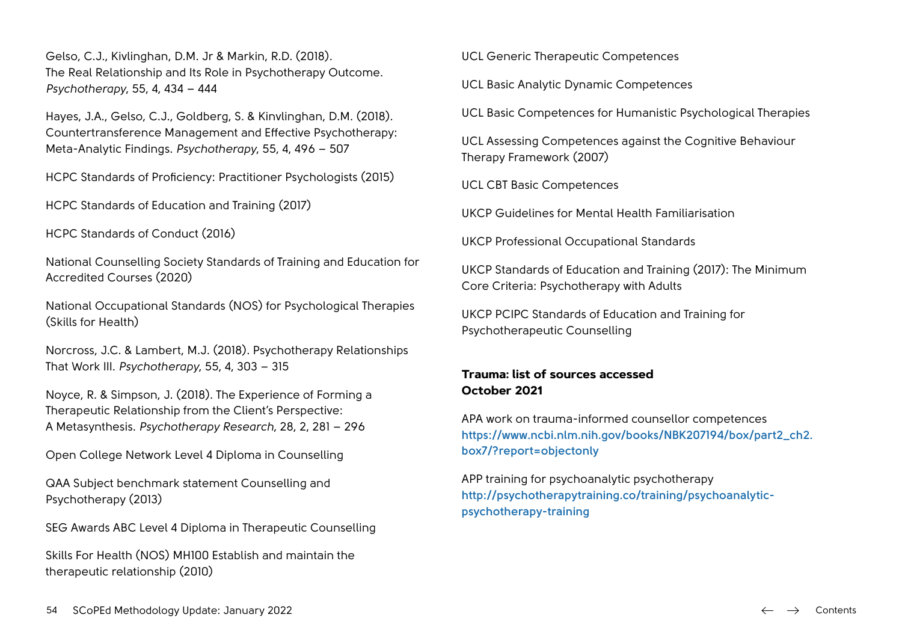Gelso, C.J., Kivlinghan, D.M. Jr & Markin, R.D. (2018). The Real Relationship and Its Role in Psychotherapy Outcome. *Psychotherapy*, 55, 4, 434 – 444

Hayes, J.A., Gelso, C.J., Goldberg, S. & Kinvlinghan, D.M. (2018). Countertransference Management and Effective Psychotherapy: Meta-Analytic Findings. *Psychotherapy*, 55, 4, 496 – 507

HCPC Standards of Proficiency: Practitioner Psychologists (2015)

HCPC Standards of Education and Training (2017)

HCPC Standards of Conduct (2016)

National Counselling Society Standards of Training and Education for Accredited Courses (2020)

National Occupational Standards (NOS) for Psychological Therapies (Skills for Health)

Norcross, J.C. & Lambert, M.J. (2018). Psychotherapy Relationships That Work III. *Psychotherapy*, 55, 4, 303 – 315

Noyce, R. & Simpson, J. (2018). The Experience of Forming a Therapeutic Relationship from the Client's Perspective: A Metasynthesis. *Psychotherapy Research*, 28, 2, 281 – 296

Open College Network Level 4 Diploma in Counselling

QAA Subject benchmark statement Counselling and Psychotherapy (2013)

SEG Awards ABC Level 4 Diploma in Therapeutic Counselling

Skills For Health (NOS) MH100 Establish and maintain the therapeutic relationship (2010)

UCL Generic Therapeutic Competences

UCL Basic Analytic Dynamic Competences

UCL Basic Competences for Humanistic Psychological Therapies

UCL Assessing Competences against the Cognitive Behaviour Therapy Framework (2007)

UCL CBT Basic Competences

UKCP Guidelines for Mental Health Familiarisation

UKCP Professional Occupational Standards

UKCP Standards of Education and Training (2017): The Minimum Core Criteria: Psychotherapy with Adults

UKCP PCIPC Standards of Education and Training for Psychotherapeutic Counselling

**Trauma: list of sources accessed October 2021**

APA work on trauma-informed counsellor competences
https://www.ncbi.nlm.nih.gov/books/NBK207194/box/part2_ch2.box7/?report=objectonly

APP training for psychoanalytic psychotherapy
http://psychotherapytraining.co/training/psychoanalytic-psychotherapy-training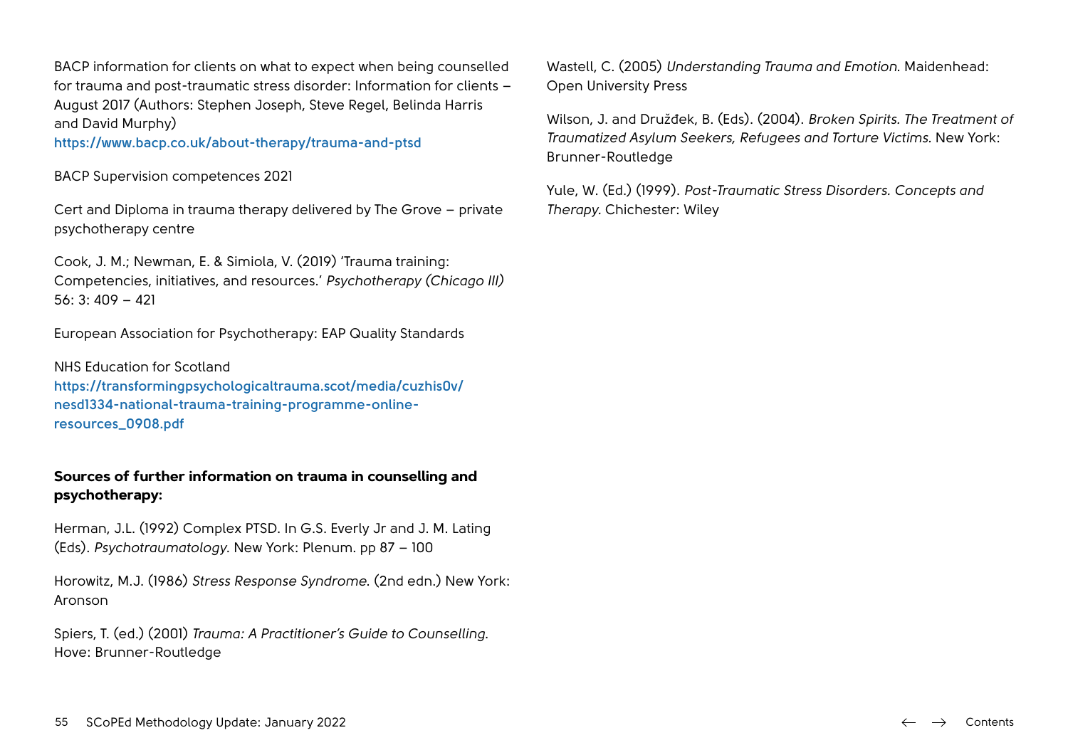BACP information for clients on what to expect when being counselled for trauma and post-traumatic stress disorder: Information for clients – August 2017 (Authors: Stephen Joseph, Steve Regel, Belinda Harris and David Murphy)
https://www.bacp.co.uk/about-therapy/trauma-and-ptsd

BACP Supervision competences 2021

Cert and Diploma in trauma therapy delivered by The Grove – private psychotherapy centre

Cook, J. M.; Newman, E. & Simiola, V. (2019) 'Trauma training: Competencies, initiatives, and resources.' *Psychotherapy (Chicago Ill)* 56: 3: 409 – 421

European Association for Psychotherapy: EAP Quality Standards

NHS Education for Scotland
https://transformingpsychologicaltrauma.scot/media/cuzhis0v/nesd1334-national-trauma-training-programme-online-resources_0908.pdf

**Sources of further information on trauma in counselling and psychotherapy:**

Herman, J.L. (1992) Complex PTSD. In G.S. Everly Jr and J. M. Lating (Eds). *Psychotraumatology*. New York: Plenum. pp 87 – 100

Horowitz, M.J. (1986) *Stress Response Syndrome*. (2nd edn.) New York: Aronson

Spiers, T. (ed.) (2001) *Trauma: A Practitioner's Guide to Counselling*. Hove: Brunner-Routledge

Wastell, C. (2005) *Understanding Trauma and Emotion*. Maidenhead: Open University Press

Wilson, J. and Družđek, B. (Eds). (2004). *Broken Spirits. The Treatment of Traumatized Asylum Seekers, Refugees and Torture Victims*. New York: Brunner-Routledge

Yule, W. (Ed.) (1999). *Post-Traumatic Stress Disorders. Concepts and Therapy*. Chichester: Wiley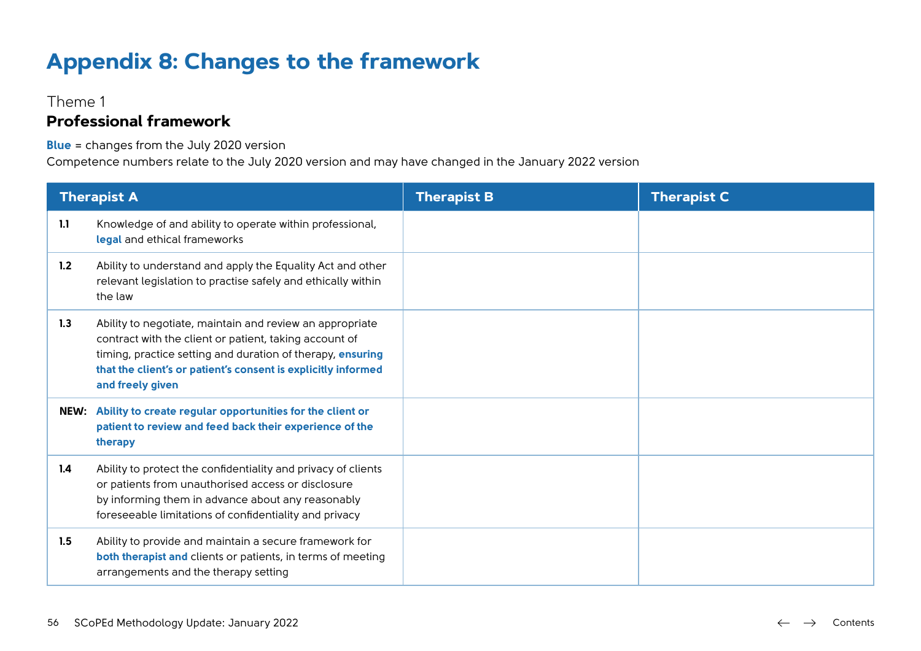# Appendix 8: Changes to the framework

Theme 1

## Professional framework

**Blue** = changes from the July 2020 version

Competence numbers relate to the July 2020 version and may have changed in the January 2022 version

| Therapist A | | Therapist B | Therapist C |
|---|---|---|---|
| **1.1** | Knowledge of and ability to operate within professional, **legal** and ethical frameworks | | |
| **1.2** | Ability to understand and apply the Equality Act and other relevant legislation to practise safely and ethically within the law | | |
| **1.3** | Ability to negotiate, maintain and review an appropriate contract with the client or patient, taking account of timing, practice setting and duration of therapy, **ensuring that the client's or patient's consent is explicitly informed and freely given** | | |
| **NEW:** | **Ability to create regular opportunities for the client or patient to review and feed back their experience of the therapy** | | |
| **1.4** | Ability to protect the confidentiality and privacy of clients or patients from unauthorised access or disclosure by informing them in advance about any reasonably foreseeable limitations of confidentiality and privacy | | |
| **1.5** | Ability to provide and maintain a secure framework for **both therapist and** clients or patients, in terms of meeting arrangements and the therapy setting | | |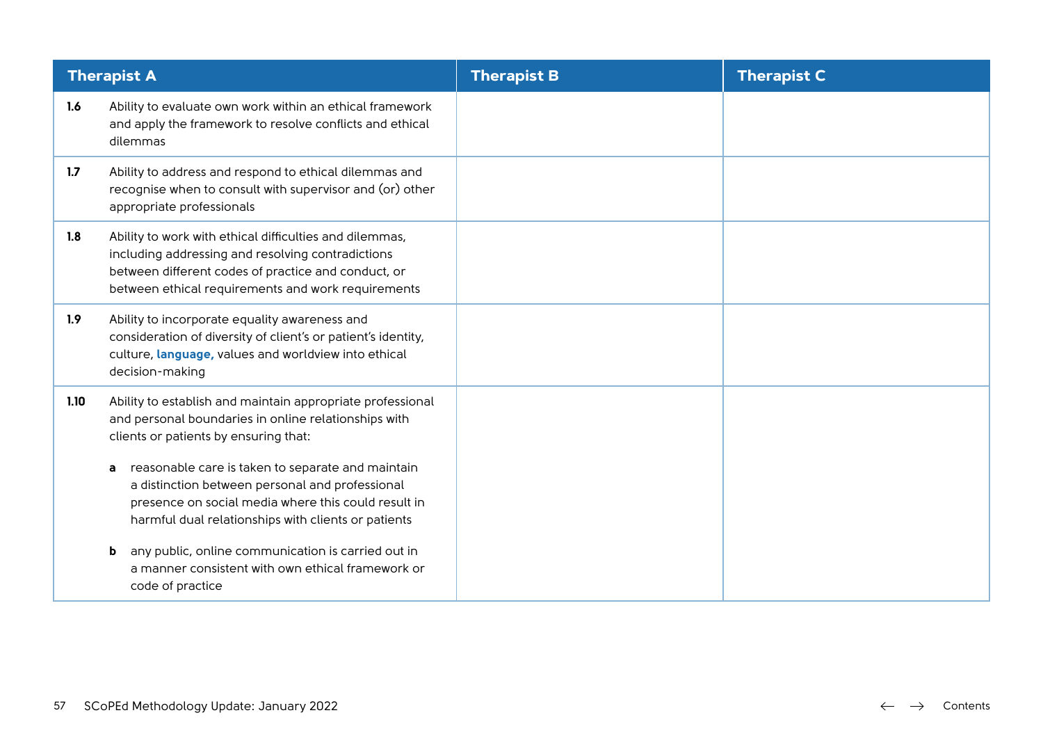| Therapist A | | Therapist B | Therapist C |
|---|---|---|---|
| **1.6** | Ability to evaluate own work within an ethical framework and apply the framework to resolve conflicts and ethical dilemmas | | |
| **1.7** | Ability to address and respond to ethical dilemmas and recognise when to consult with supervisor and (or) other appropriate professionals | | |
| **1.8** | Ability to work with ethical difficulties and dilemmas, including addressing and resolving contradictions between different codes of practice and conduct, or between ethical requirements and work requirements | | |
| **1.9** | Ability to incorporate equality awareness and consideration of diversity of client's or patient's identity, culture, **language,** values and worldview into ethical decision-making | | |
| **1.10** | Ability to establish and maintain appropriate professional and personal boundaries in online relationships with clients or patients by ensuring that:<br><br>**a** reasonable care is taken to separate and maintain a distinction between personal and professional presence on social media where this could result in harmful dual relationships with clients or patients<br><br>**b** any public, online communication is carried out in a manner consistent with own ethical framework or code of practice | | |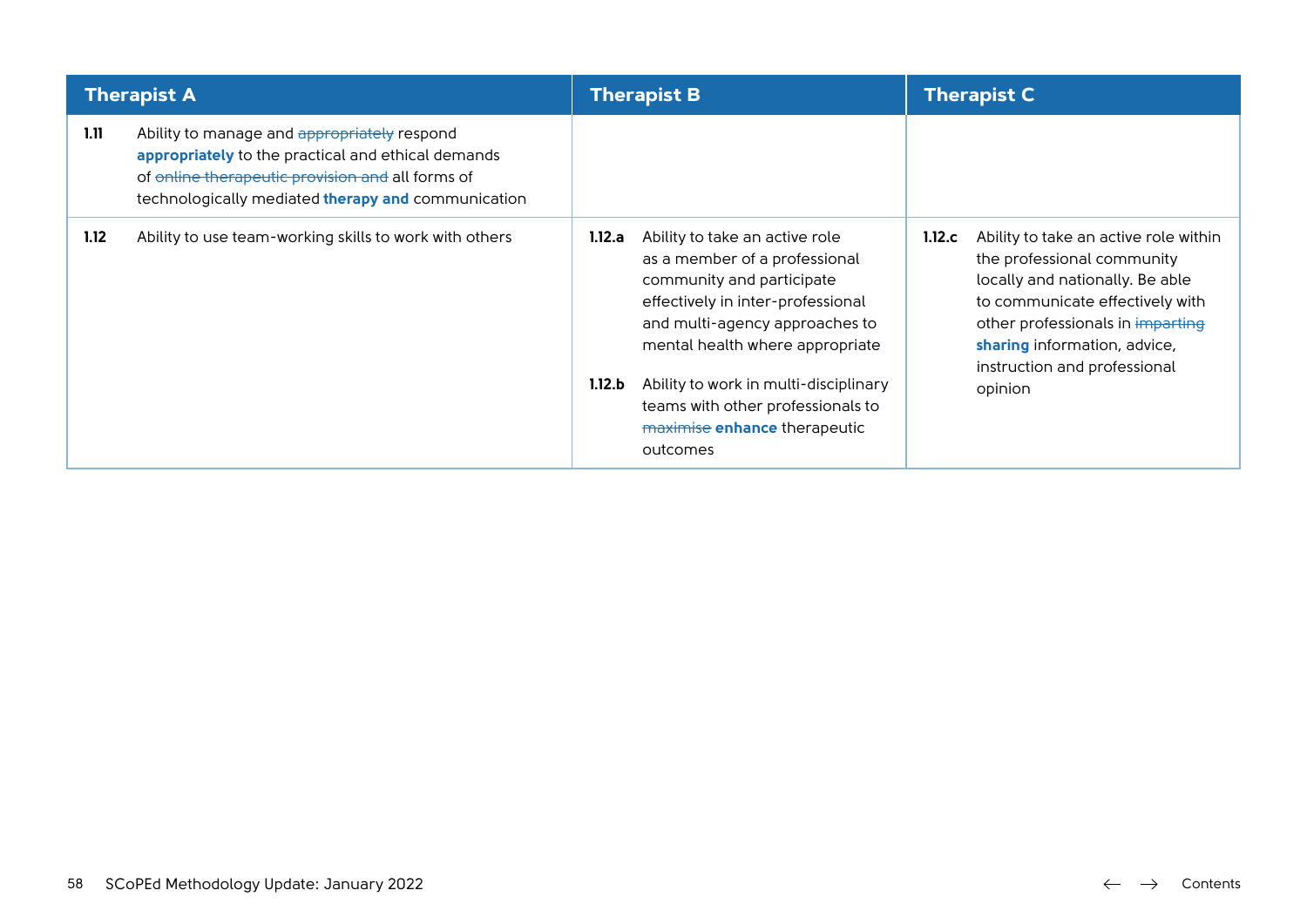| Therapist A | Therapist B | Therapist C |
|---|---|---|
| **1.11** Ability to manage and ~~appropriately~~ respond **appropriately** to the practical and ethical demands of ~~online therapeutic provision and~~ all forms of technologically mediated **therapy and** communication | | |
| **1.12** Ability to use team-working skills to work with others | **1.12.a** Ability to take an active role as a member of a professional community and participate effectively in inter-professional and multi-agency approaches to mental health where appropriate<br><br>**1.12.b** Ability to work in multi-disciplinary teams with other professionals to ~~maximise~~ **enhance** therapeutic outcomes | **1.12.c** Ability to take an active role within the professional community locally and nationally. Be able to communicate effectively with other professionals in ~~imparting~~ **sharing** information, advice, instruction and professional opinion |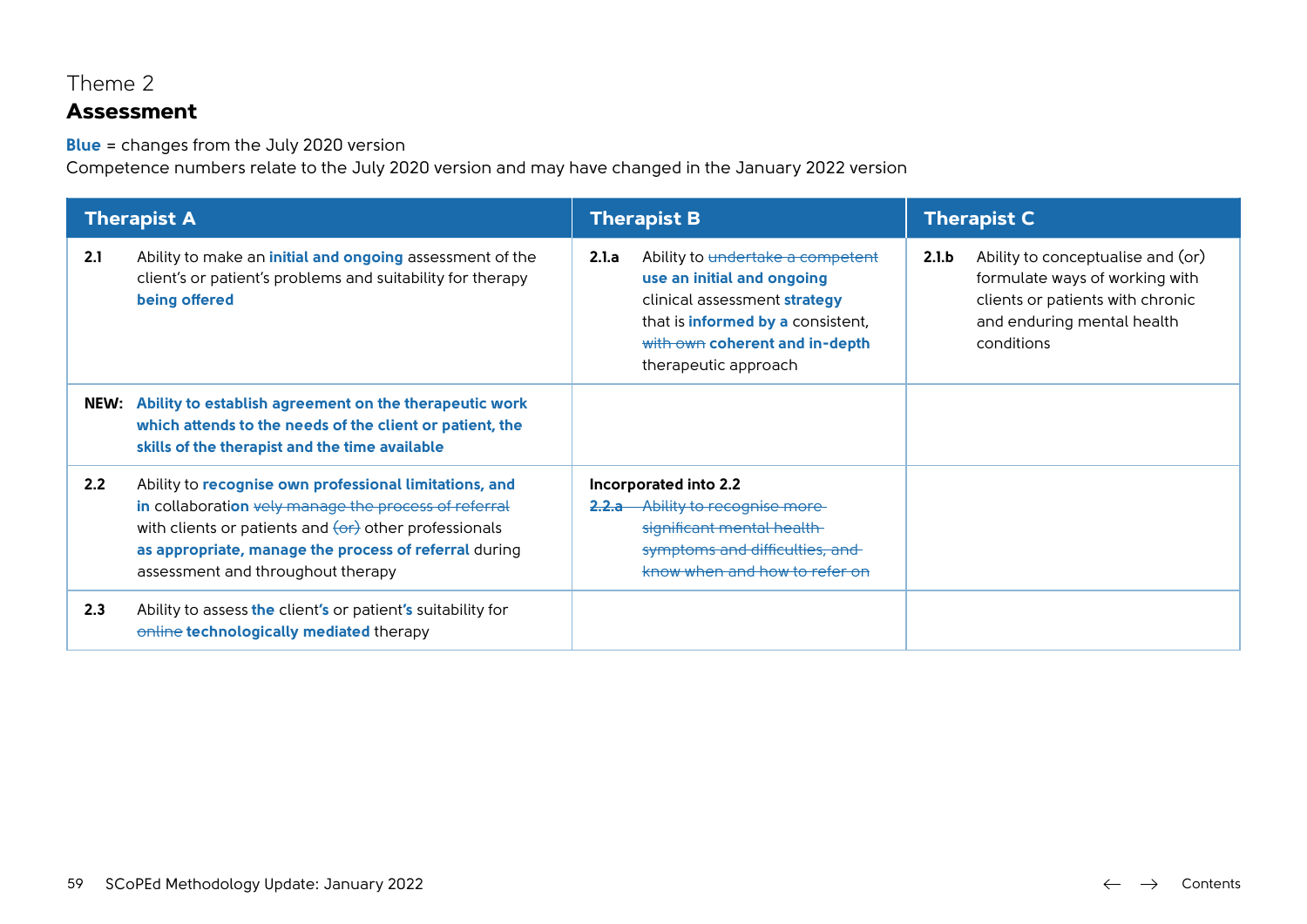# Theme 2
## Assessment

**Blue** = changes from the July 2020 version
Competence numbers relate to the July 2020 version and may have changed in the January 2022 version

| Therapist A | Therapist B | Therapist C |
|---|---|---|
| **2.1** Ability to make an **initial and ongoing** assessment of the client's or patient's problems and suitability for therapy **being offered** | **2.1.a** Ability to ~~undertake a competent~~ **use an initial and ongoing** clinical assessment **strategy** that is **informed by a** consistent, ~~with own~~ **coherent and in-depth** therapeutic approach | **2.1.b** Ability to conceptualise and (or) formulate ways of working with clients or patients with chronic and enduring mental health conditions |
| **NEW:** **Ability to establish agreement on the therapeutic work which attends to the needs of the client or patient, the skills of the therapist and the time available** | | |
| **2.2** Ability to **recognise own professional limitations, and in** collaboratio**n** ~~vely manage the process of referral~~ with clients or patients and ~~(or)~~ other professionals **as appropriate, manage the process of referral** during assessment and throughout therapy | **Incorporated into 2.2** ~~**2.2.a** Ability to recognise more significant mental health symptoms and difficulties, and know when and how to refer on~~ | |
| **2.3** Ability to assess **the** client**'s** or patient**'s** suitability for ~~online~~ **technologically mediated** therapy | | |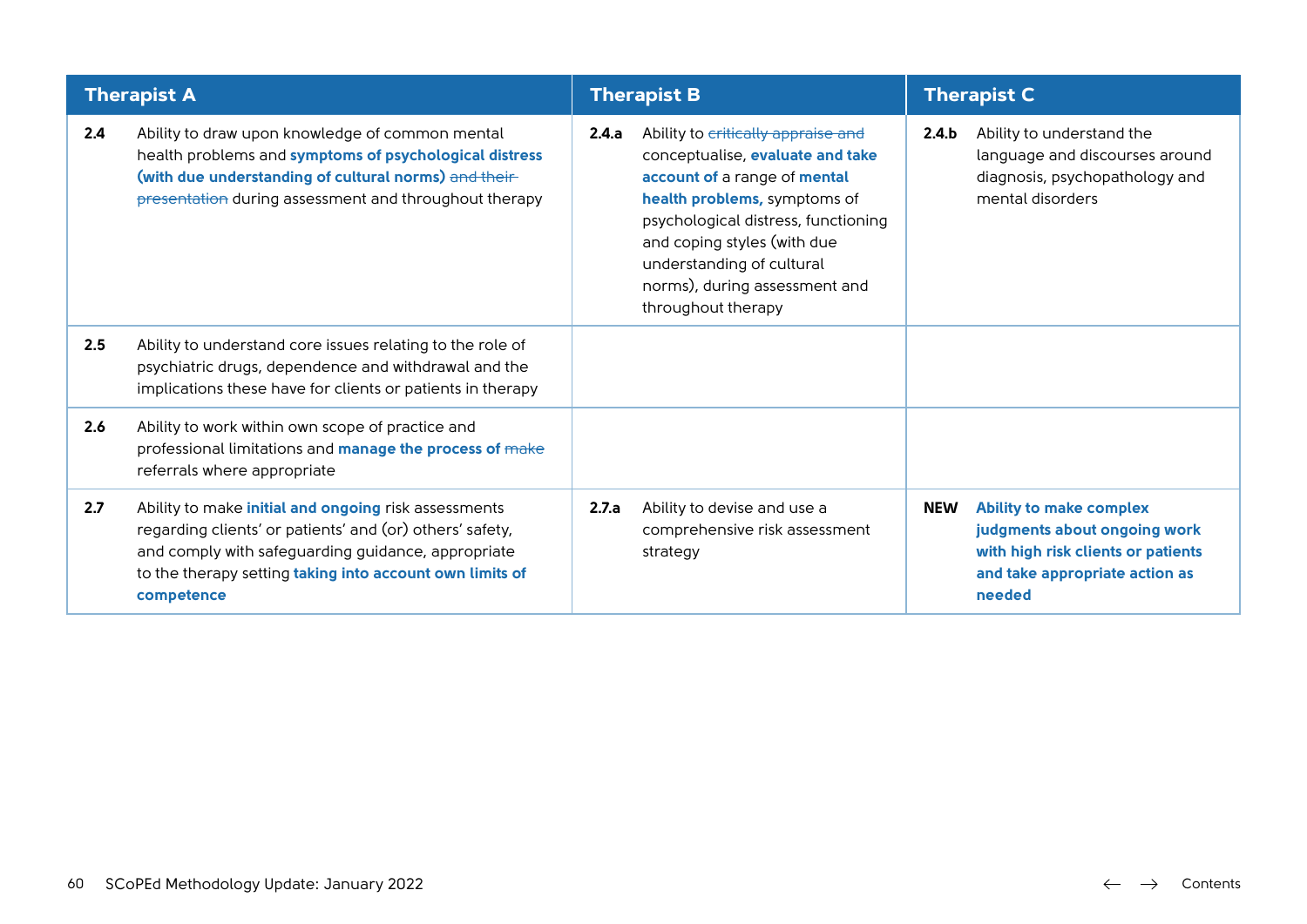| Therapist A | | Therapist B | | Therapist C | |
|---|---|---|---|---|---|
| **2.4** | Ability to draw upon knowledge of common mental health problems and **symptoms of psychological distress (with due understanding of cultural norms)** ~~and their presentation~~ during assessment and throughout therapy | **2.4.a** | Ability to ~~critically appraise and~~ conceptualise, **evaluate and take account of** a range of **mental health problems,** symptoms of psychological distress, functioning and coping styles (with due understanding of cultural norms), during assessment and throughout therapy | **2.4.b** | Ability to understand the language and discourses around diagnosis, psychopathology and mental disorders |
| **2.5** | Ability to understand core issues relating to the role of psychiatric drugs, dependence and withdrawal and the implications these have for clients or patients in therapy | | | | |
| **2.6** | Ability to work within own scope of practice and professional limitations and **manage the process of** ~~make~~ referrals where appropriate | | | | |
| **2.7** | Ability to make **initial and ongoing** risk assessments regarding clients' or patients' and (or) others' safety, and comply with safeguarding guidance, appropriate to the therapy setting **taking into account own limits of competence** | **2.7.a** | Ability to devise and use a comprehensive risk assessment strategy | **NEW** | **Ability to make complex judgments about ongoing work with high risk clients or patients and take appropriate action as needed** |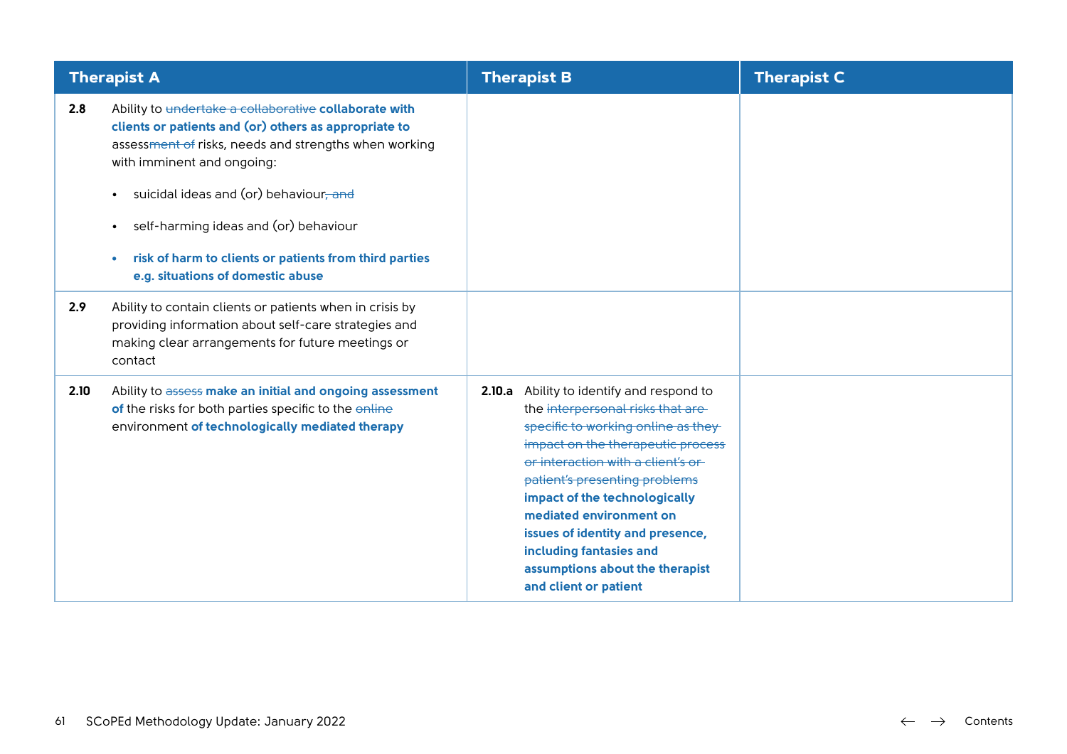| Therapist A | Therapist B | Therapist C |
|---|---|---|
| **2.8** Ability to ~~undertake a collaborative~~ **collaborate with clients or patients and (or) others as appropriate to** assess~~ment of~~ risks, needs and strengths when working with imminent and ongoing:<br>• suicidal ideas and (or) behaviour~~, and~~<br>• self-harming ideas and (or) behaviour<br>• **risk of harm to clients or patients from third parties e.g. situations of domestic abuse** | | |
| **2.9** Ability to contain clients or patients when in crisis by providing information about self-care strategies and making clear arrangements for future meetings or contact | | |
| **2.10** Ability to ~~assess~~ **make an initial and ongoing assessment of** the risks for both parties specific to the ~~online~~ environment **of technologically mediated therapy** | **2.10.a** Ability to identify and respond to the ~~interpersonal risks that are specific to working online as they impact on the therapeutic process or interaction with a client's or patient's presenting problems~~ **impact of the technologically mediated environment on issues of identity and presence, including fantasies and assumptions about the therapist and client or patient** | |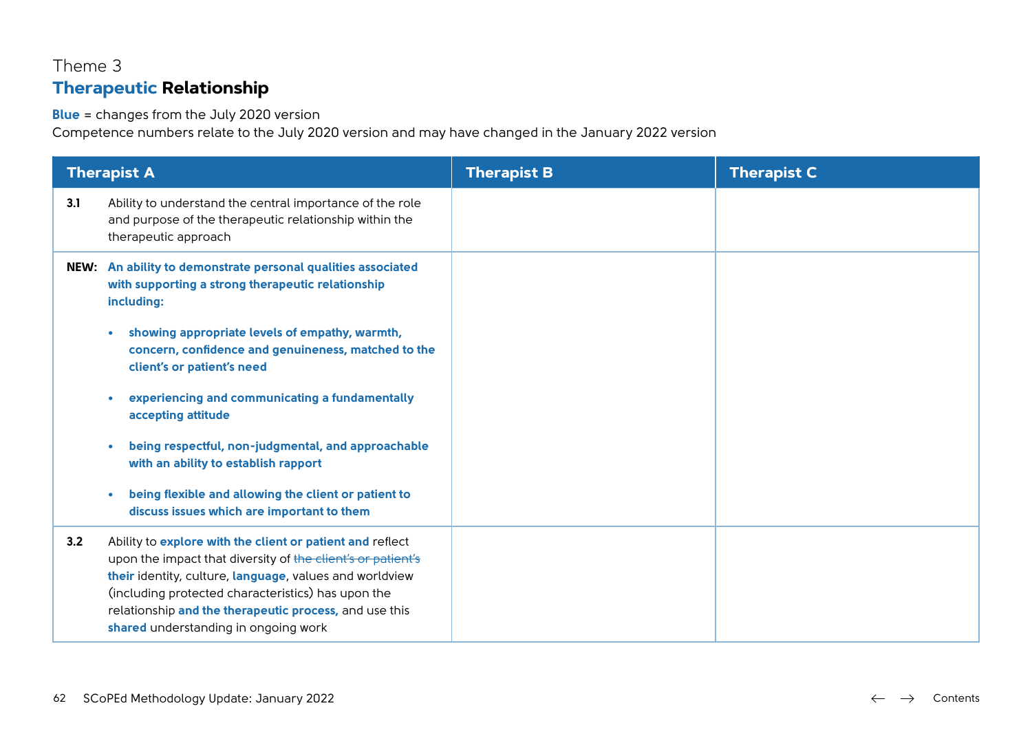Theme 3

## Therapeutic **Relationship**

**Blue** = changes from the July 2020 version
Competence numbers relate to the July 2020 version and may have changed in the January 2022 version

| Therapist A | | Therapist B | Therapist C |
|---|---|---|---|
| **3.1** | Ability to understand the central importance of the role and purpose of the therapeutic relationship within the therapeutic approach | | |
| **NEW:** | **An ability to demonstrate personal qualities associated with supporting a strong therapeutic relationship including:** <br> • **showing appropriate levels of empathy, warmth, concern, confidence and genuineness, matched to the client's or patient's need** <br> • **experiencing and communicating a fundamentally accepting attitude** <br> • **being respectful, non-judgmental, and approachable with an ability to establish rapport** <br> • **being flexible and allowing the client or patient to discuss issues which are important to them** | | |
| **3.2** | Ability to **explore with the client or patient and** reflect upon the impact that diversity of ~~the client's or patient's~~ **their** identity, culture, **language**, values and worldview (including protected characteristics) has upon the relationship **and the therapeutic process,** and use this **shared** understanding in ongoing work | | |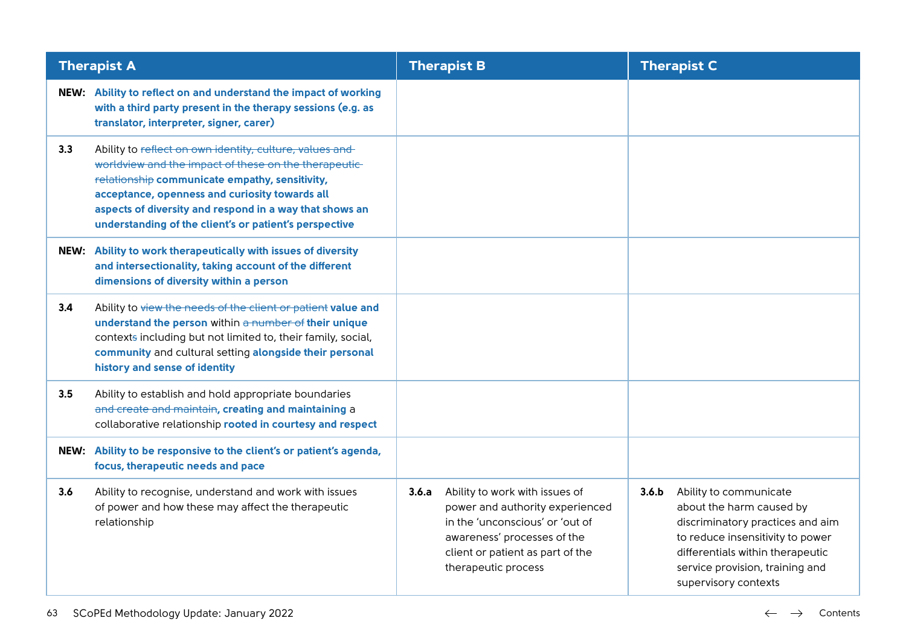| Therapist A | Therapist B | Therapist C |
|---|---|---|
| **NEW:** **Ability to reflect on and understand the impact of working with a third party present in the therapy sessions (e.g. as translator, interpreter, signer, carer)** | | |
| **3.3** Ability to ~~reflect on own identity, culture, values and worldview and the impact of these on the therapeutic relationship~~ **communicate empathy, sensitivity, acceptance, openness and curiosity towards all aspects of diversity and respond in a way that shows an understanding of the client's or patient's perspective** | | |
| **NEW:** **Ability to work therapeutically with issues of diversity and intersectionality, taking account of the different dimensions of diversity within a person** | | |
| **3.4** Ability to ~~view the needs of the client or patient~~ **value and understand the person** within ~~a number of~~ **their unique** context~~s~~ including but not limited to, their family, social, **community** and cultural setting **alongside their personal history and sense of identity** | | |
| **3.5** Ability to establish and hold appropriate boundaries ~~and create and maintain~~**, creating and maintaining** a collaborative relationship **rooted in courtesy and respect** | | |
| **NEW:** **Ability to be responsive to the client's or patient's agenda, focus, therapeutic needs and pace** | | |
| **3.6** Ability to recognise, understand and work with issues of power and how these may affect the therapeutic relationship | **3.6.a** Ability to work with issues of power and authority experienced in the 'unconscious' or 'out of awareness' processes of the client or patient as part of the therapeutic process | **3.6.b** Ability to communicate about the harm caused by discriminatory practices and aim to reduce insensitivity to power differentials within therapeutic service provision, training and supervisory contexts |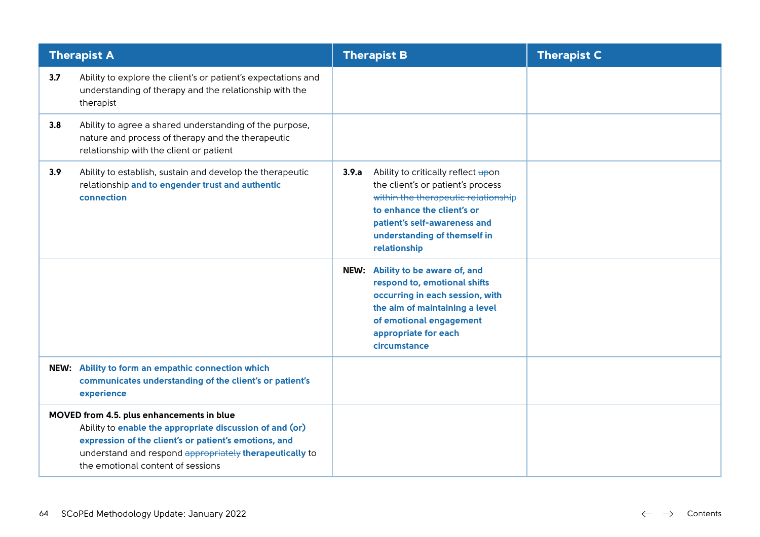| Therapist A | Therapist B | Therapist C |
|---|---|---|
| **3.7** Ability to explore the client's or patient's expectations and understanding of therapy and the relationship with the therapist | | |
| **3.8** Ability to agree a shared understanding of the purpose, nature and process of therapy and the therapeutic relationship with the client or patient | | |
| **3.9** Ability to establish, sustain and develop the therapeutic relationship **and to engender trust and authentic connection** | **3.9.a** Ability to critically reflect ~~up~~on the client's or patient's process ~~within the therapeutic relationship~~ **to enhance the client's or patient's self-awareness and understanding of themself in relationship** | |
| | **NEW:** **Ability to be aware of, and respond to, emotional shifts occurring in each session, with the aim of maintaining a level of emotional engagement appropriate for each circumstance** | |
| **NEW:** **Ability to form an empathic connection which communicates understanding of the client's or patient's experience** | | |
| **MOVED from 4.5. plus enhancements in blue** Ability to **enable the appropriate discussion of and (or) expression of the client's or patient's emotions, and** understand and respond ~~appropriately~~ **therapeutically** to the emotional content of sessions | | |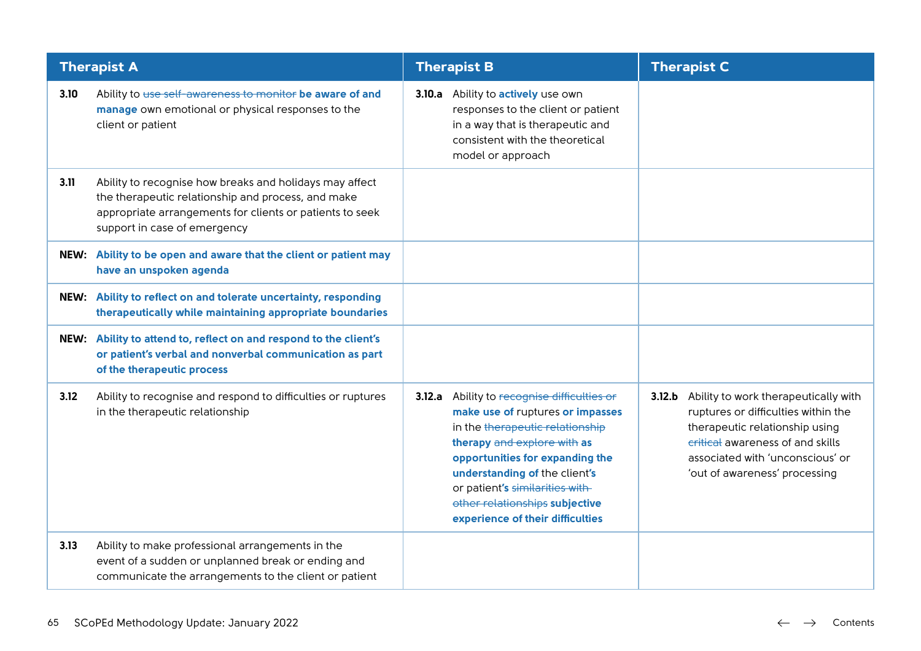| Therapist A | Therapist B | Therapist C |
|---|---|---|
| **3.10** Ability to ~~use self-awareness to monitor~~ **be aware of and manage** own emotional or physical responses to the client or patient | **3.10.a** Ability to **actively** use own responses to the client or patient in a way that is therapeutic and consistent with the theoretical model or approach | |
| **3.11** Ability to recognise how breaks and holidays may affect the therapeutic relationship and process, and make appropriate arrangements for clients or patients to seek support in case of emergency | | |
| **NEW: Ability to be open and aware that the client or patient may have an unspoken agenda** | | |
| **NEW: Ability to reflect on and tolerate uncertainty, responding therapeutically while maintaining appropriate boundaries** | | |
| **NEW: Ability to attend to, reflect on and respond to the client's or patient's verbal and nonverbal communication as part of the therapeutic process** | | |
| **3.12** Ability to recognise and respond to difficulties or ruptures in the therapeutic relationship | **3.12.a** Ability to ~~recognise difficulties or~~ **make use of** ruptures **or impasses** in the ~~therapeutic relationship~~ **therapy** ~~and explore with~~ **as opportunities for expanding the understanding of** the client**'s** or patient**'s** ~~similarities with other relationships~~ **subjective experience of their difficulties** | **3.12.b** Ability to work therapeutically with ruptures or difficulties within the therapeutic relationship using ~~critical~~ awareness of and skills associated with 'unconscious' or 'out of awareness' processing |
| **3.13** Ability to make professional arrangements in the event of a sudden or unplanned break or ending and communicate the arrangements to the client or patient | | |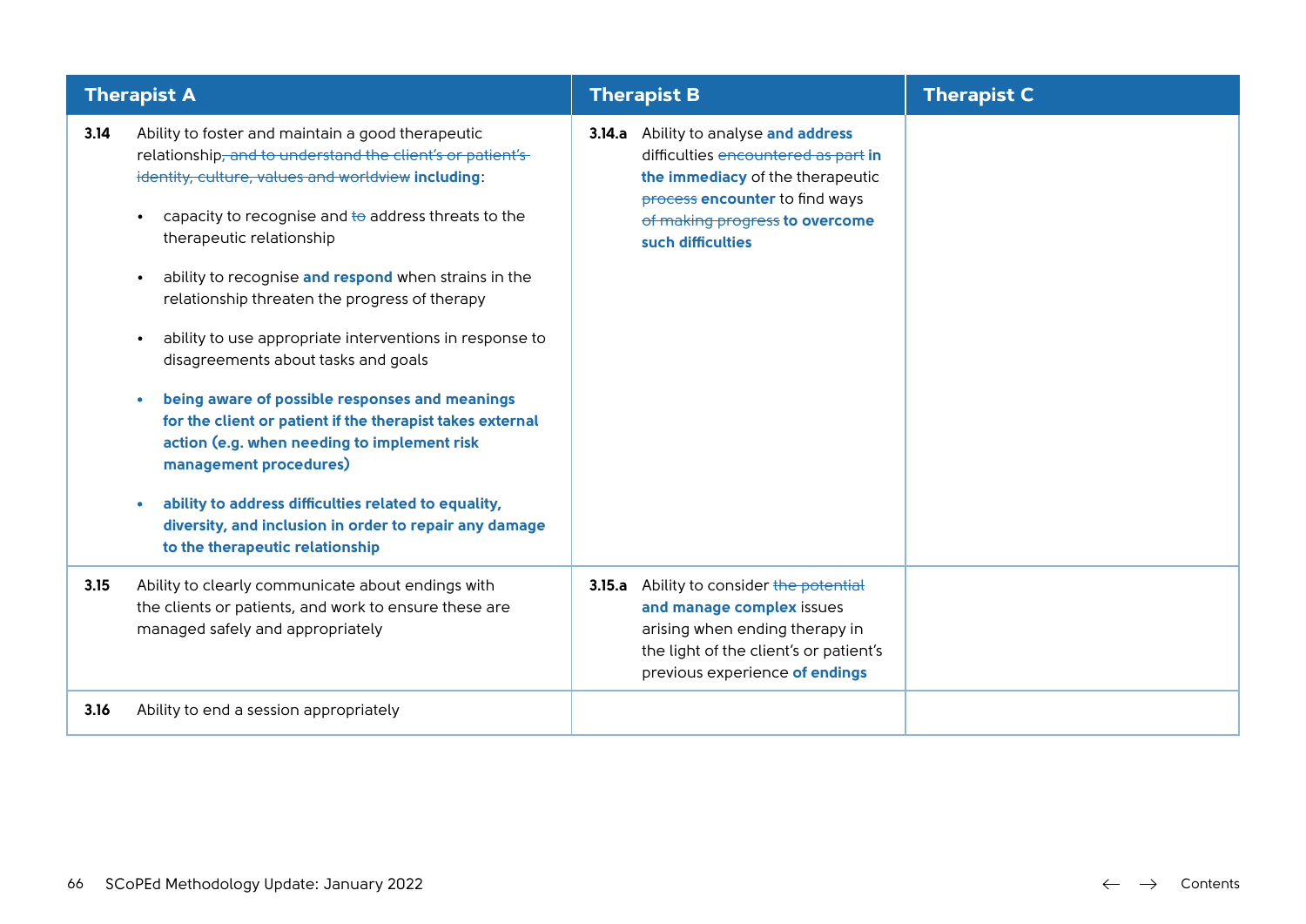| Therapist A | Therapist B | Therapist C |
| --- | --- | --- |
| **3.14** Ability to foster and maintain a good therapeutic relationship~~, and to understand the client's or patient's identity, culture, values and worldview~~ **including**:<br>• capacity to recognise and ~~to~~ address threats to the therapeutic relationship<br>• ability to recognise **and respond** when strains in the relationship threaten the progress of therapy<br>• ability to use appropriate interventions in response to disagreements about tasks and goals<br>• **being aware of possible responses and meanings for the client or patient if the therapist takes external action (e.g. when needing to implement risk management procedures)**<br>• **ability to address difficulties related to equality, diversity, and inclusion in order to repair any damage to the therapeutic relationship** | **3.14.a** Ability to analyse **and address** difficulties ~~encountered as part~~ **in the immediacy** of the therapeutic ~~process~~ **encounter** to find ways ~~of making progress~~ **to overcome such difficulties** | |
| **3.15** Ability to clearly communicate about endings with the clients or patients, and work to ensure these are managed safely and appropriately | **3.15.a** Ability to consider ~~the potential~~ **and manage complex** issues arising when ending therapy in the light of the client's or patient's previous experience **of endings** | |
| **3.16** Ability to end a session appropriately | | |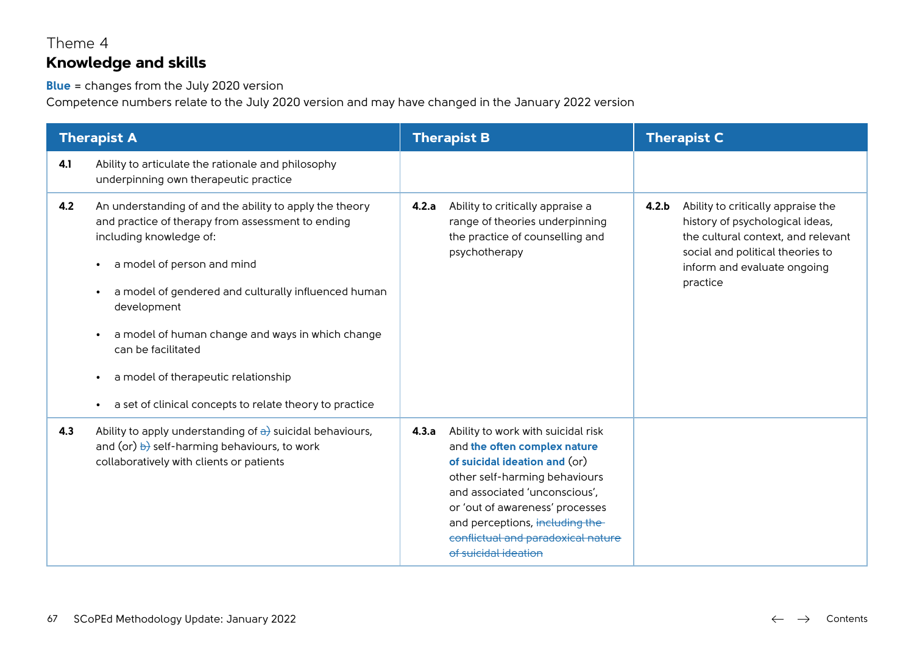Theme 4

## Knowledge and skills

**Blue** = changes from the July 2020 version
Competence numbers relate to the July 2020 version and may have changed in the January 2022 version

| Therapist A | Therapist B | Therapist C |
|---|---|---|
| **4.1** Ability to articulate the rationale and philosophy underpinning own therapeutic practice | | |
| **4.2** An understanding of and the ability to apply the theory and practice of therapy from assessment to ending including knowledge of:<br>• a model of person and mind<br>• a model of gendered and culturally influenced human development<br>• a model of human change and ways in which change can be facilitated<br>• a model of therapeutic relationship<br>• a set of clinical concepts to relate theory to practice | **4.2.a** Ability to critically appraise a range of theories underpinning the practice of counselling and psychotherapy | **4.2.b** Ability to critically appraise the history of psychological ideas, the cultural context, and relevant social and political theories to inform and evaluate ongoing practice |
| **4.3** Ability to apply understanding of ~~a)~~ suicidal behaviours, and (or) ~~b)~~ self-harming behaviours, to work collaboratively with clients or patients | **4.3.a** Ability to work with suicidal risk and **the often complex nature of suicidal ideation and** (or) other self-harming behaviours and associated 'unconscious', or 'out of awareness' processes and perceptions, ~~including the conflictual and paradoxical nature of suicidal ideation~~ | |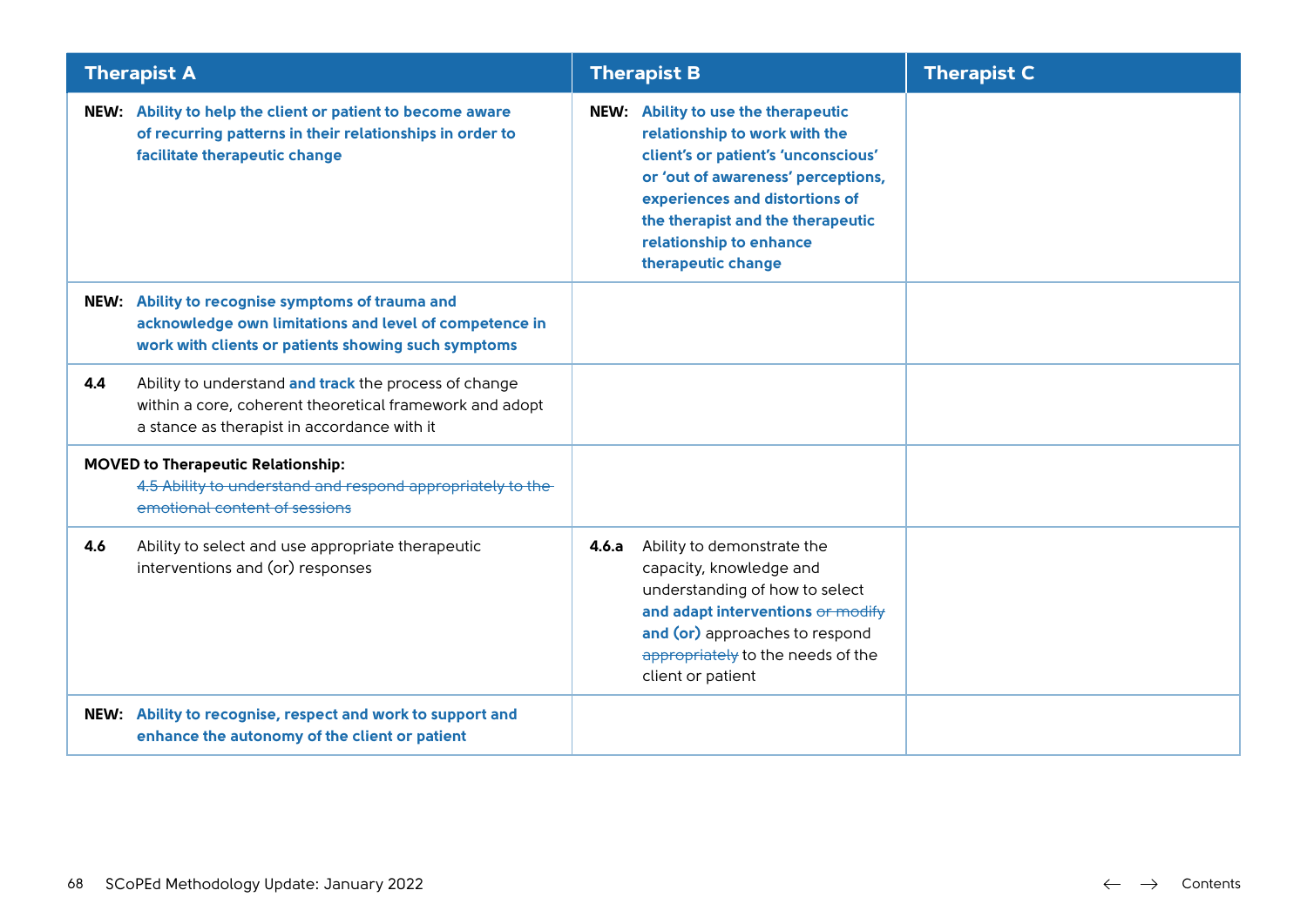| Therapist A | Therapist B | Therapist C |
|---|---|---|
| **NEW:** **Ability to help the client or patient to become aware of recurring patterns in their relationships in order to facilitate therapeutic change** | **NEW:** **Ability to use the therapeutic relationship to work with the client's or patient's 'unconscious' or 'out of awareness' perceptions, experiences and distortions of the therapist and the therapeutic relationship to enhance therapeutic change** | |
| **NEW:** **Ability to recognise symptoms of trauma and acknowledge own limitations and level of competence in work with clients or patients showing such symptoms** | | |
| **4.4** Ability to understand **and track** the process of change within a core, coherent theoretical framework and adopt a stance as therapist in accordance with it | | |
| **MOVED to Therapeutic Relationship:** ~~4.5 Ability to understand and respond appropriately to the emotional content of sessions~~ | | |
| **4.6** Ability to select and use appropriate therapeutic interventions and (or) responses | **4.6.a** Ability to demonstrate the capacity, knowledge and understanding of how to select **and adapt interventions** ~~or modify~~ **and (or)** approaches to respond ~~appropriately~~ to the needs of the client or patient | |
| **NEW:** **Ability to recognise, respect and work to support and enhance the autonomy of the client or patient** | | |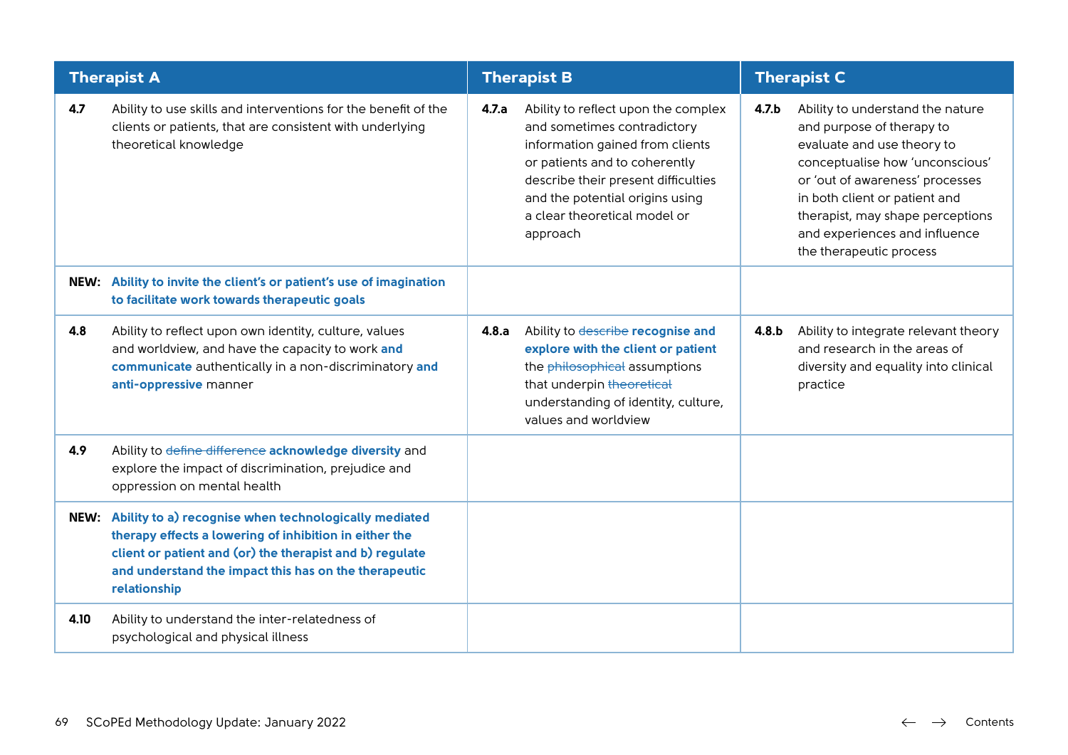| Therapist A | Therapist B | Therapist C |
|---|---|---|
| **4.7** Ability to use skills and interventions for the benefit of the clients or patients, that are consistent with underlying theoretical knowledge | **4.7.a** Ability to reflect upon the complex and sometimes contradictory information gained from clients or patients and to coherently describe their present difficulties and the potential origins using a clear theoretical model or approach | **4.7.b** Ability to understand the nature and purpose of therapy to evaluate and use theory to conceptualise how 'unconscious' or 'out of awareness' processes in both client or patient and therapist, may shape perceptions and experiences and influence the therapeutic process |
| **NEW:** **Ability to invite the client's or patient's use of imagination to facilitate work towards therapeutic goals** | | |
| **4.8** Ability to reflect upon own identity, culture, values and worldview, and have the capacity to work **and communicate** authentically in a non-discriminatory **and anti-oppressive** manner | **4.8.a** Ability to ~~describe~~ **recognise and explore with the client or patient** the ~~philosophical~~ assumptions that underpin ~~theoretical~~ understanding of identity, culture, values and worldview | **4.8.b** Ability to integrate relevant theory and research in the areas of diversity and equality into clinical practice |
| **4.9** Ability to ~~define difference~~ **acknowledge diversity** and explore the impact of discrimination, prejudice and oppression on mental health | | |
| **NEW:** **Ability to a) recognise when technologically mediated therapy effects a lowering of inhibition in either the client or patient and (or) the therapist and b) regulate and understand the impact this has on the therapeutic relationship** | | |
| **4.10** Ability to understand the inter-relatedness of psychological and physical illness | | |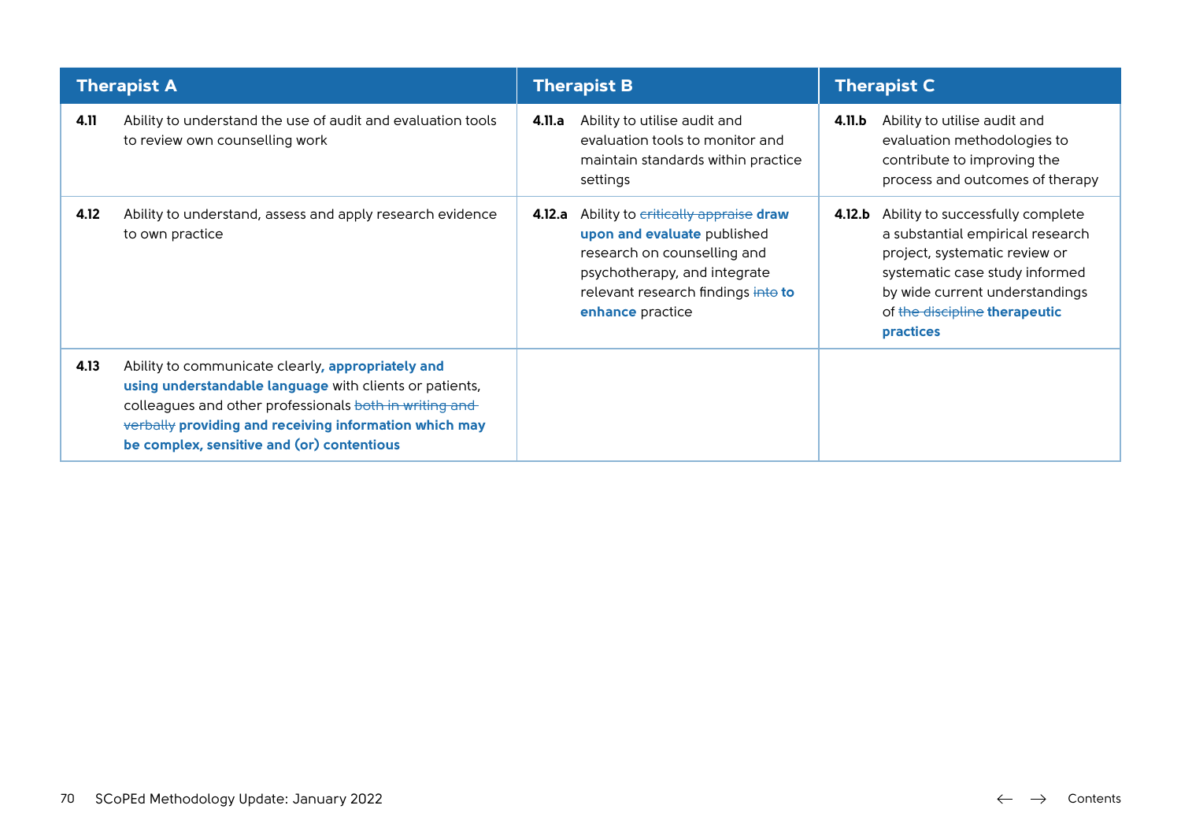| Therapist A | Therapist B | Therapist C |
|---|---|---|
| **4.11** Ability to understand the use of audit and evaluation tools to review own counselling work | **4.11.a** Ability to utilise audit and evaluation tools to monitor and maintain standards within practice settings | **4.11.b** Ability to utilise audit and evaluation methodologies to contribute to improving the process and outcomes of therapy |
| **4.12** Ability to understand, assess and apply research evidence to own practice | **4.12.a** Ability to ~~critically appraise~~ **draw upon and evaluate** published research on counselling and psychotherapy, and integrate relevant research findings ~~into~~ **to enhance** practice | **4.12.b** Ability to successfully complete a substantial empirical research project, systematic review or systematic case study informed by wide current understandings of ~~the discipline~~ **therapeutic practices** |
| **4.13** Ability to communicate clearly**, appropriately and using understandable language** with clients or patients, colleagues and other professionals ~~both in writing and verbally~~ **providing and receiving information which may be complex, sensitive and (or) contentious** | | |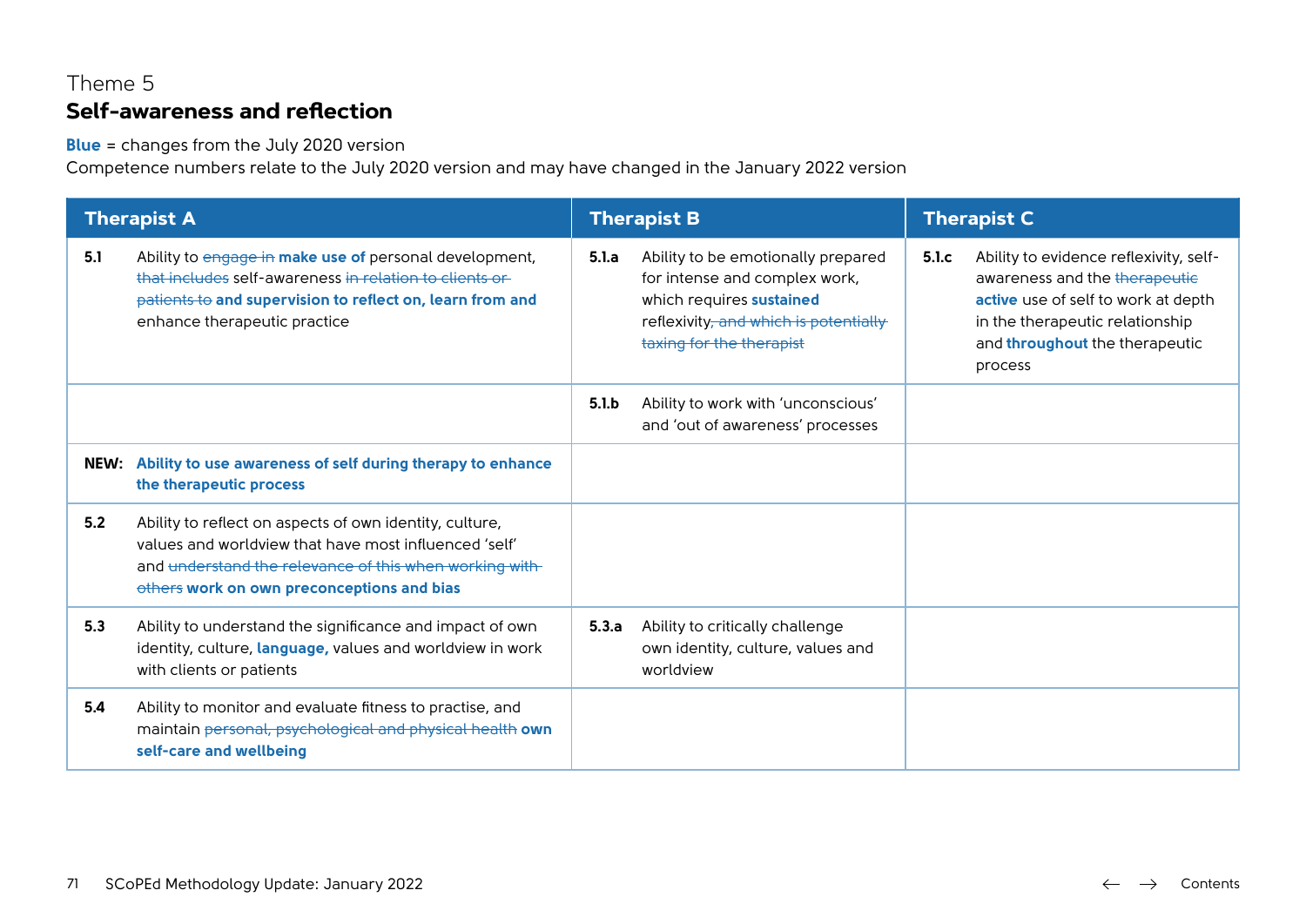Theme 5

## Self-awareness and reflection

**Blue** = changes from the July 2020 version
Competence numbers relate to the July 2020 version and may have changed in the January 2022 version

| Therapist A | | Therapist B | | Therapist C | |
|---|---|---|---|---|---|
| **5.1** | Ability to ~~engage in~~ **make use of** personal development, ~~that includes~~ self-awareness ~~in relation to clients or patients to~~ **and supervision to reflect on, learn from and** enhance therapeutic practice | **5.1.a** | Ability to be emotionally prepared for intense and complex work, which requires **sustained** reflexivity~~, and which is potentially taxing for the therapist~~ | **5.1.c** | Ability to evidence reflexivity, self-awareness and the ~~therapeutic~~ **active** use of self to work at depth in the therapeutic relationship and **throughout** the therapeutic process |
| | | **5.1.b** | Ability to work with 'unconscious' and 'out of awareness' processes | | |
| **NEW:** | **Ability to use awareness of self during therapy to enhance the therapeutic process** | | | | |
| **5.2** | Ability to reflect on aspects of own identity, culture, values and worldview that have most influenced 'self' and ~~understand the relevance of this when working with others~~ **work on own preconceptions and bias** | | | | |
| **5.3** | Ability to understand the significance and impact of own identity, culture, **language,** values and worldview in work with clients or patients | **5.3.a** | Ability to critically challenge own identity, culture, values and worldview | | |
| **5.4** | Ability to monitor and evaluate fitness to practise, and maintain ~~personal, psychological and physical health~~ **own self-care and wellbeing** | | | | |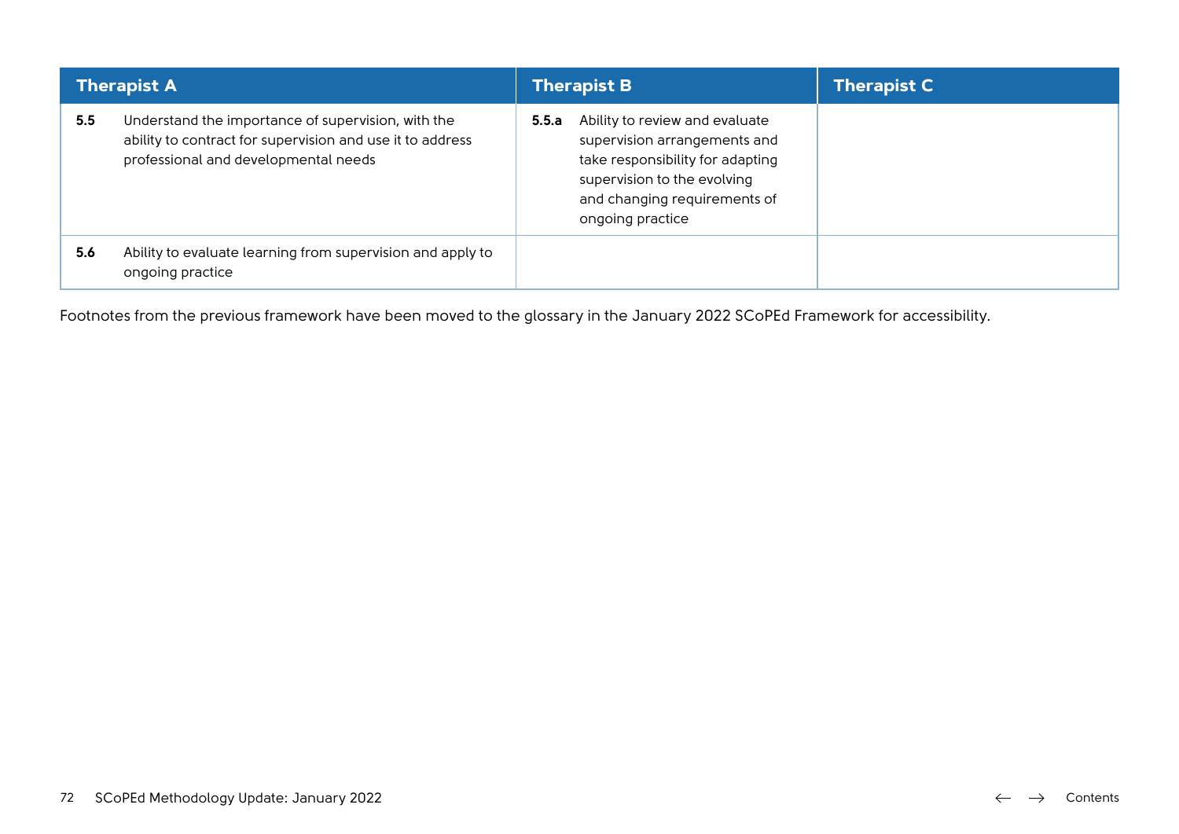| Therapist A | Therapist B | Therapist C |
|---|---|---|
| **5.5** Understand the importance of supervision, with the ability to contract for supervision and use it to address professional and developmental needs | **5.5.a** Ability to review and evaluate supervision arrangements and take responsibility for adapting supervision to the evolving and changing requirements of ongoing practice | |
| **5.6** Ability to evaluate learning from supervision and apply to ongoing practice | | |

Footnotes from the previous framework have been moved to the glossary in the January 2022 SCoPEd Framework for accessibility.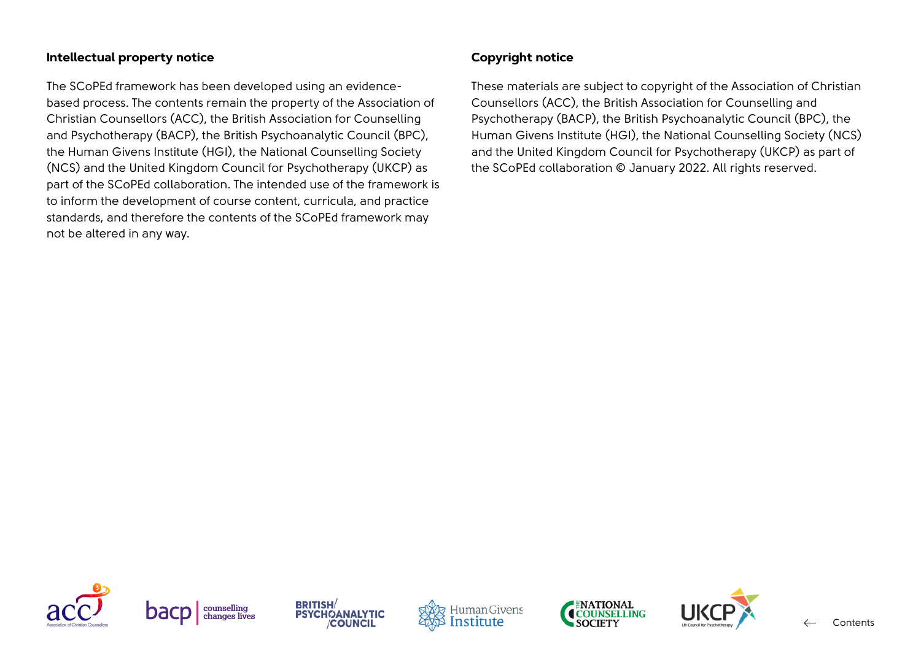## Intellectual property notice

The SCoPEd framework has been developed using an evidence-based process. The contents remain the property of the Association of Christian Counsellors (ACC), the British Association for Counselling and Psychotherapy (BACP), the British Psychoanalytic Council (BPC), the Human Givens Institute (HGI), the National Counselling Society (NCS) and the United Kingdom Council for Psychotherapy (UKCP) as part of the SCoPEd collaboration. The intended use of the framework is to inform the development of course content, curricula, and practice standards, and therefore the contents of the SCoPEd framework may not be altered in any way.

## Copyright notice

These materials are subject to copyright of the Association of Christian Counsellors (ACC), the British Association for Counselling and Psychotherapy (BACP), the British Psychoanalytic Council (BPC), the Human Givens Institute (HGI), the National Counselling Society (NCS) and the United Kingdom Council for Psychotherapy (UKCP) as part of the SCoPEd collaboration © January 2022. All rights reserved.